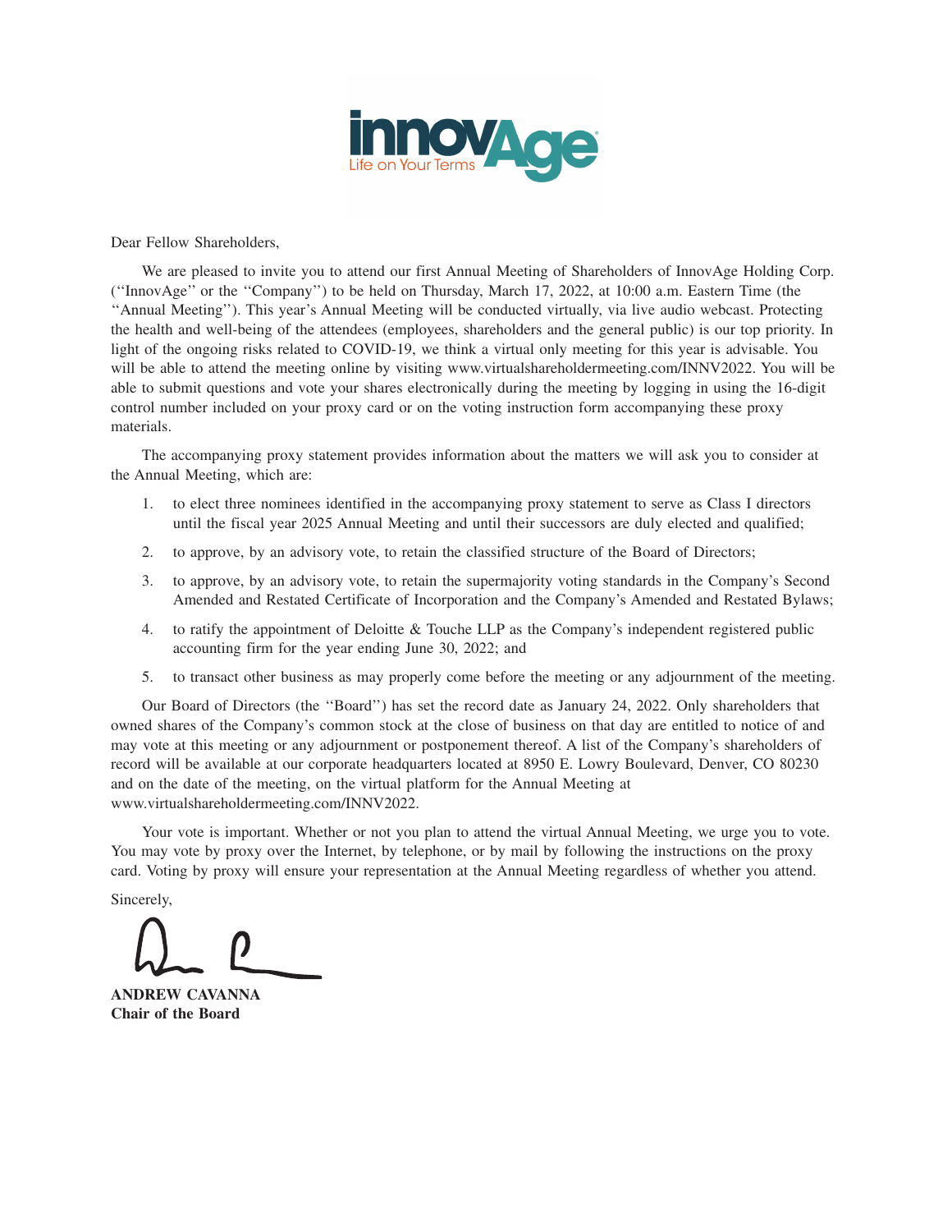Dear Fellow Shareholders,

We are pleased to invite you to attend our first Annual Meeting of Shareholders of InnovAge Holding Corp. (''InnovAge'' or the ''Company'') to be held on Thursday, March 17, 2022, at 10:00 a.m. Eastern Time (the ''Annual Meeting''). This year's Annual Meeting will be conducted virtually, via live audio webcast. Protecting the health and well-being of the attendees (employees, shareholders and the general public) is our top priority. In light of the ongoing risks related to COVID-19, we think a virtual only meeting for this year is advisable. You will be able to attend the meeting online by visiting www.virtualshareholdermeeting.com/INNV2022. You will be able to submit questions and vote your shares electronically during the meeting by logging in using the 16-digit control number included on your proxy card or on the voting instruction form accompanying these proxy materials.

The accompanying proxy statement provides information about the matters we will ask you to consider at the Annual Meeting, which are:

1. to elect three nominees identified in the accompanying proxy statement to serve as Class I directors until the fiscal year 2025 Annual Meeting and until their successors are duly elected and qualified;
2. to approve, by an advisory vote, to retain the classified structure of the Board of Directors;
3. to approve, by an advisory vote, to retain the supermajority voting standards in the Company's Second Amended and Restated Certificate of Incorporation and the Company's Amended and Restated Bylaws;
4. to ratify the appointment of Deloitte & Touche LLP as the Company's independent registered public accounting firm for the year ending June 30, 2022; and
5. to transact other business as may properly come before the meeting or any adjournment of the meeting.

Our Board of Directors (the ''Board'') has set the record date as January 24, 2022. Only shareholders that owned shares of the Company's common stock at the close of business on that day are entitled to notice of and may vote at this meeting or any adjournment or postponement thereof. A list of the Company's shareholders of record will be available at our corporate headquarters located at 8950 E. Lowry Boulevard, Denver, CO 80230 and on the date of the meeting, on the virtual platform for the Annual Meeting at www.virtualshareholdermeeting.com/INNV2022.

Your vote is important. Whether or not you plan to attend the virtual Annual Meeting, we urge you to vote. You may vote by proxy over the Internet, by telephone, or by mail by following the instructions on the proxy card. Voting by proxy will ensure your representation at the Annual Meeting regardless of whether you attend.

Sincerely,

**ANDREW CAVANNA**
**Chair of the Board**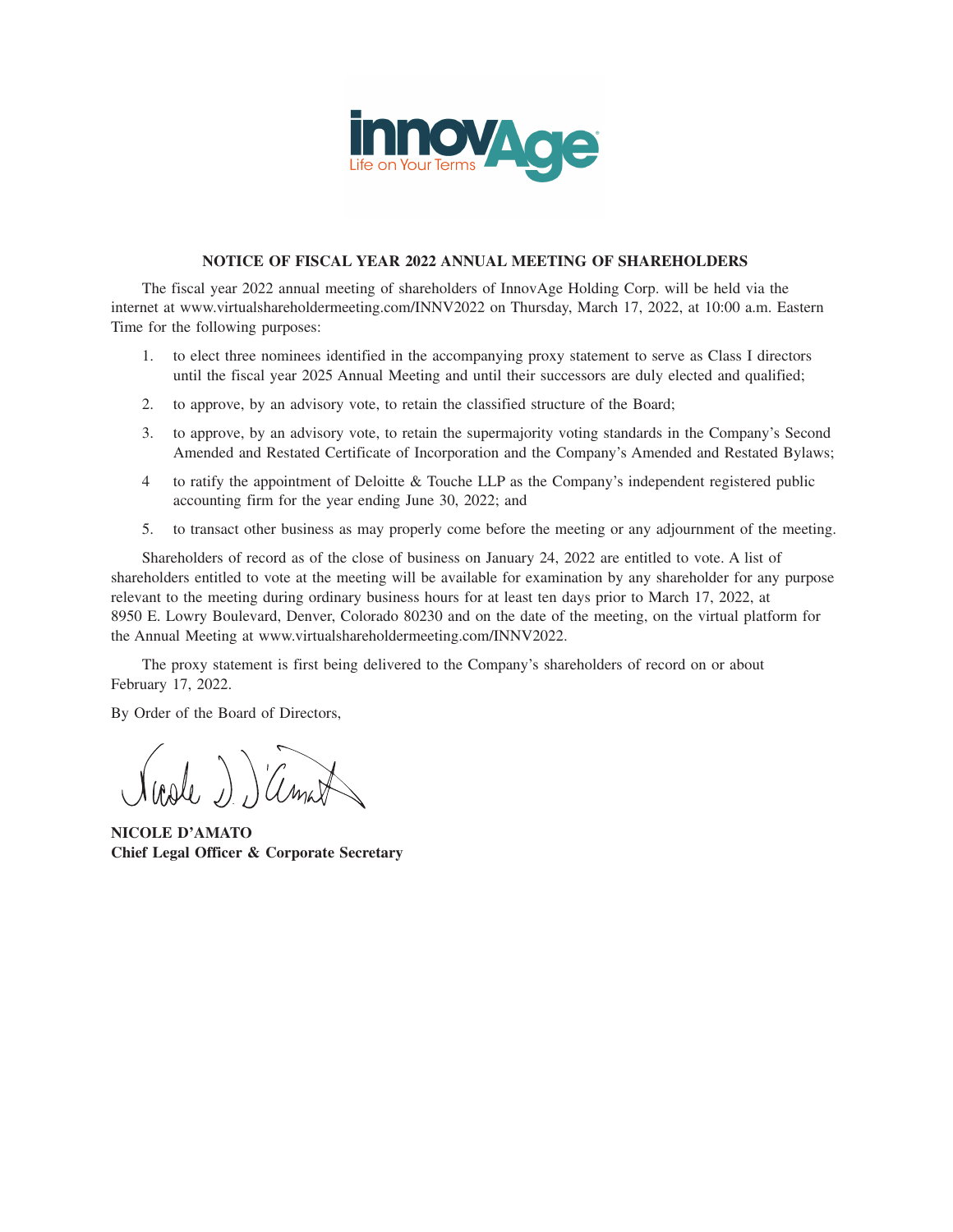## NOTICE OF FISCAL YEAR 2022 ANNUAL MEETING OF SHAREHOLDERS

The fiscal year 2022 annual meeting of shareholders of InnovAge Holding Corp. will be held via the internet at www.virtualshareholdermeeting.com/INNV2022 on Thursday, March 17, 2022, at 10:00 a.m. Eastern Time for the following purposes:

1. to elect three nominees identified in the accompanying proxy statement to serve as Class I directors until the fiscal year 2025 Annual Meeting and until their successors are duly elected and qualified;
2. to approve, by an advisory vote, to retain the classified structure of the Board;
3. to approve, by an advisory vote, to retain the supermajority voting standards in the Company's Second Amended and Restated Certificate of Incorporation and the Company's Amended and Restated Bylaws;
4. to ratify the appointment of Deloitte & Touche LLP as the Company's independent registered public accounting firm for the year ending June 30, 2022; and
5. to transact other business as may properly come before the meeting or any adjournment of the meeting.

Shareholders of record as of the close of business on January 24, 2022 are entitled to vote. A list of shareholders entitled to vote at the meeting will be available for examination by any shareholder for any purpose relevant to the meeting during ordinary business hours for at least ten days prior to March 17, 2022, at 8950 E. Lowry Boulevard, Denver, Colorado 80230 and on the date of the meeting, on the virtual platform for the Annual Meeting at www.virtualshareholdermeeting.com/INNV2022.

The proxy statement is first being delivered to the Company's shareholders of record on or about February 17, 2022.

By Order of the Board of Directors,

**NICOLE D'AMATO**
**Chief Legal Officer & Corporate Secretary**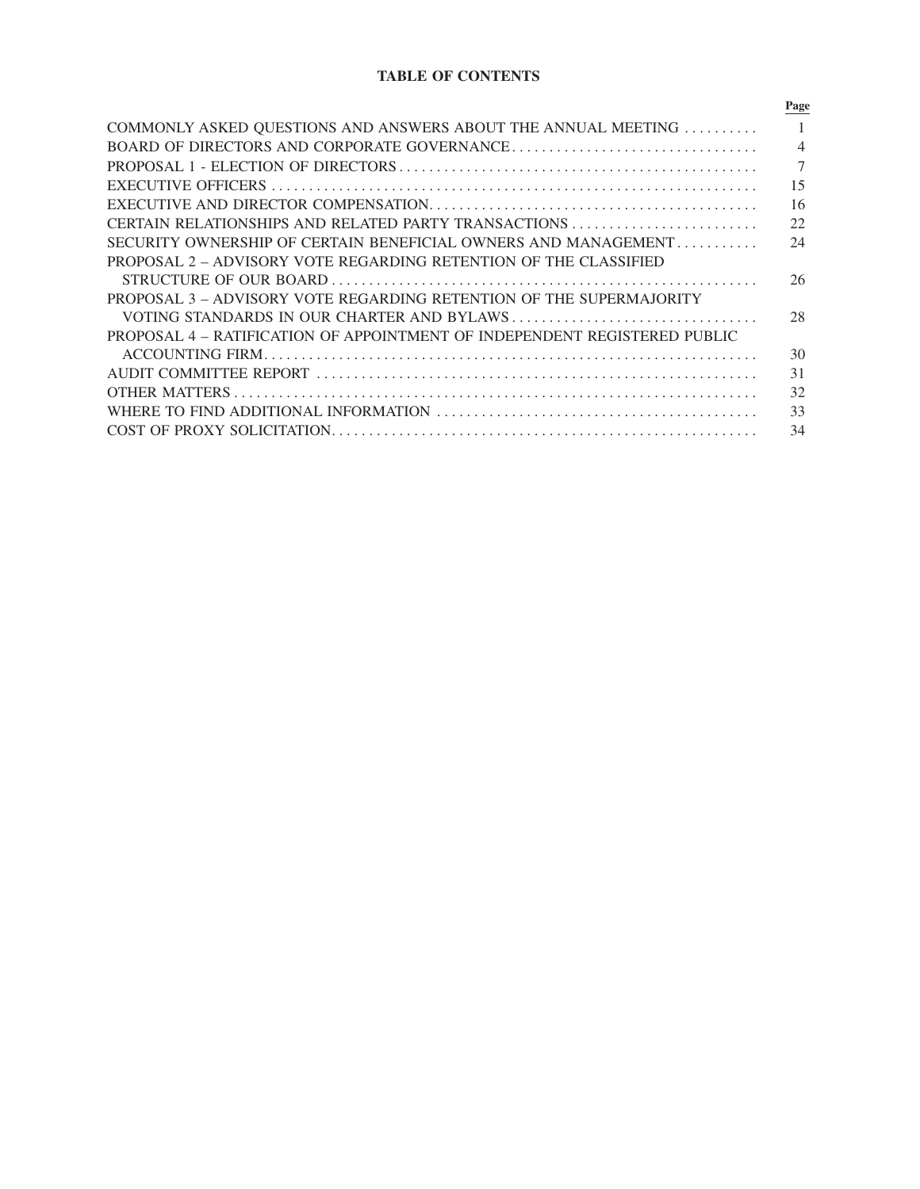# TABLE OF CONTENTS

| | Page |
|---|---|
| COMMONLY ASKED QUESTIONS AND ANSWERS ABOUT THE ANNUAL MEETING | 1 |
| BOARD OF DIRECTORS AND CORPORATE GOVERNANCE | 4 |
| PROPOSAL 1 - ELECTION OF DIRECTORS | 7 |
| EXECUTIVE OFFICERS | 15 |
| EXECUTIVE AND DIRECTOR COMPENSATION | 16 |
| CERTAIN RELATIONSHIPS AND RELATED PARTY TRANSACTIONS | 22 |
| SECURITY OWNERSHIP OF CERTAIN BENEFICIAL OWNERS AND MANAGEMENT | 24 |
| PROPOSAL 2 – ADVISORY VOTE REGARDING RETENTION OF THE CLASSIFIED STRUCTURE OF OUR BOARD | 26 |
| PROPOSAL 3 – ADVISORY VOTE REGARDING RETENTION OF THE SUPERMAJORITY VOTING STANDARDS IN OUR CHARTER AND BYLAWS | 28 |
| PROPOSAL 4 – RATIFICATION OF APPOINTMENT OF INDEPENDENT REGISTERED PUBLIC ACCOUNTING FIRM | 30 |
| AUDIT COMMITTEE REPORT | 31 |
| OTHER MATTERS | 32 |
| WHERE TO FIND ADDITIONAL INFORMATION | 33 |
| COST OF PROXY SOLICITATION | 34 |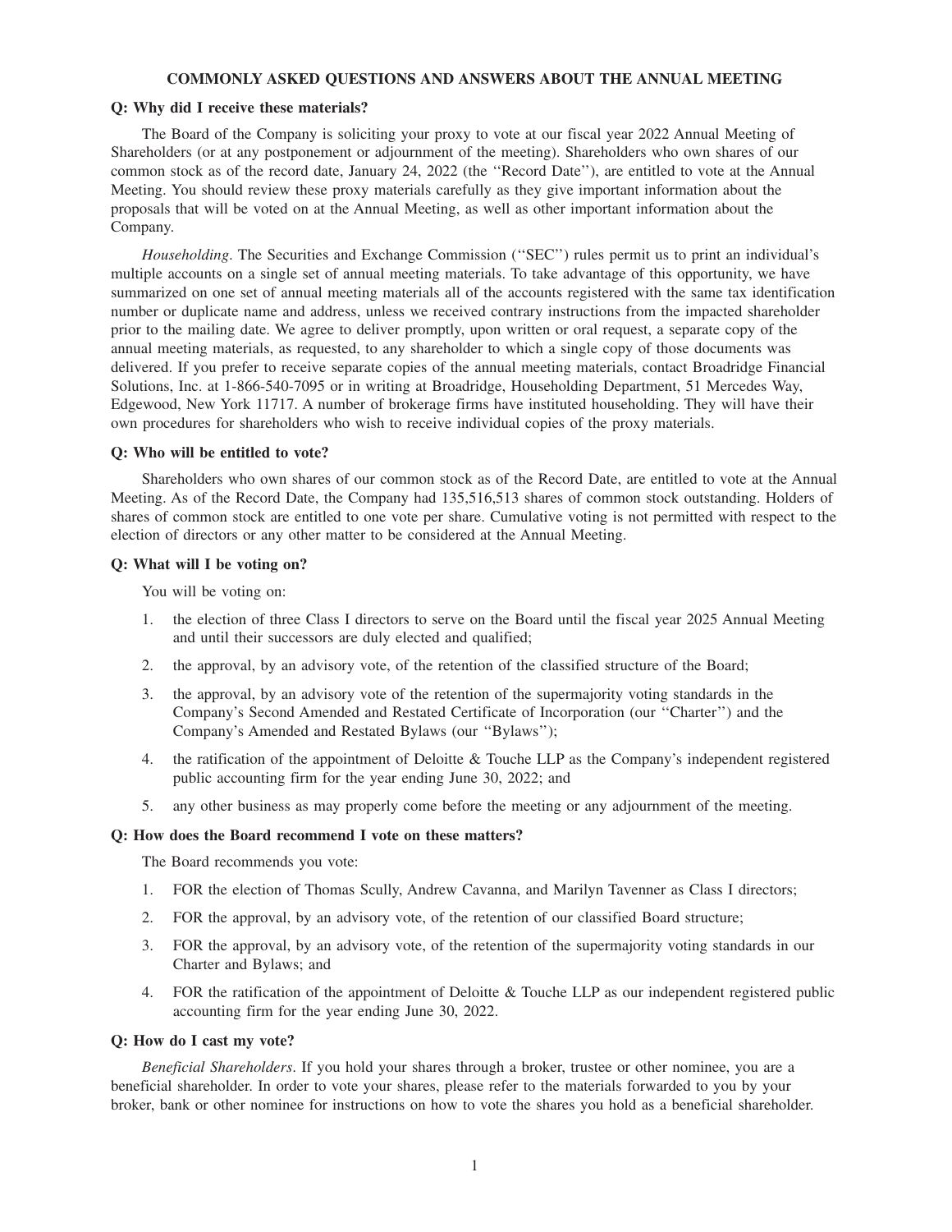## COMMONLY ASKED QUESTIONS AND ANSWERS ABOUT THE ANNUAL MEETING

**Q: Why did I receive these materials?**

The Board of the Company is soliciting your proxy to vote at our fiscal year 2022 Annual Meeting of Shareholders (or at any postponement or adjournment of the meeting). Shareholders who own shares of our common stock as of the record date, January 24, 2022 (the ''Record Date''), are entitled to vote at the Annual Meeting. You should review these proxy materials carefully as they give important information about the proposals that will be voted on at the Annual Meeting, as well as other important information about the Company.

*Householding*. The Securities and Exchange Commission (''SEC'') rules permit us to print an individual's multiple accounts on a single set of annual meeting materials. To take advantage of this opportunity, we have summarized on one set of annual meeting materials all of the accounts registered with the same tax identification number or duplicate name and address, unless we received contrary instructions from the impacted shareholder prior to the mailing date. We agree to deliver promptly, upon written or oral request, a separate copy of the annual meeting materials, as requested, to any shareholder to which a single copy of those documents was delivered. If you prefer to receive separate copies of the annual meeting materials, contact Broadridge Financial Solutions, Inc. at 1-866-540-7095 or in writing at Broadridge, Householding Department, 51 Mercedes Way, Edgewood, New York 11717. A number of brokerage firms have instituted householding. They will have their own procedures for shareholders who wish to receive individual copies of the proxy materials.

**Q: Who will be entitled to vote?**

Shareholders who own shares of our common stock as of the Record Date, are entitled to vote at the Annual Meeting. As of the Record Date, the Company had 135,516,513 shares of common stock outstanding. Holders of shares of common stock are entitled to one vote per share. Cumulative voting is not permitted with respect to the election of directors or any other matter to be considered at the Annual Meeting.

**Q: What will I be voting on?**

You will be voting on:

1. the election of three Class I directors to serve on the Board until the fiscal year 2025 Annual Meeting and until their successors are duly elected and qualified;
2. the approval, by an advisory vote, of the retention of the classified structure of the Board;
3. the approval, by an advisory vote of the retention of the supermajority voting standards in the Company's Second Amended and Restated Certificate of Incorporation (our ''Charter'') and the Company's Amended and Restated Bylaws (our ''Bylaws'');
4. the ratification of the appointment of Deloitte & Touche LLP as the Company's independent registered public accounting firm for the year ending June 30, 2022; and
5. any other business as may properly come before the meeting or any adjournment of the meeting.

**Q: How does the Board recommend I vote on these matters?**

The Board recommends you vote:

1. FOR the election of Thomas Scully, Andrew Cavanna, and Marilyn Tavenner as Class I directors;
2. FOR the approval, by an advisory vote, of the retention of our classified Board structure;
3. FOR the approval, by an advisory vote, of the retention of the supermajority voting standards in our Charter and Bylaws; and
4. FOR the ratification of the appointment of Deloitte & Touche LLP as our independent registered public accounting firm for the year ending June 30, 2022.

**Q: How do I cast my vote?**

*Beneficial Shareholders*. If you hold your shares through a broker, trustee or other nominee, you are a beneficial shareholder. In order to vote your shares, please refer to the materials forwarded to you by your broker, bank or other nominee for instructions on how to vote the shares you hold as a beneficial shareholder.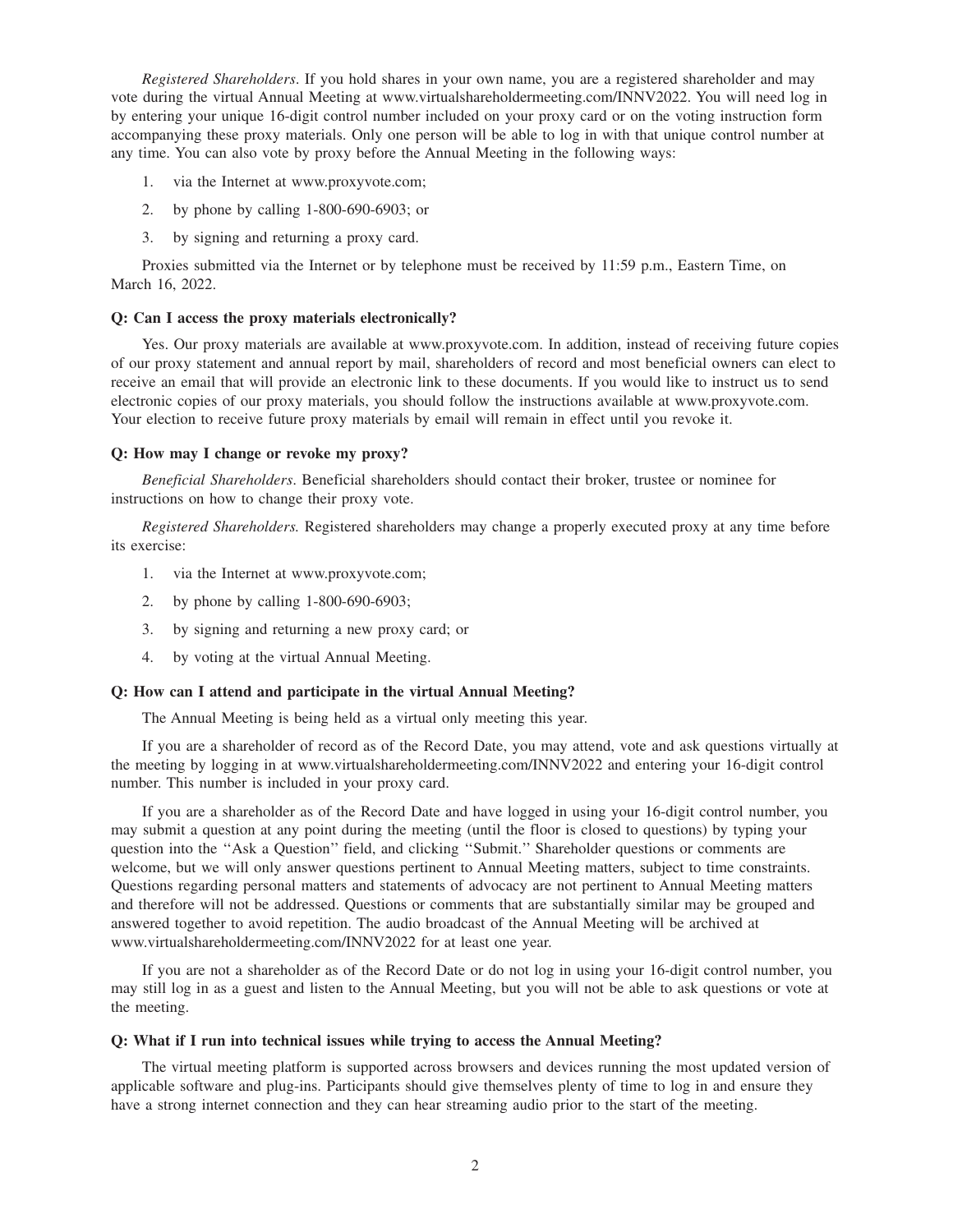*Registered Shareholders*. If you hold shares in your own name, you are a registered shareholder and may vote during the virtual Annual Meeting at www.virtualshareholdermeeting.com/INNV2022. You will need log in by entering your unique 16-digit control number included on your proxy card or on the voting instruction form accompanying these proxy materials. Only one person will be able to log in with that unique control number at any time. You can also vote by proxy before the Annual Meeting in the following ways:

1. via the Internet at www.proxyvote.com;
2. by phone by calling 1-800-690-6903; or
3. by signing and returning a proxy card.

Proxies submitted via the Internet or by telephone must be received by 11:59 p.m., Eastern Time, on March 16, 2022.

**Q: Can I access the proxy materials electronically?**

Yes. Our proxy materials are available at www.proxyvote.com. In addition, instead of receiving future copies of our proxy statement and annual report by mail, shareholders of record and most beneficial owners can elect to receive an email that will provide an electronic link to these documents. If you would like to instruct us to send electronic copies of our proxy materials, you should follow the instructions available at www.proxyvote.com. Your election to receive future proxy materials by email will remain in effect until you revoke it.

**Q: How may I change or revoke my proxy?**

*Beneficial Shareholders*. Beneficial shareholders should contact their broker, trustee or nominee for instructions on how to change their proxy vote.

*Registered Shareholders.* Registered shareholders may change a properly executed proxy at any time before its exercise:

1. via the Internet at www.proxyvote.com;
2. by phone by calling 1-800-690-6903;
3. by signing and returning a new proxy card; or
4. by voting at the virtual Annual Meeting.

**Q: How can I attend and participate in the virtual Annual Meeting?**

The Annual Meeting is being held as a virtual only meeting this year.

If you are a shareholder of record as of the Record Date, you may attend, vote and ask questions virtually at the meeting by logging in at www.virtualshareholdermeeting.com/INNV2022 and entering your 16-digit control number. This number is included in your proxy card.

If you are a shareholder as of the Record Date and have logged in using your 16-digit control number, you may submit a question at any point during the meeting (until the floor is closed to questions) by typing your question into the "Ask a Question" field, and clicking "Submit." Shareholder questions or comments are welcome, but we will only answer questions pertinent to Annual Meeting matters, subject to time constraints. Questions regarding personal matters and statements of advocacy are not pertinent to Annual Meeting matters and therefore will not be addressed. Questions or comments that are substantially similar may be grouped and answered together to avoid repetition. The audio broadcast of the Annual Meeting will be archived at www.virtualshareholdermeeting.com/INNV2022 for at least one year.

If you are not a shareholder as of the Record Date or do not log in using your 16-digit control number, you may still log in as a guest and listen to the Annual Meeting, but you will not be able to ask questions or vote at the meeting.

**Q: What if I run into technical issues while trying to access the Annual Meeting?**

The virtual meeting platform is supported across browsers and devices running the most updated version of applicable software and plug-ins. Participants should give themselves plenty of time to log in and ensure they have a strong internet connection and they can hear streaming audio prior to the start of the meeting.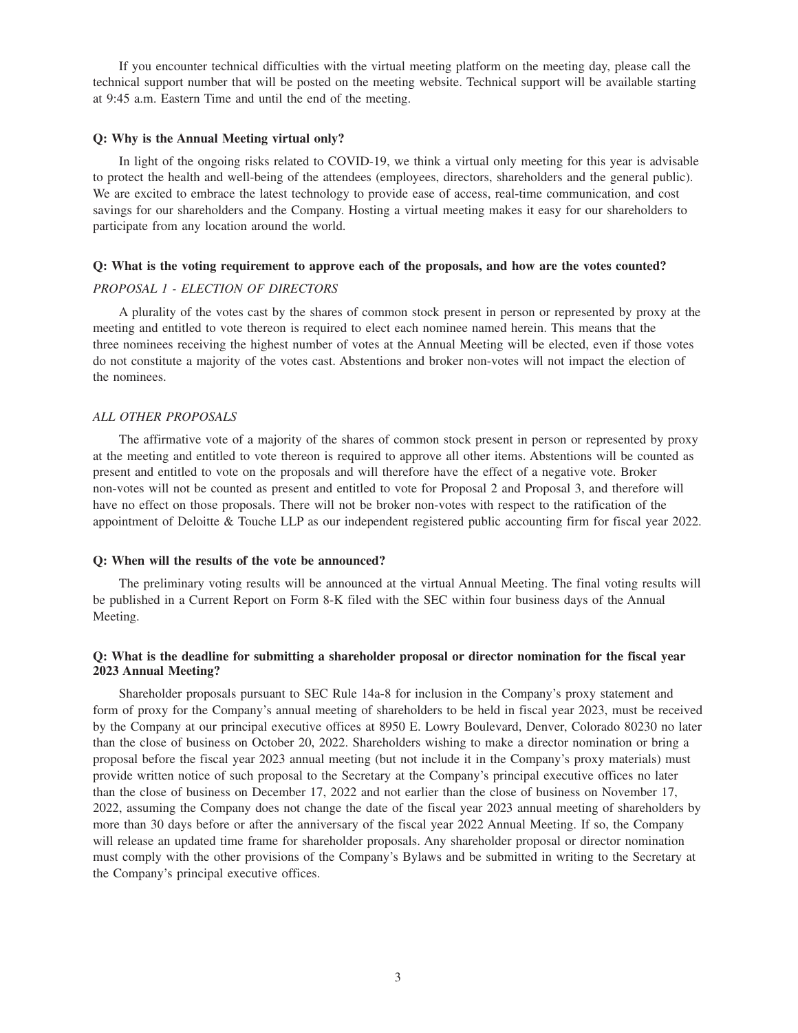If you encounter technical difficulties with the virtual meeting platform on the meeting day, please call the technical support number that will be posted on the meeting website. Technical support will be available starting at 9:45 a.m. Eastern Time and until the end of the meeting.

**Q: Why is the Annual Meeting virtual only?**

In light of the ongoing risks related to COVID-19, we think a virtual only meeting for this year is advisable to protect the health and well-being of the attendees (employees, directors, shareholders and the general public). We are excited to embrace the latest technology to provide ease of access, real-time communication, and cost savings for our shareholders and the Company. Hosting a virtual meeting makes it easy for our shareholders to participate from any location around the world.

**Q: What is the voting requirement to approve each of the proposals, and how are the votes counted?**

*PROPOSAL 1 - ELECTION OF DIRECTORS*

A plurality of the votes cast by the shares of common stock present in person or represented by proxy at the meeting and entitled to vote thereon is required to elect each nominee named herein. This means that the three nominees receiving the highest number of votes at the Annual Meeting will be elected, even if those votes do not constitute a majority of the votes cast. Abstentions and broker non-votes will not impact the election of the nominees.

*ALL OTHER PROPOSALS*

The affirmative vote of a majority of the shares of common stock present in person or represented by proxy at the meeting and entitled to vote thereon is required to approve all other items. Abstentions will be counted as present and entitled to vote on the proposals and will therefore have the effect of a negative vote. Broker non-votes will not be counted as present and entitled to vote for Proposal 2 and Proposal 3, and therefore will have no effect on those proposals. There will not be broker non-votes with respect to the ratification of the appointment of Deloitte & Touche LLP as our independent registered public accounting firm for fiscal year 2022.

**Q: When will the results of the vote be announced?**

The preliminary voting results will be announced at the virtual Annual Meeting. The final voting results will be published in a Current Report on Form 8-K filed with the SEC within four business days of the Annual Meeting.

**Q: What is the deadline for submitting a shareholder proposal or director nomination for the fiscal year 2023 Annual Meeting?**

Shareholder proposals pursuant to SEC Rule 14a-8 for inclusion in the Company's proxy statement and form of proxy for the Company's annual meeting of shareholders to be held in fiscal year 2023, must be received by the Company at our principal executive offices at 8950 E. Lowry Boulevard, Denver, Colorado 80230 no later than the close of business on October 20, 2022. Shareholders wishing to make a director nomination or bring a proposal before the fiscal year 2023 annual meeting (but not include it in the Company's proxy materials) must provide written notice of such proposal to the Secretary at the Company's principal executive offices no later than the close of business on December 17, 2022 and not earlier than the close of business on November 17, 2022, assuming the Company does not change the date of the fiscal year 2023 annual meeting of shareholders by more than 30 days before or after the anniversary of the fiscal year 2022 Annual Meeting. If so, the Company will release an updated time frame for shareholder proposals. Any shareholder proposal or director nomination must comply with the other provisions of the Company's Bylaws and be submitted in writing to the Secretary at the Company's principal executive offices.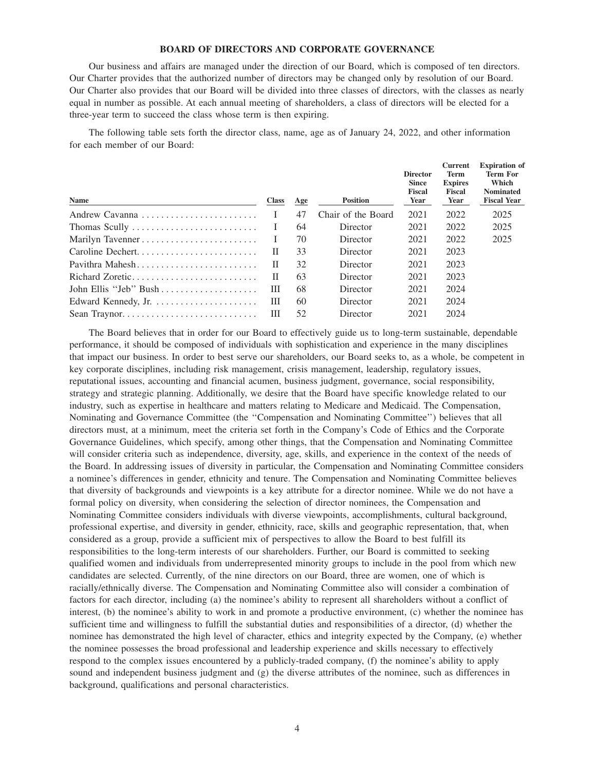## BOARD OF DIRECTORS AND CORPORATE GOVERNANCE

Our business and affairs are managed under the direction of our Board, which is composed of ten directors. Our Charter provides that the authorized number of directors may be changed only by resolution of our Board. Our Charter also provides that our Board will be divided into three classes of directors, with the classes as nearly equal in number as possible. At each annual meeting of shareholders, a class of directors will be elected for a three-year term to succeed the class whose term is then expiring.

The following table sets forth the director class, name, age as of January 24, 2022, and other information for each member of our Board:

| Name | Class | Age | Position | Director Since Fiscal Year | Current Term Expires Fiscal Year | Expiration of Term For Which Nominated Fiscal Year |
|---|---|---|---|---|---|---|
| Andrew Cavanna | I | 47 | Chair of the Board | 2021 | 2022 | 2025 |
| Thomas Scully | I | 64 | Director | 2021 | 2022 | 2025 |
| Marilyn Tavenner | I | 70 | Director | 2021 | 2022 | 2025 |
| Caroline Dechert | II | 33 | Director | 2021 | 2023 | |
| Pavithra Mahesh | II | 32 | Director | 2021 | 2023 | |
| Richard Zoretic | II | 63 | Director | 2021 | 2023 | |
| John Ellis "Jeb" Bush | III | 68 | Director | 2021 | 2024 | |
| Edward Kennedy, Jr. | III | 60 | Director | 2021 | 2024 | |
| Sean Traynor | III | 52 | Director | 2021 | 2024 | |

The Board believes that in order for our Board to effectively guide us to long-term sustainable, dependable performance, it should be composed of individuals with sophistication and experience in the many disciplines that impact our business. In order to best serve our shareholders, our Board seeks to, as a whole, be competent in key corporate disciplines, including risk management, crisis management, leadership, regulatory issues, reputational issues, accounting and financial acumen, business judgment, governance, social responsibility, strategy and strategic planning. Additionally, we desire that the Board have specific knowledge related to our industry, such as expertise in healthcare and matters relating to Medicare and Medicaid. The Compensation, Nominating and Governance Committee (the "Compensation and Nominating Committee") believes that all directors must, at a minimum, meet the criteria set forth in the Company's Code of Ethics and the Corporate Governance Guidelines, which specify, among other things, that the Compensation and Nominating Committee will consider criteria such as independence, diversity, age, skills, and experience in the context of the needs of the Board. In addressing issues of diversity in particular, the Compensation and Nominating Committee considers a nominee's differences in gender, ethnicity and tenure. The Compensation and Nominating Committee believes that diversity of backgrounds and viewpoints is a key attribute for a director nominee. While we do not have a formal policy on diversity, when considering the selection of director nominees, the Compensation and Nominating Committee considers individuals with diverse viewpoints, accomplishments, cultural background, professional expertise, and diversity in gender, ethnicity, race, skills and geographic representation, that, when considered as a group, provide a sufficient mix of perspectives to allow the Board to best fulfill its responsibilities to the long-term interests of our shareholders. Further, our Board is committed to seeking qualified women and individuals from underrepresented minority groups to include in the pool from which new candidates are selected. Currently, of the nine directors on our Board, three are women, one of which is racially/ethnically diverse. The Compensation and Nominating Committee also will consider a combination of factors for each director, including (a) the nominee's ability to represent all shareholders without a conflict of interest, (b) the nominee's ability to work in and promote a productive environment, (c) whether the nominee has sufficient time and willingness to fulfill the substantial duties and responsibilities of a director, (d) whether the nominee has demonstrated the high level of character, ethics and integrity expected by the Company, (e) whether the nominee possesses the broad professional and leadership experience and skills necessary to effectively respond to the complex issues encountered by a publicly-traded company, (f) the nominee's ability to apply sound and independent business judgment and (g) the diverse attributes of the nominee, such as differences in background, qualifications and personal characteristics.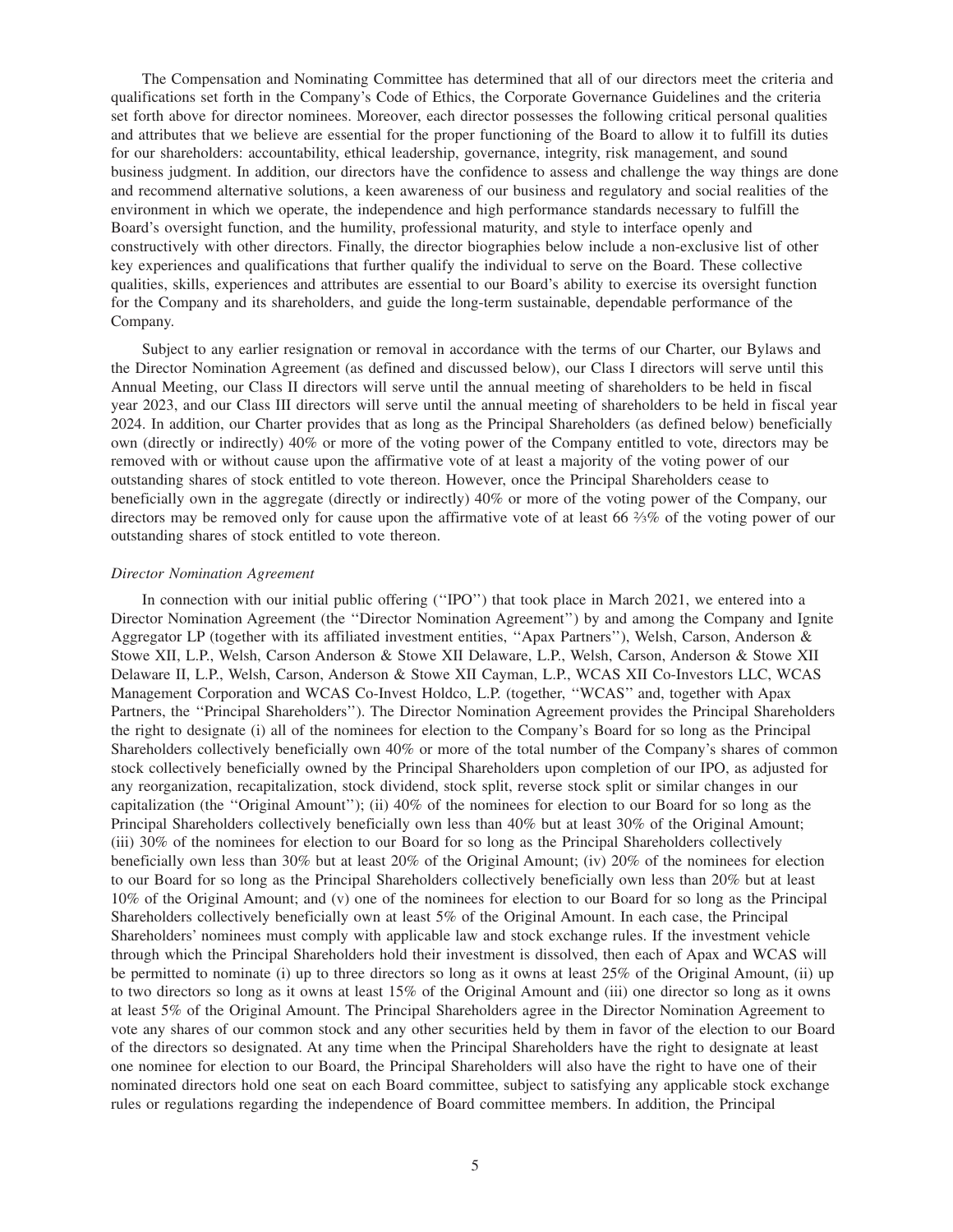The Compensation and Nominating Committee has determined that all of our directors meet the criteria and qualifications set forth in the Company's Code of Ethics, the Corporate Governance Guidelines and the criteria set forth above for director nominees. Moreover, each director possesses the following critical personal qualities and attributes that we believe are essential for the proper functioning of the Board to allow it to fulfill its duties for our shareholders: accountability, ethical leadership, governance, integrity, risk management, and sound business judgment. In addition, our directors have the confidence to assess and challenge the way things are done and recommend alternative solutions, a keen awareness of our business and regulatory and social realities of the environment in which we operate, the independence and high performance standards necessary to fulfill the Board's oversight function, and the humility, professional maturity, and style to interface openly and constructively with other directors. Finally, the director biographies below include a non-exclusive list of other key experiences and qualifications that further qualify the individual to serve on the Board. These collective qualities, skills, experiences and attributes are essential to our Board's ability to exercise its oversight function for the Company and its shareholders, and guide the long-term sustainable, dependable performance of the Company.

Subject to any earlier resignation or removal in accordance with the terms of our Charter, our Bylaws and the Director Nomination Agreement (as defined and discussed below), our Class I directors will serve until this Annual Meeting, our Class II directors will serve until the annual meeting of shareholders to be held in fiscal year 2023, and our Class III directors will serve until the annual meeting of shareholders to be held in fiscal year 2024. In addition, our Charter provides that as long as the Principal Shareholders (as defined below) beneficially own (directly or indirectly) 40% or more of the voting power of the Company entitled to vote, directors may be removed with or without cause upon the affirmative vote of at least a majority of the voting power of our outstanding shares of stock entitled to vote thereon. However, once the Principal Shareholders cease to beneficially own in the aggregate (directly or indirectly) 40% or more of the voting power of the Company, our directors may be removed only for cause upon the affirmative vote of at least 66 ⅔% of the voting power of our outstanding shares of stock entitled to vote thereon.

*Director Nomination Agreement*

In connection with our initial public offering ("IPO") that took place in March 2021, we entered into a Director Nomination Agreement (the "Director Nomination Agreement") by and among the Company and Ignite Aggregator LP (together with its affiliated investment entities, "Apax Partners"), Welsh, Carson, Anderson & Stowe XII, L.P., Welsh, Carson Anderson & Stowe XII Delaware, L.P., Welsh, Carson, Anderson & Stowe XII Delaware II, L.P., Welsh, Carson, Anderson & Stowe XII Cayman, L.P., WCAS XII Co-Investors LLC, WCAS Management Corporation and WCAS Co-Invest Holdco, L.P. (together, "WCAS" and, together with Apax Partners, the "Principal Shareholders"). The Director Nomination Agreement provides the Principal Shareholders the right to designate (i) all of the nominees for election to the Company's Board for so long as the Principal Shareholders collectively beneficially own 40% or more of the total number of the Company's shares of common stock collectively beneficially owned by the Principal Shareholders upon completion of our IPO, as adjusted for any reorganization, recapitalization, stock dividend, stock split, reverse stock split or similar changes in our capitalization (the "Original Amount"); (ii) 40% of the nominees for election to our Board for so long as the Principal Shareholders collectively beneficially own less than 40% but at least 30% of the Original Amount; (iii) 30% of the nominees for election to our Board for so long as the Principal Shareholders collectively beneficially own less than 30% but at least 20% of the Original Amount; (iv) 20% of the nominees for election to our Board for so long as the Principal Shareholders collectively beneficially own less than 20% but at least 10% of the Original Amount; and (v) one of the nominees for election to our Board for so long as the Principal Shareholders collectively beneficially own at least 5% of the Original Amount. In each case, the Principal Shareholders' nominees must comply with applicable law and stock exchange rules. If the investment vehicle through which the Principal Shareholders hold their investment is dissolved, then each of Apax and WCAS will be permitted to nominate (i) up to three directors so long as it owns at least 25% of the Original Amount, (ii) up to two directors so long as it owns at least 15% of the Original Amount and (iii) one director so long as it owns at least 5% of the Original Amount. The Principal Shareholders agree in the Director Nomination Agreement to vote any shares of our common stock and any other securities held by them in favor of the election to our Board of the directors so designated. At any time when the Principal Shareholders have the right to designate at least one nominee for election to our Board, the Principal Shareholders will also have the right to have one of their nominated directors hold one seat on each Board committee, subject to satisfying any applicable stock exchange rules or regulations regarding the independence of Board committee members. In addition, the Principal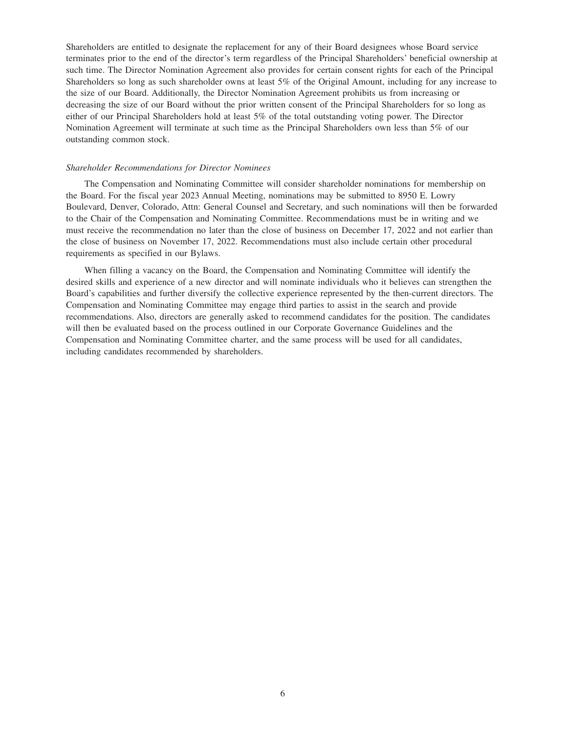Shareholders are entitled to designate the replacement for any of their Board designees whose Board service terminates prior to the end of the director's term regardless of the Principal Shareholders' beneficial ownership at such time. The Director Nomination Agreement also provides for certain consent rights for each of the Principal Shareholders so long as such shareholder owns at least 5% of the Original Amount, including for any increase to the size of our Board. Additionally, the Director Nomination Agreement prohibits us from increasing or decreasing the size of our Board without the prior written consent of the Principal Shareholders for so long as either of our Principal Shareholders hold at least 5% of the total outstanding voting power. The Director Nomination Agreement will terminate at such time as the Principal Shareholders own less than 5% of our outstanding common stock.

*Shareholder Recommendations for Director Nominees*

The Compensation and Nominating Committee will consider shareholder nominations for membership on the Board. For the fiscal year 2023 Annual Meeting, nominations may be submitted to 8950 E. Lowry Boulevard, Denver, Colorado, Attn: General Counsel and Secretary, and such nominations will then be forwarded to the Chair of the Compensation and Nominating Committee. Recommendations must be in writing and we must receive the recommendation no later than the close of business on December 17, 2022 and not earlier than the close of business on November 17, 2022. Recommendations must also include certain other procedural requirements as specified in our Bylaws.

When filling a vacancy on the Board, the Compensation and Nominating Committee will identify the desired skills and experience of a new director and will nominate individuals who it believes can strengthen the Board's capabilities and further diversify the collective experience represented by the then-current directors. The Compensation and Nominating Committee may engage third parties to assist in the search and provide recommendations. Also, directors are generally asked to recommend candidates for the position. The candidates will then be evaluated based on the process outlined in our Corporate Governance Guidelines and the Compensation and Nominating Committee charter, and the same process will be used for all candidates, including candidates recommended by shareholders.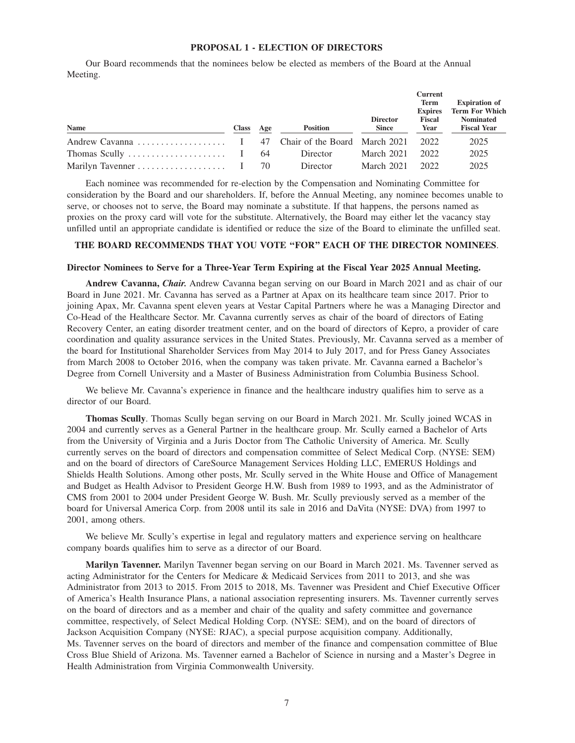## PROPOSAL 1 - ELECTION OF DIRECTORS

Our Board recommends that the nominees below be elected as members of the Board at the Annual Meeting.

| Name | Class | Age | Position | Director Since | Current Term Expires Fiscal Year | Expiration of Term For Which Nominated Fiscal Year |
|---|---|---|---|---|---|---|
| Andrew Cavanna | I | 47 | Chair of the Board | March 2021 | 2022 | 2025 |
| Thomas Scully | I | 64 | Director | March 2021 | 2022 | 2025 |
| Marilyn Tavenner | I | 70 | Director | March 2021 | 2022 | 2025 |

Each nominee was recommended for re-election by the Compensation and Nominating Committee for consideration by the Board and our shareholders. If, before the Annual Meeting, any nominee becomes unable to serve, or chooses not to serve, the Board may nominate a substitute. If that happens, the persons named as proxies on the proxy card will vote for the substitute. Alternatively, the Board may either let the vacancy stay unfilled until an appropriate candidate is identified or reduce the size of the Board to eliminate the unfilled seat.

**THE BOARD RECOMMENDS THAT YOU VOTE "FOR" EACH OF THE DIRECTOR NOMINEES**.

### Director Nominees to Serve for a Three-Year Term Expiring at the Fiscal Year 2025 Annual Meeting.

**Andrew Cavanna,** ***Chair.*** Andrew Cavanna began serving on our Board in March 2021 and as chair of our Board in June 2021. Mr. Cavanna has served as a Partner at Apax on its healthcare team since 2017. Prior to joining Apax, Mr. Cavanna spent eleven years at Vestar Capital Partners where he was a Managing Director and Co-Head of the Healthcare Sector. Mr. Cavanna currently serves as chair of the board of directors of Eating Recovery Center, an eating disorder treatment center, and on the board of directors of Kepro, a provider of care coordination and quality assurance services in the United States. Previously, Mr. Cavanna served as a member of the board for Institutional Shareholder Services from May 2014 to July 2017, and for Press Ganey Associates from March 2008 to October 2016, when the company was taken private. Mr. Cavanna earned a Bachelor's Degree from Cornell University and a Master of Business Administration from Columbia Business School.

We believe Mr. Cavanna's experience in finance and the healthcare industry qualifies him to serve as a director of our Board.

**Thomas Scully**. Thomas Scully began serving on our Board in March 2021. Mr. Scully joined WCAS in 2004 and currently serves as a General Partner in the healthcare group. Mr. Scully earned a Bachelor of Arts from the University of Virginia and a Juris Doctor from The Catholic University of America. Mr. Scully currently serves on the board of directors and compensation committee of Select Medical Corp. (NYSE: SEM) and on the board of directors of CareSource Management Services Holding LLC, EMERUS Holdings and Shields Health Solutions. Among other posts, Mr. Scully served in the White House and Office of Management and Budget as Health Advisor to President George H.W. Bush from 1989 to 1993, and as the Administrator of CMS from 2001 to 2004 under President George W. Bush. Mr. Scully previously served as a member of the board for Universal America Corp. from 2008 until its sale in 2016 and DaVita (NYSE: DVA) from 1997 to 2001, among others.

We believe Mr. Scully's expertise in legal and regulatory matters and experience serving on healthcare company boards qualifies him to serve as a director of our Board.

**Marilyn Tavenner.** Marilyn Tavenner began serving on our Board in March 2021. Ms. Tavenner served as acting Administrator for the Centers for Medicare & Medicaid Services from 2011 to 2013, and she was Administrator from 2013 to 2015. From 2015 to 2018, Ms. Tavenner was President and Chief Executive Officer of America's Health Insurance Plans, a national association representing insurers. Ms. Tavenner currently serves on the board of directors and as a member and chair of the quality and safety committee and governance committee, respectively, of Select Medical Holding Corp. (NYSE: SEM), and on the board of directors of Jackson Acquisition Company (NYSE: RJAC), a special purpose acquisition company. Additionally, Ms. Tavenner serves on the board of directors and member of the finance and compensation committee of Blue Cross Blue Shield of Arizona. Ms. Tavenner earned a Bachelor of Science in nursing and a Master's Degree in Health Administration from Virginia Commonwealth University.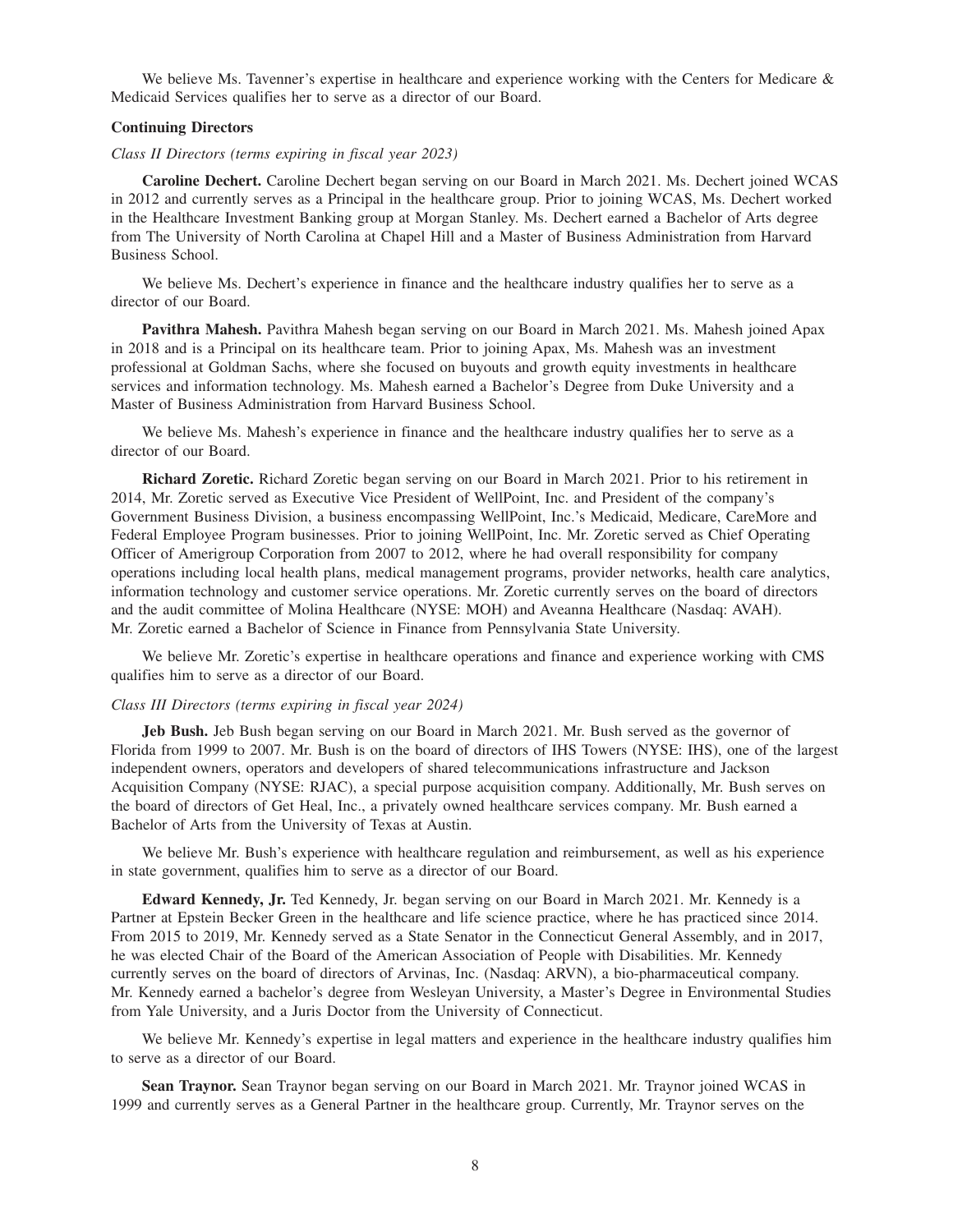We believe Ms. Tavenner's expertise in healthcare and experience working with the Centers for Medicare & Medicaid Services qualifies her to serve as a director of our Board.

**Continuing Directors**

*Class II Directors (terms expiring in fiscal year 2023)*

**Caroline Dechert.** Caroline Dechert began serving on our Board in March 2021. Ms. Dechert joined WCAS in 2012 and currently serves as a Principal in the healthcare group. Prior to joining WCAS, Ms. Dechert worked in the Healthcare Investment Banking group at Morgan Stanley. Ms. Dechert earned a Bachelor of Arts degree from The University of North Carolina at Chapel Hill and a Master of Business Administration from Harvard Business School.

We believe Ms. Dechert's experience in finance and the healthcare industry qualifies her to serve as a director of our Board.

**Pavithra Mahesh.** Pavithra Mahesh began serving on our Board in March 2021. Ms. Mahesh joined Apax in 2018 and is a Principal on its healthcare team. Prior to joining Apax, Ms. Mahesh was an investment professional at Goldman Sachs, where she focused on buyouts and growth equity investments in healthcare services and information technology. Ms. Mahesh earned a Bachelor's Degree from Duke University and a Master of Business Administration from Harvard Business School.

We believe Ms. Mahesh's experience in finance and the healthcare industry qualifies her to serve as a director of our Board.

**Richard Zoretic.** Richard Zoretic began serving on our Board in March 2021. Prior to his retirement in 2014, Mr. Zoretic served as Executive Vice President of WellPoint, Inc. and President of the company's Government Business Division, a business encompassing WellPoint, Inc.'s Medicaid, Medicare, CareMore and Federal Employee Program businesses. Prior to joining WellPoint, Inc. Mr. Zoretic served as Chief Operating Officer of Amerigroup Corporation from 2007 to 2012, where he had overall responsibility for company operations including local health plans, medical management programs, provider networks, health care analytics, information technology and customer service operations. Mr. Zoretic currently serves on the board of directors and the audit committee of Molina Healthcare (NYSE: MOH) and Aveanna Healthcare (Nasdaq: AVAH). Mr. Zoretic earned a Bachelor of Science in Finance from Pennsylvania State University.

We believe Mr. Zoretic's expertise in healthcare operations and finance and experience working with CMS qualifies him to serve as a director of our Board.

*Class III Directors (terms expiring in fiscal year 2024)*

**Jeb Bush.** Jeb Bush began serving on our Board in March 2021. Mr. Bush served as the governor of Florida from 1999 to 2007. Mr. Bush is on the board of directors of IHS Towers (NYSE: IHS), one of the largest independent owners, operators and developers of shared telecommunications infrastructure and Jackson Acquisition Company (NYSE: RJAC), a special purpose acquisition company. Additionally, Mr. Bush serves on the board of directors of Get Heal, Inc., a privately owned healthcare services company. Mr. Bush earned a Bachelor of Arts from the University of Texas at Austin.

We believe Mr. Bush's experience with healthcare regulation and reimbursement, as well as his experience in state government, qualifies him to serve as a director of our Board.

**Edward Kennedy, Jr.** Ted Kennedy, Jr. began serving on our Board in March 2021. Mr. Kennedy is a Partner at Epstein Becker Green in the healthcare and life science practice, where he has practiced since 2014. From 2015 to 2019, Mr. Kennedy served as a State Senator in the Connecticut General Assembly, and in 2017, he was elected Chair of the Board of the American Association of People with Disabilities. Mr. Kennedy currently serves on the board of directors of Arvinas, Inc. (Nasdaq: ARVN), a bio-pharmaceutical company. Mr. Kennedy earned a bachelor's degree from Wesleyan University, a Master's Degree in Environmental Studies from Yale University, and a Juris Doctor from the University of Connecticut.

We believe Mr. Kennedy's expertise in legal matters and experience in the healthcare industry qualifies him to serve as a director of our Board.

**Sean Traynor.** Sean Traynor began serving on our Board in March 2021. Mr. Traynor joined WCAS in 1999 and currently serves as a General Partner in the healthcare group. Currently, Mr. Traynor serves on the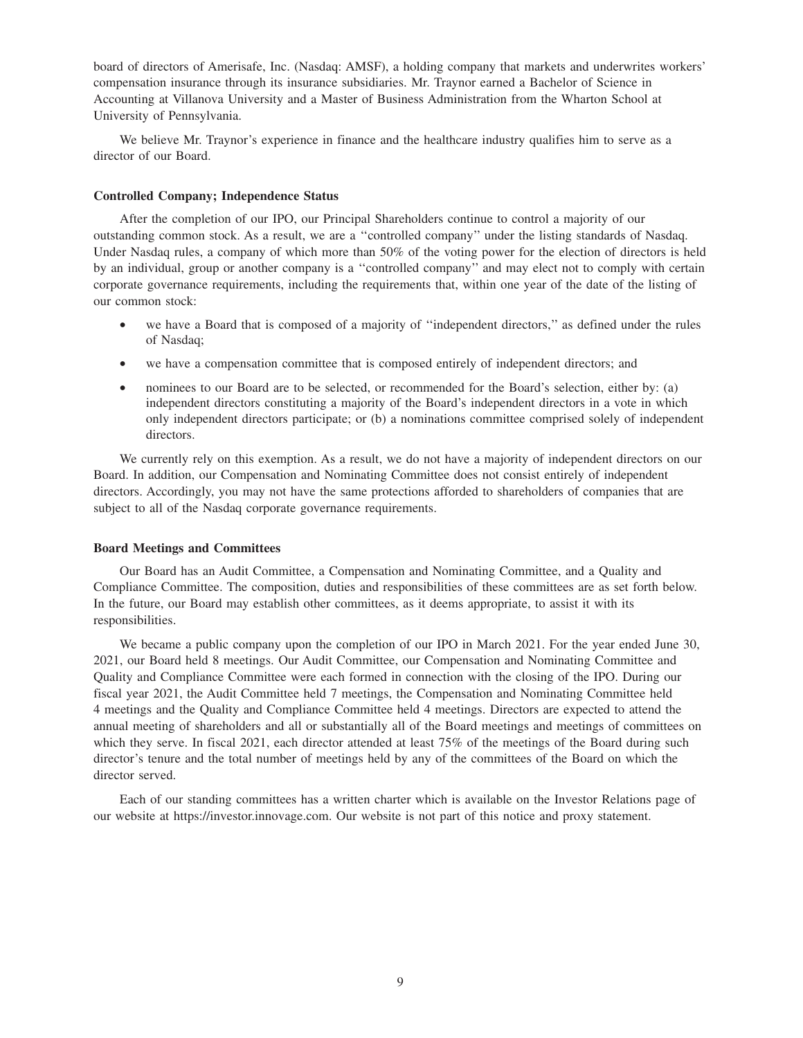board of directors of Amerisafe, Inc. (Nasdaq: AMSF), a holding company that markets and underwrites workers' compensation insurance through its insurance subsidiaries. Mr. Traynor earned a Bachelor of Science in Accounting at Villanova University and a Master of Business Administration from the Wharton School at University of Pennsylvania.

We believe Mr. Traynor's experience in finance and the healthcare industry qualifies him to serve as a director of our Board.

**Controlled Company; Independence Status**

After the completion of our IPO, our Principal Shareholders continue to control a majority of our outstanding common stock. As a result, we are a "controlled company" under the listing standards of Nasdaq. Under Nasdaq rules, a company of which more than 50% of the voting power for the election of directors is held by an individual, group or another company is a "controlled company" and may elect not to comply with certain corporate governance requirements, including the requirements that, within one year of the date of the listing of our common stock:

- we have a Board that is composed of a majority of "independent directors," as defined under the rules of Nasdaq;
- we have a compensation committee that is composed entirely of independent directors; and
- nominees to our Board are to be selected, or recommended for the Board's selection, either by: (a) independent directors constituting a majority of the Board's independent directors in a vote in which only independent directors participate; or (b) a nominations committee comprised solely of independent directors.

We currently rely on this exemption. As a result, we do not have a majority of independent directors on our Board. In addition, our Compensation and Nominating Committee does not consist entirely of independent directors. Accordingly, you may not have the same protections afforded to shareholders of companies that are subject to all of the Nasdaq corporate governance requirements.

**Board Meetings and Committees**

Our Board has an Audit Committee, a Compensation and Nominating Committee, and a Quality and Compliance Committee. The composition, duties and responsibilities of these committees are as set forth below. In the future, our Board may establish other committees, as it deems appropriate, to assist it with its responsibilities.

We became a public company upon the completion of our IPO in March 2021. For the year ended June 30, 2021, our Board held 8 meetings. Our Audit Committee, our Compensation and Nominating Committee and Quality and Compliance Committee were each formed in connection with the closing of the IPO. During our fiscal year 2021, the Audit Committee held 7 meetings, the Compensation and Nominating Committee held 4 meetings and the Quality and Compliance Committee held 4 meetings. Directors are expected to attend the annual meeting of shareholders and all or substantially all of the Board meetings and meetings of committees on which they serve. In fiscal 2021, each director attended at least 75% of the meetings of the Board during such director's tenure and the total number of meetings held by any of the committees of the Board on which the director served.

Each of our standing committees has a written charter which is available on the Investor Relations page of our website at https://investor.innovage.com. Our website is not part of this notice and proxy statement.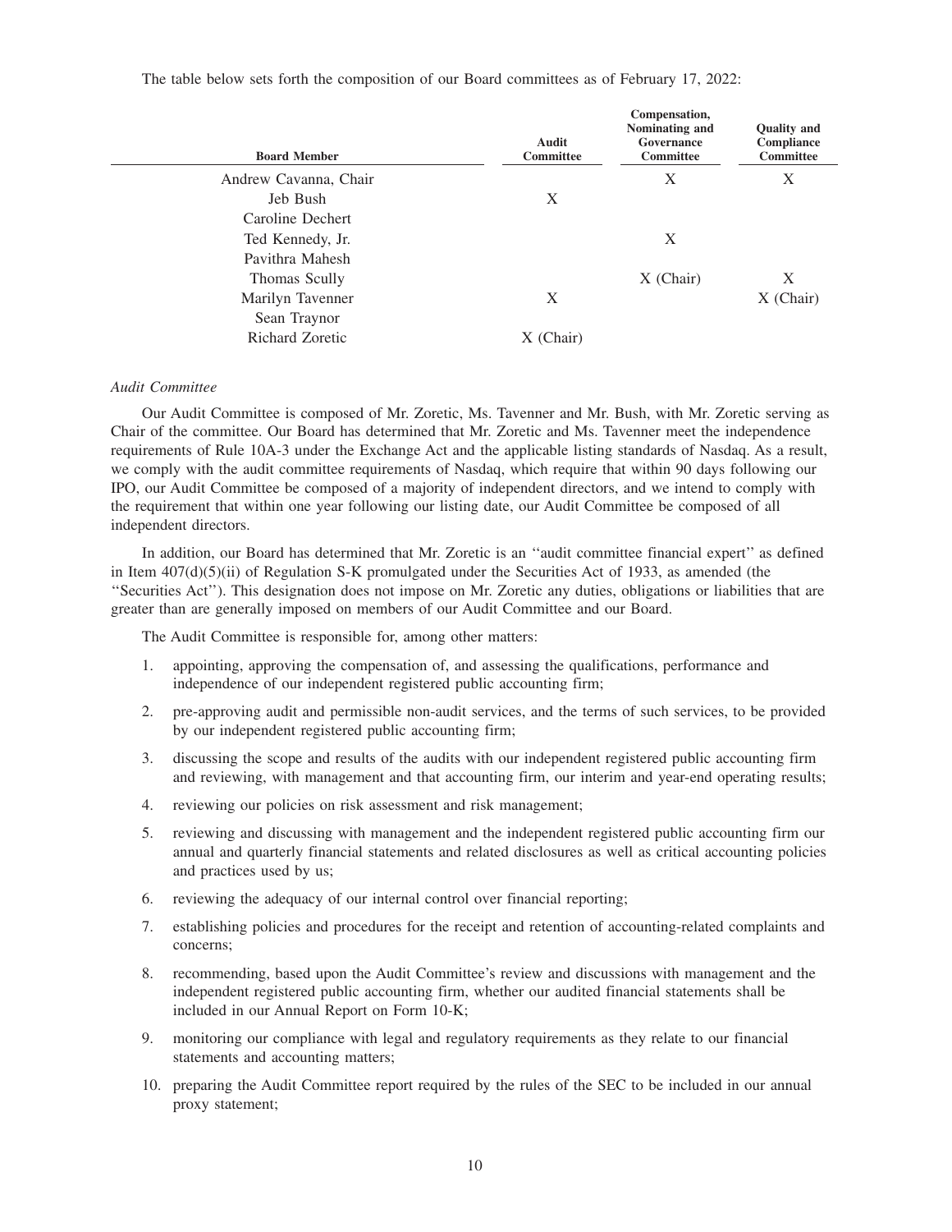The table below sets forth the composition of our Board committees as of February 17, 2022:

| Board Member | Audit Committee | Compensation, Nominating and Governance Committee | Quality and Compliance Committee |
| --- | --- | --- | --- |
| Andrew Cavanna, Chair | | X | X |
| Jeb Bush | X | | |
| Caroline Dechert | | | |
| Ted Kennedy, Jr. | | X | |
| Pavithra Mahesh | | | |
| Thomas Scully | | X (Chair) | X |
| Marilyn Tavenner | X | | X (Chair) |
| Sean Traynor | | | |
| Richard Zoretic | X (Chair) | | |

*Audit Committee*

Our Audit Committee is composed of Mr. Zoretic, Ms. Tavenner and Mr. Bush, with Mr. Zoretic serving as Chair of the committee. Our Board has determined that Mr. Zoretic and Ms. Tavenner meet the independence requirements of Rule 10A-3 under the Exchange Act and the applicable listing standards of Nasdaq. As a result, we comply with the audit committee requirements of Nasdaq, which require that within 90 days following our IPO, our Audit Committee be composed of a majority of independent directors, and we intend to comply with the requirement that within one year following our listing date, our Audit Committee be composed of all independent directors.

In addition, our Board has determined that Mr. Zoretic is an ''audit committee financial expert'' as defined in Item 407(d)(5)(ii) of Regulation S-K promulgated under the Securities Act of 1933, as amended (the ''Securities Act''). This designation does not impose on Mr. Zoretic any duties, obligations or liabilities that are greater than are generally imposed on members of our Audit Committee and our Board.

The Audit Committee is responsible for, among other matters:

1. appointing, approving the compensation of, and assessing the qualifications, performance and independence of our independent registered public accounting firm;
2. pre-approving audit and permissible non-audit services, and the terms of such services, to be provided by our independent registered public accounting firm;
3. discussing the scope and results of the audits with our independent registered public accounting firm and reviewing, with management and that accounting firm, our interim and year-end operating results;
4. reviewing our policies on risk assessment and risk management;
5. reviewing and discussing with management and the independent registered public accounting firm our annual and quarterly financial statements and related disclosures as well as critical accounting policies and practices used by us;
6. reviewing the adequacy of our internal control over financial reporting;
7. establishing policies and procedures for the receipt and retention of accounting-related complaints and concerns;
8. recommending, based upon the Audit Committee's review and discussions with management and the independent registered public accounting firm, whether our audited financial statements shall be included in our Annual Report on Form 10-K;
9. monitoring our compliance with legal and regulatory requirements as they relate to our financial statements and accounting matters;
10. preparing the Audit Committee report required by the rules of the SEC to be included in our annual proxy statement;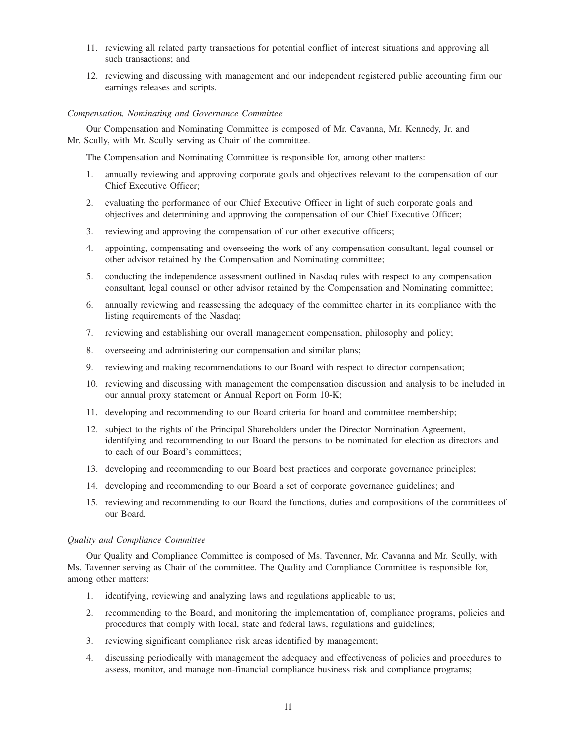11. reviewing all related party transactions for potential conflict of interest situations and approving all such transactions; and

12. reviewing and discussing with management and our independent registered public accounting firm our earnings releases and scripts.

*Compensation, Nominating and Governance Committee*

Our Compensation and Nominating Committee is composed of Mr. Cavanna, Mr. Kennedy, Jr. and Mr. Scully, with Mr. Scully serving as Chair of the committee.

The Compensation and Nominating Committee is responsible for, among other matters:

1. annually reviewing and approving corporate goals and objectives relevant to the compensation of our Chief Executive Officer;

2. evaluating the performance of our Chief Executive Officer in light of such corporate goals and objectives and determining and approving the compensation of our Chief Executive Officer;

3. reviewing and approving the compensation of our other executive officers;

4. appointing, compensating and overseeing the work of any compensation consultant, legal counsel or other advisor retained by the Compensation and Nominating committee;

5. conducting the independence assessment outlined in Nasdaq rules with respect to any compensation consultant, legal counsel or other advisor retained by the Compensation and Nominating committee;

6. annually reviewing and reassessing the adequacy of the committee charter in its compliance with the listing requirements of the Nasdaq;

7. reviewing and establishing our overall management compensation, philosophy and policy;

8. overseeing and administering our compensation and similar plans;

9. reviewing and making recommendations to our Board with respect to director compensation;

10. reviewing and discussing with management the compensation discussion and analysis to be included in our annual proxy statement or Annual Report on Form 10-K;

11. developing and recommending to our Board criteria for board and committee membership;

12. subject to the rights of the Principal Shareholders under the Director Nomination Agreement, identifying and recommending to our Board the persons to be nominated for election as directors and to each of our Board's committees;

13. developing and recommending to our Board best practices and corporate governance principles;

14. developing and recommending to our Board a set of corporate governance guidelines; and

15. reviewing and recommending to our Board the functions, duties and compositions of the committees of our Board.

*Quality and Compliance Committee*

Our Quality and Compliance Committee is composed of Ms. Tavenner, Mr. Cavanna and Mr. Scully, with Ms. Tavenner serving as Chair of the committee. The Quality and Compliance Committee is responsible for, among other matters:

1. identifying, reviewing and analyzing laws and regulations applicable to us;

2. recommending to the Board, and monitoring the implementation of, compliance programs, policies and procedures that comply with local, state and federal laws, regulations and guidelines;

3. reviewing significant compliance risk areas identified by management;

4. discussing periodically with management the adequacy and effectiveness of policies and procedures to assess, monitor, and manage non-financial compliance business risk and compliance programs;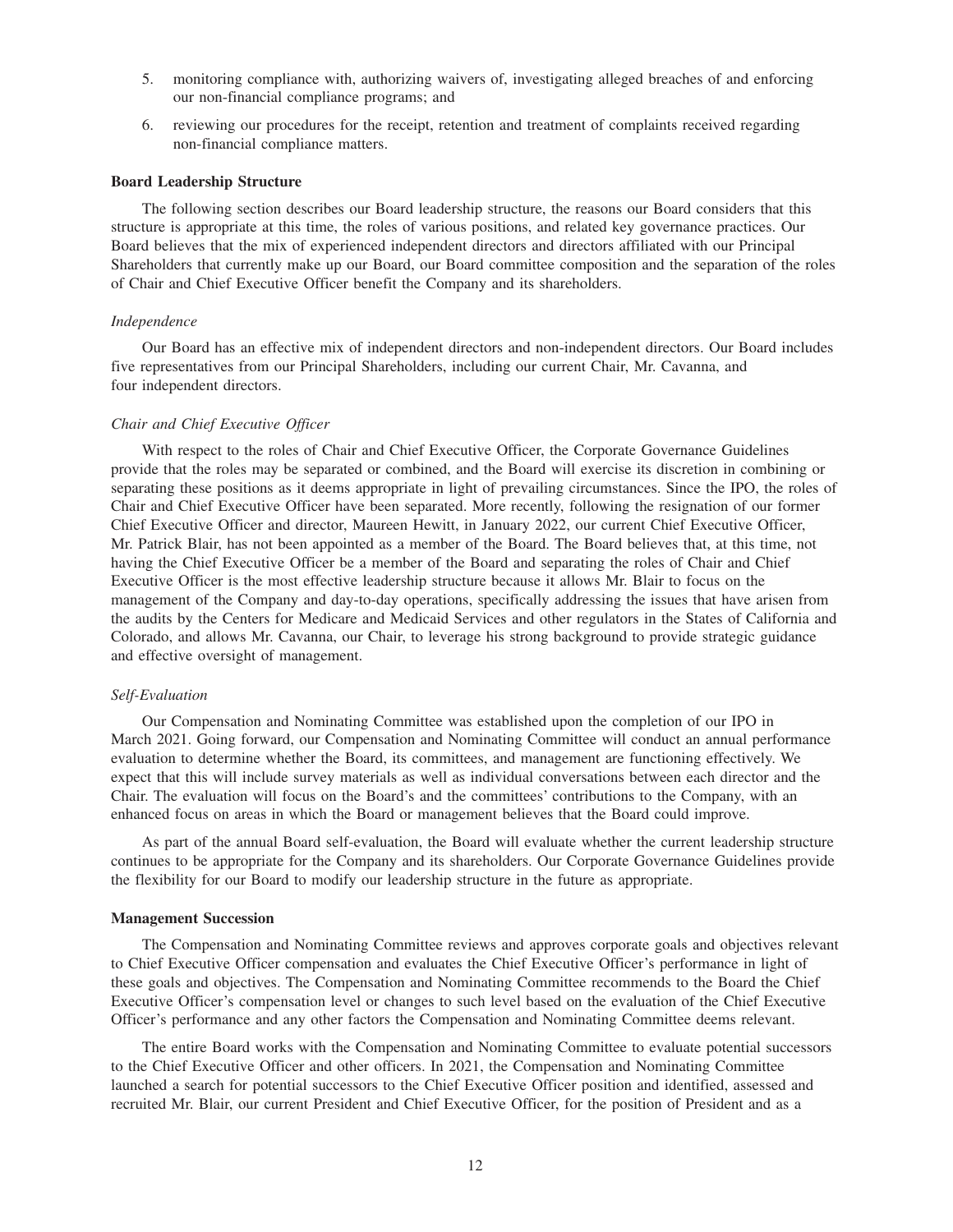5. monitoring compliance with, authorizing waivers of, investigating alleged breaches of and enforcing our non-financial compliance programs; and

6. reviewing our procedures for the receipt, retention and treatment of complaints received regarding non-financial compliance matters.

**Board Leadership Structure**

The following section describes our Board leadership structure, the reasons our Board considers that this structure is appropriate at this time, the roles of various positions, and related key governance practices. Our Board believes that the mix of experienced independent directors and directors affiliated with our Principal Shareholders that currently make up our Board, our Board committee composition and the separation of the roles of Chair and Chief Executive Officer benefit the Company and its shareholders.

*Independence*

Our Board has an effective mix of independent directors and non-independent directors. Our Board includes five representatives from our Principal Shareholders, including our current Chair, Mr. Cavanna, and four independent directors.

*Chair and Chief Executive Officer*

With respect to the roles of Chair and Chief Executive Officer, the Corporate Governance Guidelines provide that the roles may be separated or combined, and the Board will exercise its discretion in combining or separating these positions as it deems appropriate in light of prevailing circumstances. Since the IPO, the roles of Chair and Chief Executive Officer have been separated. More recently, following the resignation of our former Chief Executive Officer and director, Maureen Hewitt, in January 2022, our current Chief Executive Officer, Mr. Patrick Blair, has not been appointed as a member of the Board. The Board believes that, at this time, not having the Chief Executive Officer be a member of the Board and separating the roles of Chair and Chief Executive Officer is the most effective leadership structure because it allows Mr. Blair to focus on the management of the Company and day-to-day operations, specifically addressing the issues that have arisen from the audits by the Centers for Medicare and Medicaid Services and other regulators in the States of California and Colorado, and allows Mr. Cavanna, our Chair, to leverage his strong background to provide strategic guidance and effective oversight of management.

*Self-Evaluation*

Our Compensation and Nominating Committee was established upon the completion of our IPO in March 2021. Going forward, our Compensation and Nominating Committee will conduct an annual performance evaluation to determine whether the Board, its committees, and management are functioning effectively. We expect that this will include survey materials as well as individual conversations between each director and the Chair. The evaluation will focus on the Board's and the committees' contributions to the Company, with an enhanced focus on areas in which the Board or management believes that the Board could improve.

As part of the annual Board self-evaluation, the Board will evaluate whether the current leadership structure continues to be appropriate for the Company and its shareholders. Our Corporate Governance Guidelines provide the flexibility for our Board to modify our leadership structure in the future as appropriate.

**Management Succession**

The Compensation and Nominating Committee reviews and approves corporate goals and objectives relevant to Chief Executive Officer compensation and evaluates the Chief Executive Officer's performance in light of these goals and objectives. The Compensation and Nominating Committee recommends to the Board the Chief Executive Officer's compensation level or changes to such level based on the evaluation of the Chief Executive Officer's performance and any other factors the Compensation and Nominating Committee deems relevant.

The entire Board works with the Compensation and Nominating Committee to evaluate potential successors to the Chief Executive Officer and other officers. In 2021, the Compensation and Nominating Committee launched a search for potential successors to the Chief Executive Officer position and identified, assessed and recruited Mr. Blair, our current President and Chief Executive Officer, for the position of President and as a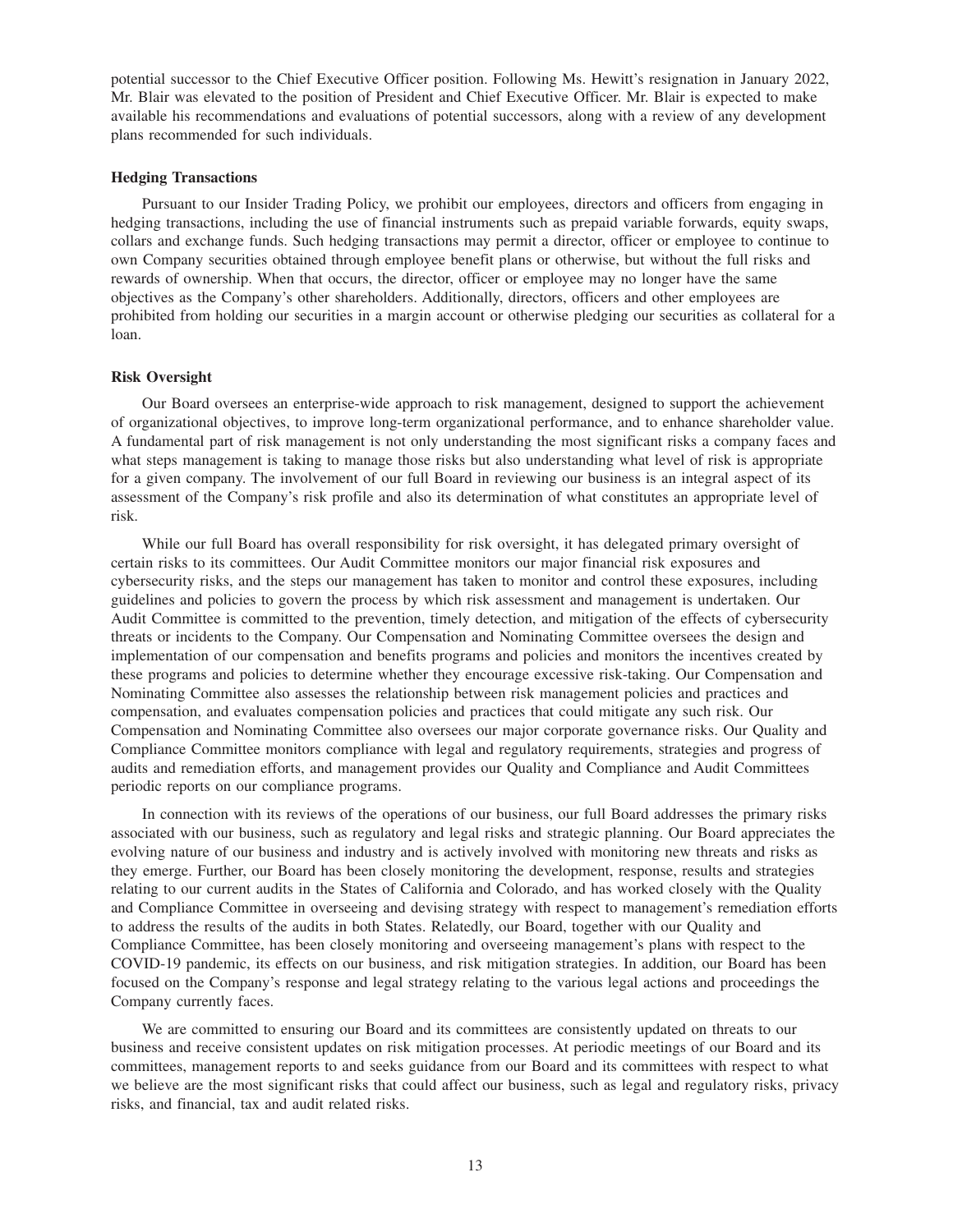potential successor to the Chief Executive Officer position. Following Ms. Hewitt's resignation in January 2022, Mr. Blair was elevated to the position of President and Chief Executive Officer. Mr. Blair is expected to make available his recommendations and evaluations of potential successors, along with a review of any development plans recommended for such individuals.

**Hedging Transactions**

Pursuant to our Insider Trading Policy, we prohibit our employees, directors and officers from engaging in hedging transactions, including the use of financial instruments such as prepaid variable forwards, equity swaps, collars and exchange funds. Such hedging transactions may permit a director, officer or employee to continue to own Company securities obtained through employee benefit plans or otherwise, but without the full risks and rewards of ownership. When that occurs, the director, officer or employee may no longer have the same objectives as the Company's other shareholders. Additionally, directors, officers and other employees are prohibited from holding our securities in a margin account or otherwise pledging our securities as collateral for a loan.

**Risk Oversight**

Our Board oversees an enterprise-wide approach to risk management, designed to support the achievement of organizational objectives, to improve long-term organizational performance, and to enhance shareholder value. A fundamental part of risk management is not only understanding the most significant risks a company faces and what steps management is taking to manage those risks but also understanding what level of risk is appropriate for a given company. The involvement of our full Board in reviewing our business is an integral aspect of its assessment of the Company's risk profile and also its determination of what constitutes an appropriate level of risk.

While our full Board has overall responsibility for risk oversight, it has delegated primary oversight of certain risks to its committees. Our Audit Committee monitors our major financial risk exposures and cybersecurity risks, and the steps our management has taken to monitor and control these exposures, including guidelines and policies to govern the process by which risk assessment and management is undertaken. Our Audit Committee is committed to the prevention, timely detection, and mitigation of the effects of cybersecurity threats or incidents to the Company. Our Compensation and Nominating Committee oversees the design and implementation of our compensation and benefits programs and policies and monitors the incentives created by these programs and policies to determine whether they encourage excessive risk-taking. Our Compensation and Nominating Committee also assesses the relationship between risk management policies and practices and compensation, and evaluates compensation policies and practices that could mitigate any such risk. Our Compensation and Nominating Committee also oversees our major corporate governance risks. Our Quality and Compliance Committee monitors compliance with legal and regulatory requirements, strategies and progress of audits and remediation efforts, and management provides our Quality and Compliance and Audit Committees periodic reports on our compliance programs.

In connection with its reviews of the operations of our business, our full Board addresses the primary risks associated with our business, such as regulatory and legal risks and strategic planning. Our Board appreciates the evolving nature of our business and industry and is actively involved with monitoring new threats and risks as they emerge. Further, our Board has been closely monitoring the development, response, results and strategies relating to our current audits in the States of California and Colorado, and has worked closely with the Quality and Compliance Committee in overseeing and devising strategy with respect to management's remediation efforts to address the results of the audits in both States. Relatedly, our Board, together with our Quality and Compliance Committee, has been closely monitoring and overseeing management's plans with respect to the COVID-19 pandemic, its effects on our business, and risk mitigation strategies. In addition, our Board has been focused on the Company's response and legal strategy relating to the various legal actions and proceedings the Company currently faces.

We are committed to ensuring our Board and its committees are consistently updated on threats to our business and receive consistent updates on risk mitigation processes. At periodic meetings of our Board and its committees, management reports to and seeks guidance from our Board and its committees with respect to what we believe are the most significant risks that could affect our business, such as legal and regulatory risks, privacy risks, and financial, tax and audit related risks.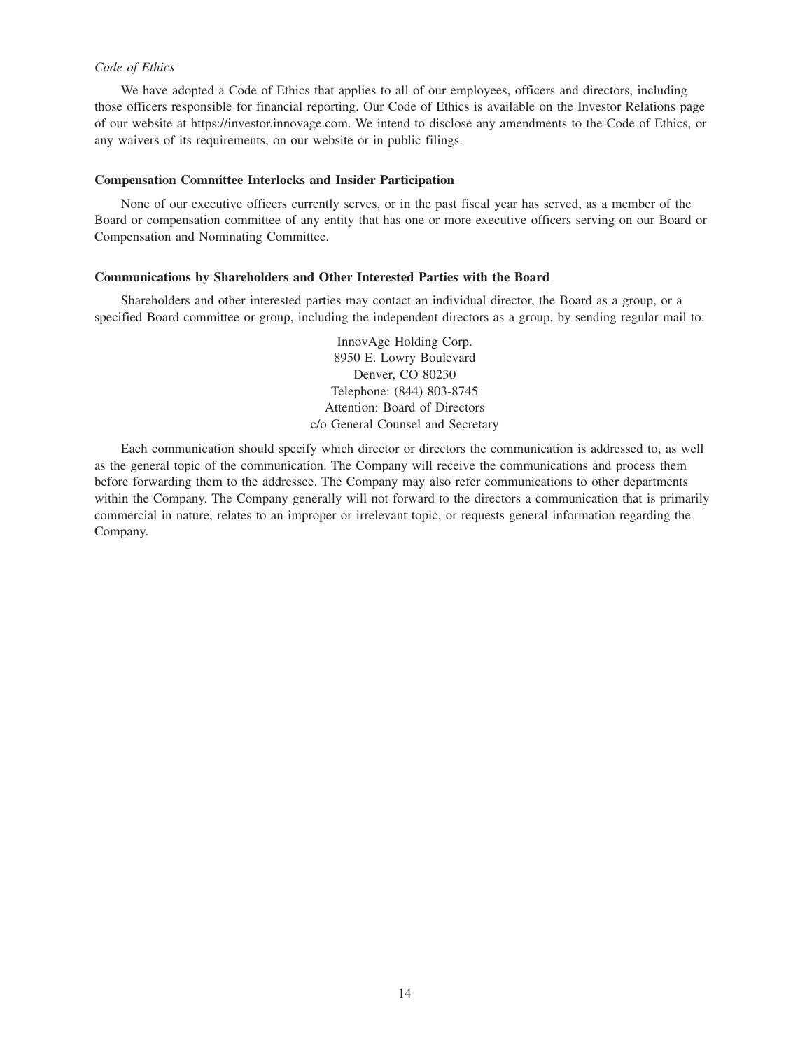*Code of Ethics*

We have adopted a Code of Ethics that applies to all of our employees, officers and directors, including those officers responsible for financial reporting. Our Code of Ethics is available on the Investor Relations page of our website at https://investor.innovage.com. We intend to disclose any amendments to the Code of Ethics, or any waivers of its requirements, on our website or in public filings.

### Compensation Committee Interlocks and Insider Participation

None of our executive officers currently serves, or in the past fiscal year has served, as a member of the Board or compensation committee of any entity that has one or more executive officers serving on our Board or Compensation and Nominating Committee.

### Communications by Shareholders and Other Interested Parties with the Board

Shareholders and other interested parties may contact an individual director, the Board as a group, or a specified Board committee or group, including the independent directors as a group, by sending regular mail to:

InnovAge Holding Corp.
8950 E. Lowry Boulevard
Denver, CO 80230
Telephone: (844) 803-8745
Attention: Board of Directors
c/o General Counsel and Secretary

Each communication should specify which director or directors the communication is addressed to, as well as the general topic of the communication. The Company will receive the communications and process them before forwarding them to the addressee. The Company may also refer communications to other departments within the Company. The Company generally will not forward to the directors a communication that is primarily commercial in nature, relates to an improper or irrelevant topic, or requests general information regarding the Company.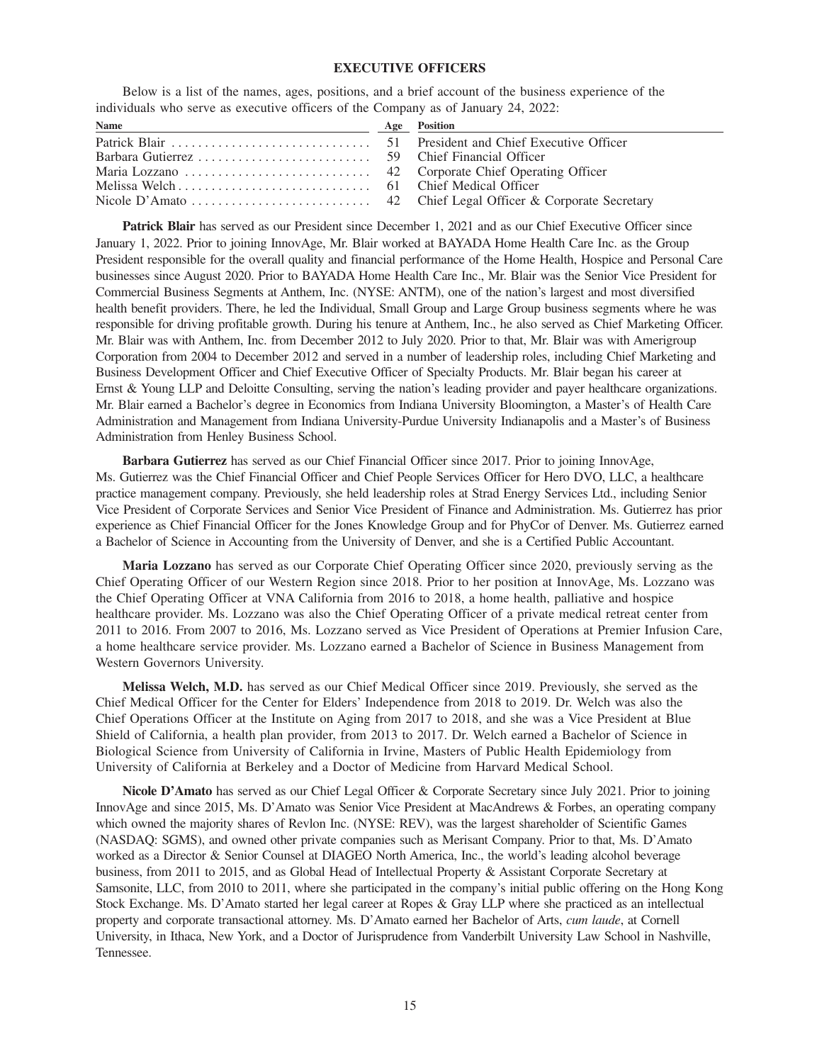## EXECUTIVE OFFICERS

Below is a list of the names, ages, positions, and a brief account of the business experience of the individuals who serve as executive officers of the Company as of January 24, 2022:

| Name | Age | Position |
|---|---|---|
| Patrick Blair | 51 | President and Chief Executive Officer |
| Barbara Gutierrez | 59 | Chief Financial Officer |
| Maria Lozzano | 42 | Corporate Chief Operating Officer |
| Melissa Welch | 61 | Chief Medical Officer |
| Nicole D'Amato | 42 | Chief Legal Officer & Corporate Secretary |

**Patrick Blair** has served as our President since December 1, 2021 and as our Chief Executive Officer since January 1, 2022. Prior to joining InnovAge, Mr. Blair worked at BAYADA Home Health Care Inc. as the Group President responsible for the overall quality and financial performance of the Home Health, Hospice and Personal Care businesses since August 2020. Prior to BAYADA Home Health Care Inc., Mr. Blair was the Senior Vice President for Commercial Business Segments at Anthem, Inc. (NYSE: ANTM), one of the nation's largest and most diversified health benefit providers. There, he led the Individual, Small Group and Large Group business segments where he was responsible for driving profitable growth. During his tenure at Anthem, Inc., he also served as Chief Marketing Officer. Mr. Blair was with Anthem, Inc. from December 2012 to July 2020. Prior to that, Mr. Blair was with Amerigroup Corporation from 2004 to December 2012 and served in a number of leadership roles, including Chief Marketing and Business Development Officer and Chief Executive Officer of Specialty Products. Mr. Blair began his career at Ernst & Young LLP and Deloitte Consulting, serving the nation's leading provider and payer healthcare organizations. Mr. Blair earned a Bachelor's degree in Economics from Indiana University Bloomington, a Master's of Health Care Administration and Management from Indiana University-Purdue University Indianapolis and a Master's of Business Administration from Henley Business School.

**Barbara Gutierrez** has served as our Chief Financial Officer since 2017. Prior to joining InnovAge, Ms. Gutierrez was the Chief Financial Officer and Chief People Services Officer for Hero DVO, LLC, a healthcare practice management company. Previously, she held leadership roles at Strad Energy Services Ltd., including Senior Vice President of Corporate Services and Senior Vice President of Finance and Administration. Ms. Gutierrez has prior experience as Chief Financial Officer for the Jones Knowledge Group and for PhyCor of Denver. Ms. Gutierrez earned a Bachelor of Science in Accounting from the University of Denver, and she is a Certified Public Accountant.

**Maria Lozzano** has served as our Corporate Chief Operating Officer since 2020, previously serving as the Chief Operating Officer of our Western Region since 2018. Prior to her position at InnovAge, Ms. Lozzano was the Chief Operating Officer at VNA California from 2016 to 2018, a home health, palliative and hospice healthcare provider. Ms. Lozzano was also the Chief Operating Officer of a private medical retreat center from 2011 to 2016. From 2007 to 2016, Ms. Lozzano served as Vice President of Operations at Premier Infusion Care, a home healthcare service provider. Ms. Lozzano earned a Bachelor of Science in Business Management from Western Governors University.

**Melissa Welch, M.D.** has served as our Chief Medical Officer since 2019. Previously, she served as the Chief Medical Officer for the Center for Elders' Independence from 2018 to 2019. Dr. Welch was also the Chief Operations Officer at the Institute on Aging from 2017 to 2018, and she was a Vice President at Blue Shield of California, a health plan provider, from 2013 to 2017. Dr. Welch earned a Bachelor of Science in Biological Science from University of California in Irvine, Masters of Public Health Epidemiology from University of California at Berkeley and a Doctor of Medicine from Harvard Medical School.

**Nicole D'Amato** has served as our Chief Legal Officer & Corporate Secretary since July 2021. Prior to joining InnovAge and since 2015, Ms. D'Amato was Senior Vice President at MacAndrews & Forbes, an operating company which owned the majority shares of Revlon Inc. (NYSE: REV), was the largest shareholder of Scientific Games (NASDAQ: SGMS), and owned other private companies such as Merisant Company. Prior to that, Ms. D'Amato worked as a Director & Senior Counsel at DIAGEO North America, Inc., the world's leading alcohol beverage business, from 2011 to 2015, and as Global Head of Intellectual Property & Assistant Corporate Secretary at Samsonite, LLC, from 2010 to 2011, where she participated in the company's initial public offering on the Hong Kong Stock Exchange. Ms. D'Amato started her legal career at Ropes & Gray LLP where she practiced as an intellectual property and corporate transactional attorney. Ms. D'Amato earned her Bachelor of Arts, *cum laude*, at Cornell University, in Ithaca, New York, and a Doctor of Jurisprudence from Vanderbilt University Law School in Nashville, Tennessee.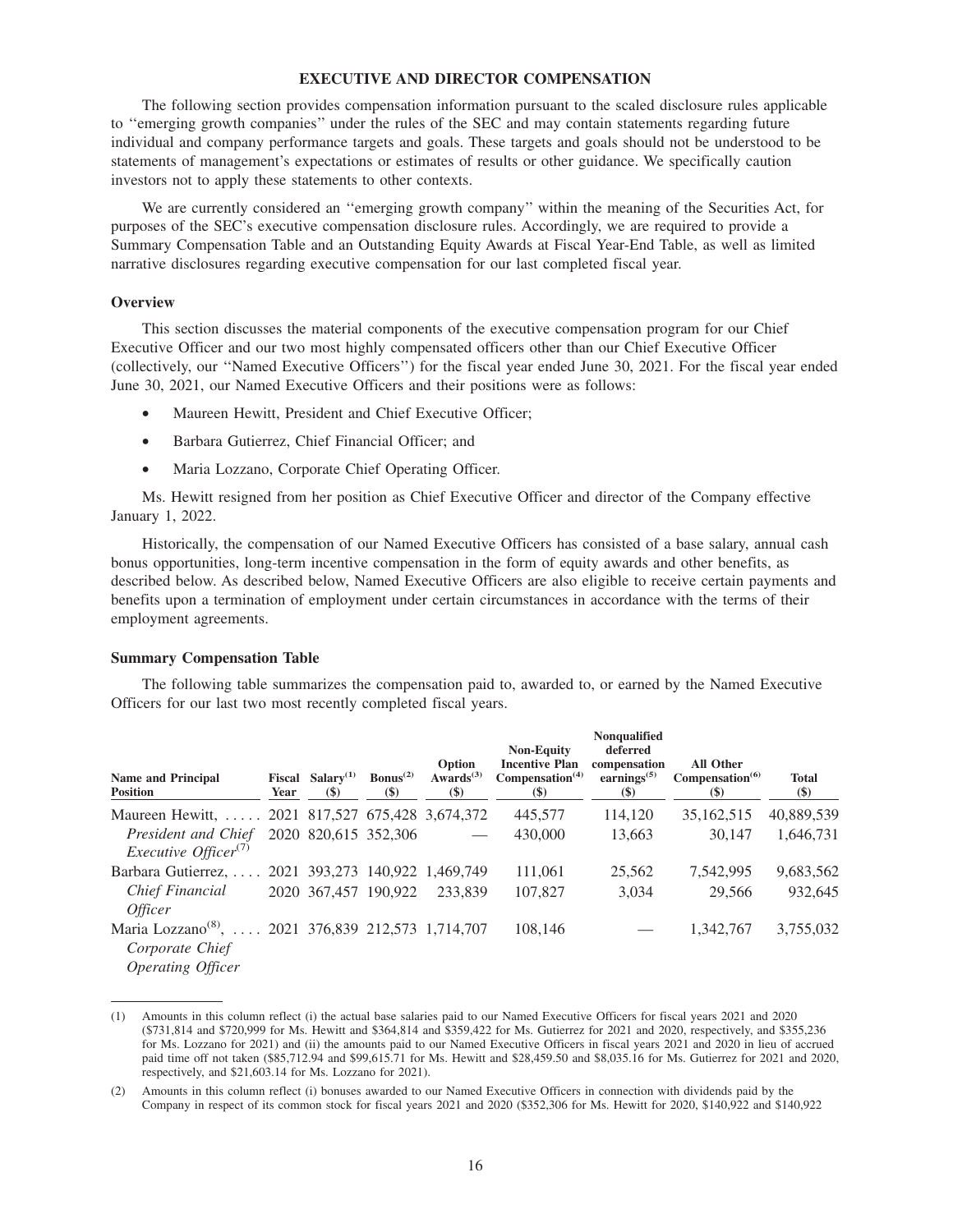## EXECUTIVE AND DIRECTOR COMPENSATION

The following section provides compensation information pursuant to the scaled disclosure rules applicable to ''emerging growth companies'' under the rules of the SEC and may contain statements regarding future individual and company performance targets and goals. These targets and goals should not be understood to be statements of management's expectations or estimates of results or other guidance. We specifically caution investors not to apply these statements to other contexts.

We are currently considered an ''emerging growth company'' within the meaning of the Securities Act, for purposes of the SEC's executive compensation disclosure rules. Accordingly, we are required to provide a Summary Compensation Table and an Outstanding Equity Awards at Fiscal Year-End Table, as well as limited narrative disclosures regarding executive compensation for our last completed fiscal year.

### Overview

This section discusses the material components of the executive compensation program for our Chief Executive Officer and our two most highly compensated officers other than our Chief Executive Officer (collectively, our ''Named Executive Officers'') for the fiscal year ended June 30, 2021. For the fiscal year ended June 30, 2021, our Named Executive Officers and their positions were as follows:

- Maureen Hewitt, President and Chief Executive Officer;
- Barbara Gutierrez, Chief Financial Officer; and
- Maria Lozzano, Corporate Chief Operating Officer.

Ms. Hewitt resigned from her position as Chief Executive Officer and director of the Company effective January 1, 2022.

Historically, the compensation of our Named Executive Officers has consisted of a base salary, annual cash bonus opportunities, long-term incentive compensation in the form of equity awards and other benefits, as described below. As described below, Named Executive Officers are also eligible to receive certain payments and benefits upon a termination of employment under certain circumstances in accordance with the terms of their employment agreements.

### Summary Compensation Table

The following table summarizes the compensation paid to, awarded to, or earned by the Named Executive Officers for our last two most recently completed fiscal years.

| Name and Principal Position | Fiscal Year | Salary[(1)] ($) | Bonus[(2)] ($) | Option Awards[(3)] ($) | Non-Equity Incentive Plan Compensation[(4)] ($) | Nonqualified deferred compensation earnings[(5)] ($) | All Other Compensation[(6)] ($) | Total ($) |
|---|---|---|---|---|---|---|---|---|
| Maureen Hewitt, *President and Chief Executive Officer*[(7)] | 2021 | 817,527 | 675,428 | 3,674,372 | 445,577 | 114,120 | 35,162,515 | 40,889,539 |
| | 2020 | 820,615 | 352,306 | — | 430,000 | 13,663 | 30,147 | 1,646,731 |
| Barbara Gutierrez, *Chief Financial Officer* | 2021 | 393,273 | 140,922 | 1,469,749 | 111,061 | 25,562 | 7,542,995 | 9,683,562 |
| | 2020 | 367,457 | 190,922 | 233,839 | 107,827 | 3,034 | 29,566 | 932,645 |
| Maria Lozzano[(8)], *Corporate Chief Operating Officer* | 2021 | 376,839 | 212,573 | 1,714,707 | 108,146 | — | 1,342,767 | 3,755,032 |

---

(1) Amounts in this column reflect (i) the actual base salaries paid to our Named Executive Officers for fiscal years 2021 and 2020 ($731,814 and $720,999 for Ms. Hewitt and $364,814 and $359,422 for Ms. Gutierrez for 2021 and 2020, respectively, and $355,236 for Ms. Lozzano for 2021) and (ii) the amounts paid to our Named Executive Officers in fiscal years 2021 and 2020 in lieu of accrued paid time off not taken ($85,712.94 and $99,615.71 for Ms. Hewitt and $28,459.50 and $8,035.16 for Ms. Gutierrez for 2021 and 2020, respectively, and $21,603.14 for Ms. Lozzano for 2021).

(2) Amounts in this column reflect (i) bonuses awarded to our Named Executive Officers in connection with dividends paid by the Company in respect of its common stock for fiscal years 2021 and 2020 ($352,306 for Ms. Hewitt for 2020, $140,922 and $140,922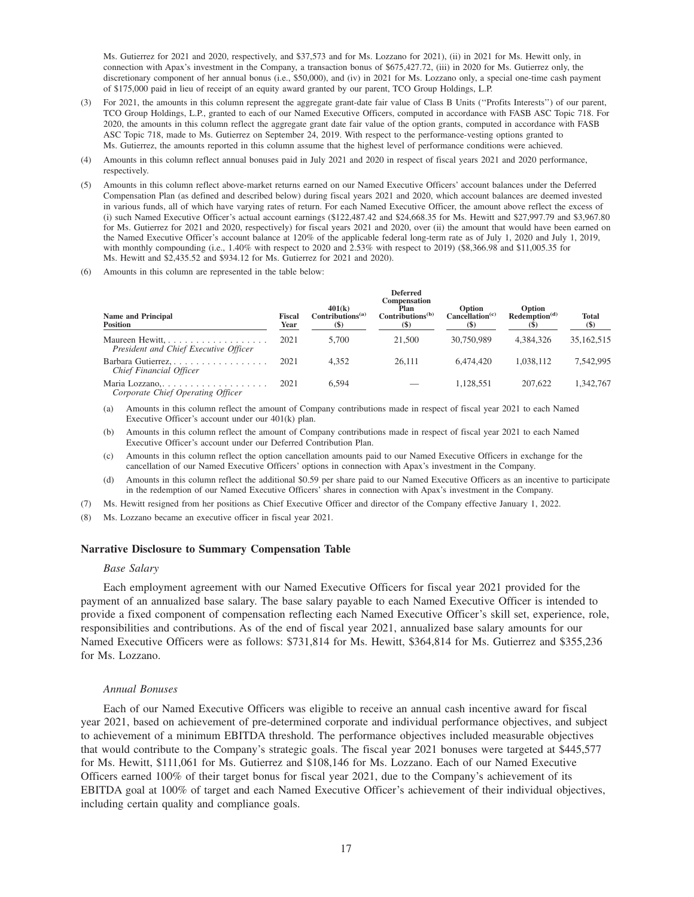Ms. Gutierrez for 2021 and 2020, respectively, and $37,573 and for Ms. Lozzano for 2021), (ii) in 2021 for Ms. Hewitt only, in connection with Apax's investment in the Company, a transaction bonus of $675,427.72, (iii) in 2020 for Ms. Gutierrez only, the discretionary component of her annual bonus (i.e., $50,000), and (iv) in 2021 for Ms. Lozzano only, a special one-time cash payment of $175,000 paid in lieu of receipt of an equity award granted by our parent, TCO Group Holdings, L.P.

(3) For 2021, the amounts in this column represent the aggregate grant-date fair value of Class B Units ("Profits Interests") of our parent, TCO Group Holdings, L.P., granted to each of our Named Executive Officers, computed in accordance with FASB ASC Topic 718. For 2020, the amounts in this column reflect the aggregate grant date fair value of the option grants, computed in accordance with FASB ASC Topic 718, made to Ms. Gutierrez on September 24, 2019. With respect to the performance-vesting options granted to Ms. Gutierrez, the amounts reported in this column assume that the highest level of performance conditions were achieved.

(4) Amounts in this column reflect annual bonuses paid in July 2021 and 2020 in respect of fiscal years 2021 and 2020 performance, respectively.

(5) Amounts in this column reflect above-market returns earned on our Named Executive Officers' account balances under the Deferred Compensation Plan (as defined and described below) during fiscal years 2021 and 2020, which account balances are deemed invested in various funds, all of which have varying rates of return. For each Named Executive Officer, the amount above reflect the excess of (i) such Named Executive Officer's actual account earnings ($122,487.42 and $24,668.35 for Ms. Hewitt and $27,997.79 and $3,967.80 for Ms. Gutierrez for 2021 and 2020, respectively) for fiscal years 2021 and 2020, over (ii) the amount that would have been earned on the Named Executive Officer's account balance at 120% of the applicable federal long-term rate as of July 1, 2020 and July 1, 2019, with monthly compounding (i.e., 1.40% with respect to 2020 and 2.53% with respect to 2019) ($8,366.98 and $11,005.35 for Ms. Hewitt and $2,435.52 and $934.12 for Ms. Gutierrez for 2021 and 2020).

(6) Amounts in this column are represented in the table below:

| Name and Principal Position | Fiscal Year | 401(k) Contributions[(a)] ($) | Deferred Compensation Plan Contributions[(b)] ($) | Option Cancellation[(c)] ($) | Option Redemption[(d)] ($) | Total ($) |
|---|---|---|---|---|---|---|
| Maureen Hewitt, *President and Chief Executive Officer* | 2021 | 5,700 | 21,500 | 30,750,989 | 4,384,326 | 35,162,515 |
| Barbara Gutierrez, *Chief Financial Officer* | 2021 | 4,352 | 26,111 | 6,474,420 | 1,038,112 | 7,542,995 |
| Maria Lozzano, *Corporate Chief Operating Officer* | 2021 | 6,594 | — | 1,128,551 | 207,622 | 1,342,767 |

(a) Amounts in this column reflect the amount of Company contributions made in respect of fiscal year 2021 to each Named Executive Officer's account under our 401(k) plan.

(b) Amounts in this column reflect the amount of Company contributions made in respect of fiscal year 2021 to each Named Executive Officer's account under our Deferred Contribution Plan.

(c) Amounts in this column reflect the option cancellation amounts paid to our Named Executive Officers in exchange for the cancellation of our Named Executive Officers' options in connection with Apax's investment in the Company.

(d) Amounts in this column reflect the additional $0.59 per share paid to our Named Executive Officers as an incentive to participate in the redemption of our Named Executive Officers' shares in connection with Apax's investment in the Company.

(7) Ms. Hewitt resigned from her positions as Chief Executive Officer and director of the Company effective January 1, 2022.

(8) Ms. Lozzano became an executive officer in fiscal year 2021.

### Narrative Disclosure to Summary Compensation Table

*Base Salary*

Each employment agreement with our Named Executive Officers for fiscal year 2021 provided for the payment of an annualized base salary. The base salary payable to each Named Executive Officer is intended to provide a fixed component of compensation reflecting each Named Executive Officer's skill set, experience, role, responsibilities and contributions. As of the end of fiscal year 2021, annualized base salary amounts for our Named Executive Officers were as follows: $731,814 for Ms. Hewitt, $364,814 for Ms. Gutierrez and $355,236 for Ms. Lozzano.

*Annual Bonuses*

Each of our Named Executive Officers was eligible to receive an annual cash incentive award for fiscal year 2021, based on achievement of pre-determined corporate and individual performance objectives, and subject to achievement of a minimum EBITDA threshold. The performance objectives included measurable objectives that would contribute to the Company's strategic goals. The fiscal year 2021 bonuses were targeted at $445,577 for Ms. Hewitt, $111,061 for Ms. Gutierrez and $108,146 for Ms. Lozzano. Each of our Named Executive Officers earned 100% of their target bonus for fiscal year 2021, due to the Company's achievement of its EBITDA goal at 100% of target and each Named Executive Officer's achievement of their individual objectives, including certain quality and compliance goals.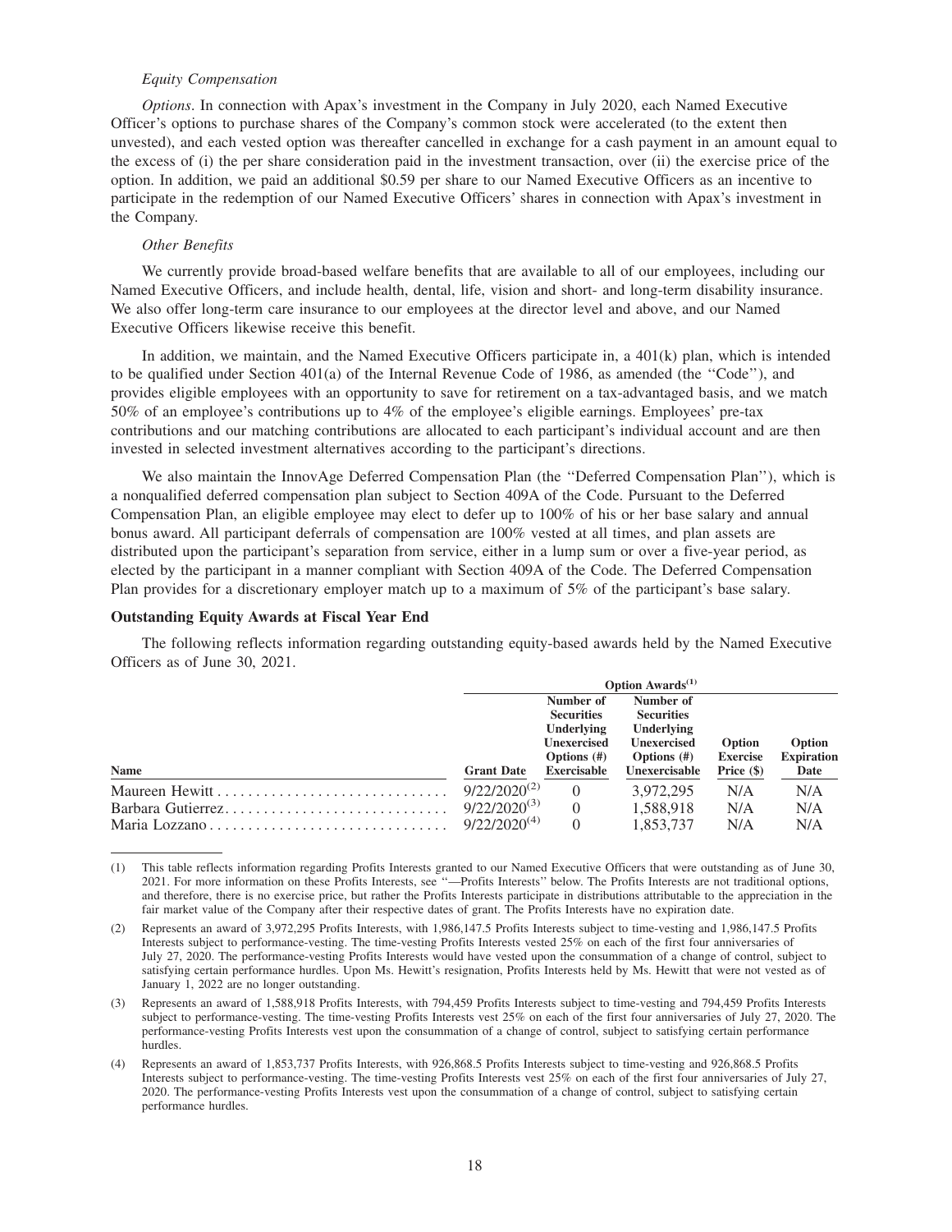*Equity Compensation*

*Options*. In connection with Apax's investment in the Company in July 2020, each Named Executive Officer's options to purchase shares of the Company's common stock were accelerated (to the extent then unvested), and each vested option was thereafter cancelled in exchange for a cash payment in an amount equal to the excess of (i) the per share consideration paid in the investment transaction, over (ii) the exercise price of the option. In addition, we paid an additional $0.59 per share to our Named Executive Officers as an incentive to participate in the redemption of our Named Executive Officers' shares in connection with Apax's investment in the Company.

*Other Benefits*

We currently provide broad-based welfare benefits that are available to all of our employees, including our Named Executive Officers, and include health, dental, life, vision and short- and long-term disability insurance. We also offer long-term care insurance to our employees at the director level and above, and our Named Executive Officers likewise receive this benefit.

In addition, we maintain, and the Named Executive Officers participate in, a 401(k) plan, which is intended to be qualified under Section 401(a) of the Internal Revenue Code of 1986, as amended (the "Code"), and provides eligible employees with an opportunity to save for retirement on a tax-advantaged basis, and we match 50% of an employee's contributions up to 4% of the employee's eligible earnings. Employees' pre-tax contributions and our matching contributions are allocated to each participant's individual account and are then invested in selected investment alternatives according to the participant's directions.

We also maintain the InnovAge Deferred Compensation Plan (the "Deferred Compensation Plan"), which is a nonqualified deferred compensation plan subject to Section 409A of the Code. Pursuant to the Deferred Compensation Plan, an eligible employee may elect to defer up to 100% of his or her base salary and annual bonus award. All participant deferrals of compensation are 100% vested at all times, and plan assets are distributed upon the participant's separation from service, either in a lump sum or over a five-year period, as elected by the participant in a manner compliant with Section 409A of the Code. The Deferred Compensation Plan provides for a discretionary employer match up to a maximum of 5% of the participant's base salary.

**Outstanding Equity Awards at Fiscal Year End**

The following reflects information regarding outstanding equity-based awards held by the Named Executive Officers as of June 30, 2021.

| | Option Awards[(1)] | | | | |
|---|---|---|---|---|---|
| **Name** | **Grant Date** | **Number of Securities Underlying Unexercised Options (#) Exercisable** | **Number of Securities Underlying Unexercised Options (#) Unexercisable** | **Option Exercise Price ($)** | **Option Expiration Date** |
| Maureen Hewitt | 9/22/2020[(2)] | 0 | 3,972,295 | N/A | N/A |
| Barbara Gutierrez | 9/22/2020[(3)] | 0 | 1,588,918 | N/A | N/A |
| Maria Lozzano | 9/22/2020[(4)] | 0 | 1,853,737 | N/A | N/A |

(1) This table reflects information regarding Profits Interests granted to our Named Executive Officers that were outstanding as of June 30, 2021. For more information on these Profits Interests, see "—Profits Interests" below. The Profits Interests are not traditional options, and therefore, there is no exercise price, but rather the Profits Interests participate in distributions attributable to the appreciation in the fair market value of the Company after their respective dates of grant. The Profits Interests have no expiration date.

(2) Represents an award of 3,972,295 Profits Interests, with 1,986,147.5 Profits Interests subject to time-vesting and 1,986,147.5 Profits Interests subject to performance-vesting. The time-vesting Profits Interests vested 25% on each of the first four anniversaries of July 27, 2020. The performance-vesting Profits Interests would have vested upon the consummation of a change of control, subject to satisfying certain performance hurdles. Upon Ms. Hewitt's resignation, Profits Interests held by Ms. Hewitt that were not vested as of January 1, 2022 are no longer outstanding.

(3) Represents an award of 1,588,918 Profits Interests, with 794,459 Profits Interests subject to time-vesting and 794,459 Profits Interests subject to performance-vesting. The time-vesting Profits Interests vest 25% on each of the first four anniversaries of July 27, 2020. The performance-vesting Profits Interests vest upon the consummation of a change of control, subject to satisfying certain performance hurdles.

(4) Represents an award of 1,853,737 Profits Interests, with 926,868.5 Profits Interests subject to time-vesting and 926,868.5 Profits Interests subject to performance-vesting. The time-vesting Profits Interests vest 25% on each of the first four anniversaries of July 27, 2020. The performance-vesting Profits Interests vest upon the consummation of a change of control, subject to satisfying certain performance hurdles.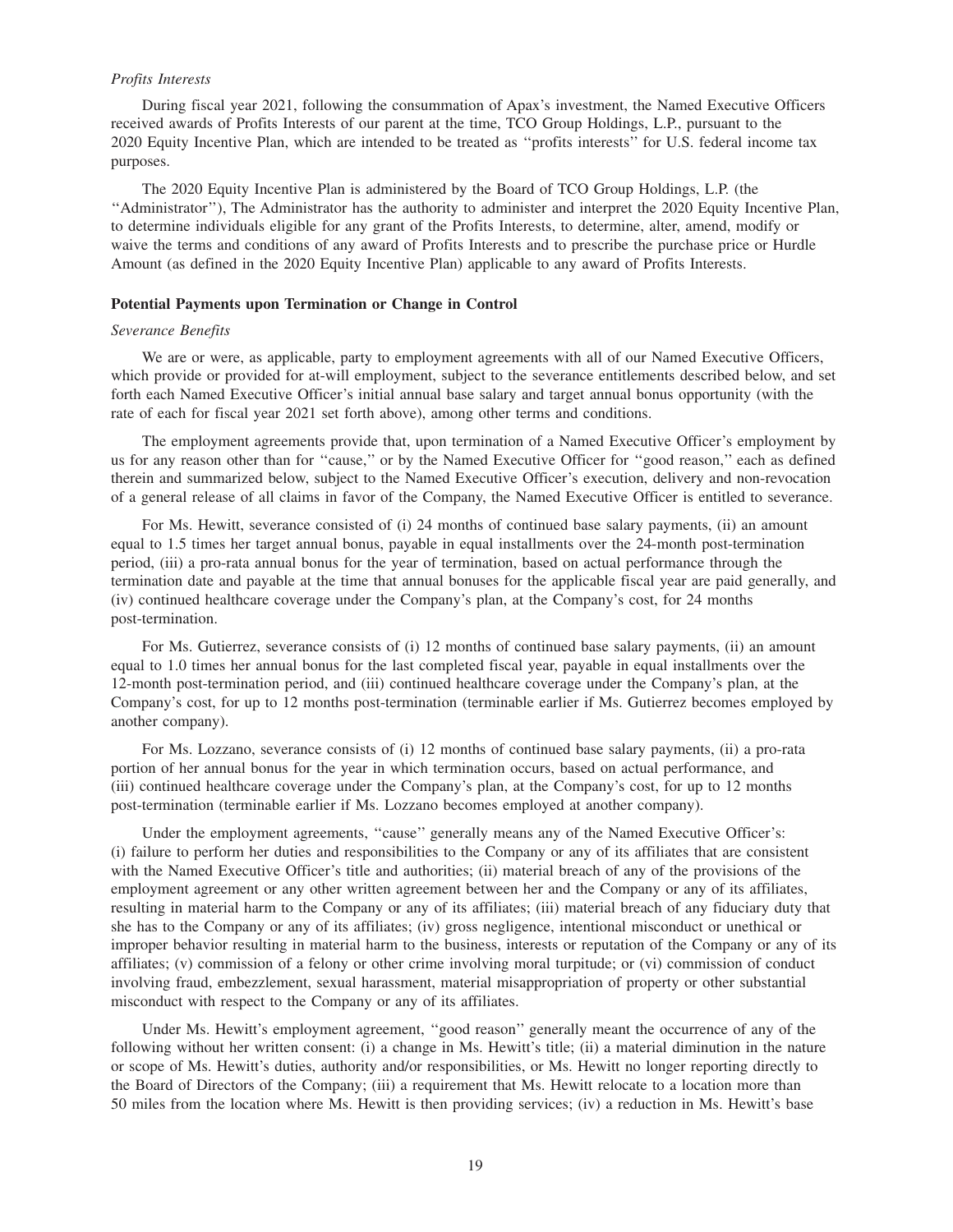*Profits Interests*

During fiscal year 2021, following the consummation of Apax's investment, the Named Executive Officers received awards of Profits Interests of our parent at the time, TCO Group Holdings, L.P., pursuant to the 2020 Equity Incentive Plan, which are intended to be treated as ''profits interests'' for U.S. federal income tax purposes.

The 2020 Equity Incentive Plan is administered by the Board of TCO Group Holdings, L.P. (the ''Administrator''), The Administrator has the authority to administer and interpret the 2020 Equity Incentive Plan, to determine individuals eligible for any grant of the Profits Interests, to determine, alter, amend, modify or waive the terms and conditions of any award of Profits Interests and to prescribe the purchase price or Hurdle Amount (as defined in the 2020 Equity Incentive Plan) applicable to any award of Profits Interests.

**Potential Payments upon Termination or Change in Control**

*Severance Benefits*

We are or were, as applicable, party to employment agreements with all of our Named Executive Officers, which provide or provided for at-will employment, subject to the severance entitlements described below, and set forth each Named Executive Officer's initial annual base salary and target annual bonus opportunity (with the rate of each for fiscal year 2021 set forth above), among other terms and conditions.

The employment agreements provide that, upon termination of a Named Executive Officer's employment by us for any reason other than for ''cause,'' or by the Named Executive Officer for ''good reason,'' each as defined therein and summarized below, subject to the Named Executive Officer's execution, delivery and non-revocation of a general release of all claims in favor of the Company, the Named Executive Officer is entitled to severance.

For Ms. Hewitt, severance consisted of (i) 24 months of continued base salary payments, (ii) an amount equal to 1.5 times her target annual bonus, payable in equal installments over the 24-month post-termination period, (iii) a pro-rata annual bonus for the year of termination, based on actual performance through the termination date and payable at the time that annual bonuses for the applicable fiscal year are paid generally, and (iv) continued healthcare coverage under the Company's plan, at the Company's cost, for 24 months post-termination.

For Ms. Gutierrez, severance consists of (i) 12 months of continued base salary payments, (ii) an amount equal to 1.0 times her annual bonus for the last completed fiscal year, payable in equal installments over the 12-month post-termination period, and (iii) continued healthcare coverage under the Company's plan, at the Company's cost, for up to 12 months post-termination (terminable earlier if Ms. Gutierrez becomes employed by another company).

For Ms. Lozzano, severance consists of (i) 12 months of continued base salary payments, (ii) a pro-rata portion of her annual bonus for the year in which termination occurs, based on actual performance, and (iii) continued healthcare coverage under the Company's plan, at the Company's cost, for up to 12 months post-termination (terminable earlier if Ms. Lozzano becomes employed at another company).

Under the employment agreements, ''cause'' generally means any of the Named Executive Officer's: (i) failure to perform her duties and responsibilities to the Company or any of its affiliates that are consistent with the Named Executive Officer's title and authorities; (ii) material breach of any of the provisions of the employment agreement or any other written agreement between her and the Company or any of its affiliates, resulting in material harm to the Company or any of its affiliates; (iii) material breach of any fiduciary duty that she has to the Company or any of its affiliates; (iv) gross negligence, intentional misconduct or unethical or improper behavior resulting in material harm to the business, interests or reputation of the Company or any of its affiliates; (v) commission of a felony or other crime involving moral turpitude; or (vi) commission of conduct involving fraud, embezzlement, sexual harassment, material misappropriation of property or other substantial misconduct with respect to the Company or any of its affiliates.

Under Ms. Hewitt's employment agreement, ''good reason'' generally meant the occurrence of any of the following without her written consent: (i) a change in Ms. Hewitt's title; (ii) a material diminution in the nature or scope of Ms. Hewitt's duties, authority and/or responsibilities, or Ms. Hewitt no longer reporting directly to the Board of Directors of the Company; (iii) a requirement that Ms. Hewitt relocate to a location more than 50 miles from the location where Ms. Hewitt is then providing services; (iv) a reduction in Ms. Hewitt's base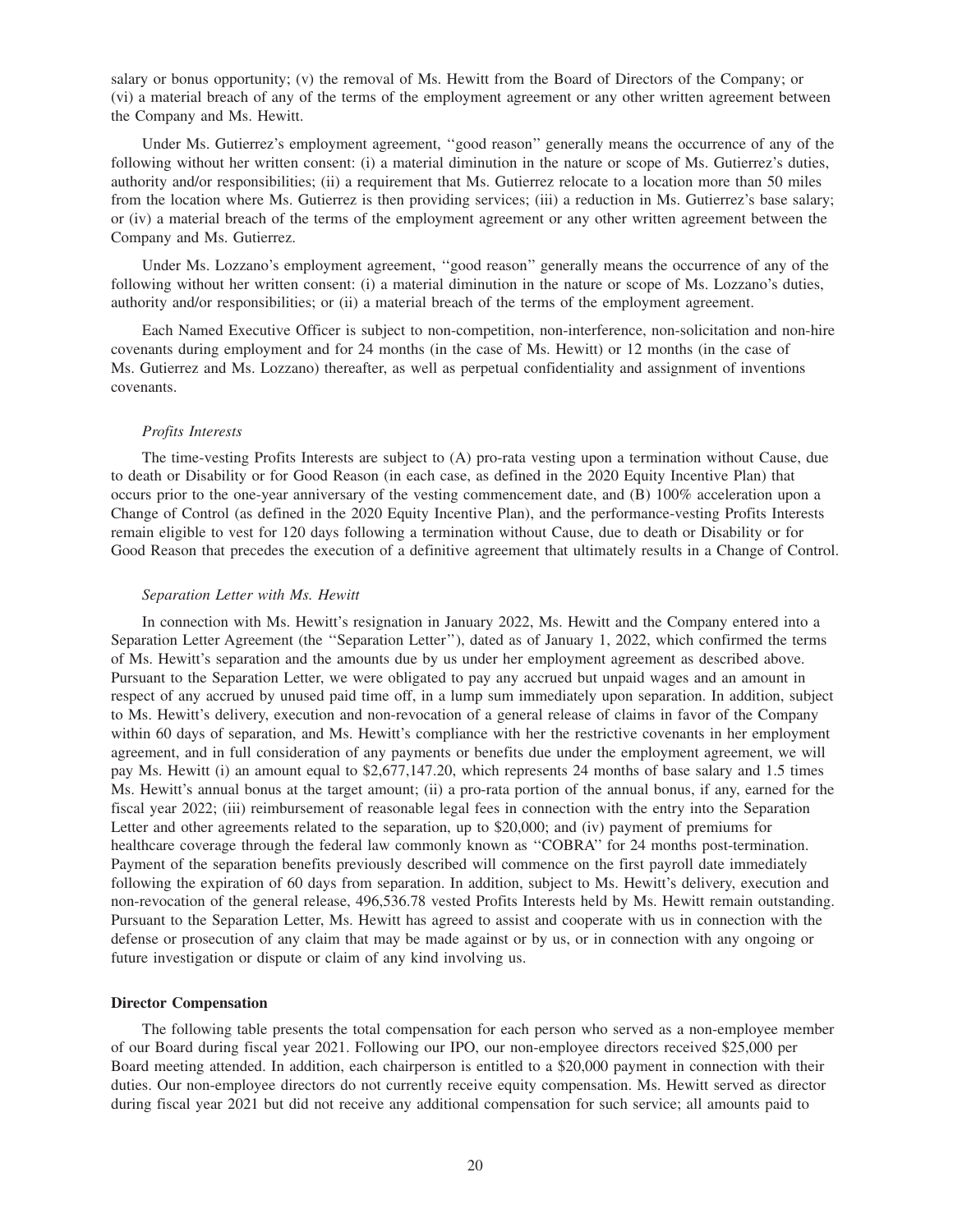salary or bonus opportunity; (v) the removal of Ms. Hewitt from the Board of Directors of the Company; or (vi) a material breach of any of the terms of the employment agreement or any other written agreement between the Company and Ms. Hewitt.

Under Ms. Gutierrez's employment agreement, ''good reason'' generally means the occurrence of any of the following without her written consent: (i) a material diminution in the nature or scope of Ms. Gutierrez's duties, authority and/or responsibilities; (ii) a requirement that Ms. Gutierrez relocate to a location more than 50 miles from the location where Ms. Gutierrez is then providing services; (iii) a reduction in Ms. Gutierrez's base salary; or (iv) a material breach of the terms of the employment agreement or any other written agreement between the Company and Ms. Gutierrez.

Under Ms. Lozzano's employment agreement, ''good reason'' generally means the occurrence of any of the following without her written consent: (i) a material diminution in the nature or scope of Ms. Lozzano's duties, authority and/or responsibilities; or (ii) a material breach of the terms of the employment agreement.

Each Named Executive Officer is subject to non-competition, non-interference, non-solicitation and non-hire covenants during employment and for 24 months (in the case of Ms. Hewitt) or 12 months (in the case of Ms. Gutierrez and Ms. Lozzano) thereafter, as well as perpetual confidentiality and assignment of inventions covenants.

*Profits Interests*

The time-vesting Profits Interests are subject to (A) pro-rata vesting upon a termination without Cause, due to death or Disability or for Good Reason (in each case, as defined in the 2020 Equity Incentive Plan) that occurs prior to the one-year anniversary of the vesting commencement date, and (B) 100% acceleration upon a Change of Control (as defined in the 2020 Equity Incentive Plan), and the performance-vesting Profits Interests remain eligible to vest for 120 days following a termination without Cause, due to death or Disability or for Good Reason that precedes the execution of a definitive agreement that ultimately results in a Change of Control.

*Separation Letter with Ms. Hewitt*

In connection with Ms. Hewitt's resignation in January 2022, Ms. Hewitt and the Company entered into a Separation Letter Agreement (the ''Separation Letter''), dated as of January 1, 2022, which confirmed the terms of Ms. Hewitt's separation and the amounts due by us under her employment agreement as described above. Pursuant to the Separation Letter, we were obligated to pay any accrued but unpaid wages and an amount in respect of any accrued by unused paid time off, in a lump sum immediately upon separation. In addition, subject to Ms. Hewitt's delivery, execution and non-revocation of a general release of claims in favor of the Company within 60 days of separation, and Ms. Hewitt's compliance with her the restrictive covenants in her employment agreement, and in full consideration of any payments or benefits due under the employment agreement, we will pay Ms. Hewitt (i) an amount equal to $2,677,147.20, which represents 24 months of base salary and 1.5 times Ms. Hewitt's annual bonus at the target amount; (ii) a pro-rata portion of the annual bonus, if any, earned for the fiscal year 2022; (iii) reimbursement of reasonable legal fees in connection with the entry into the Separation Letter and other agreements related to the separation, up to $20,000; and (iv) payment of premiums for healthcare coverage through the federal law commonly known as ''COBRA'' for 24 months post-termination. Payment of the separation benefits previously described will commence on the first payroll date immediately following the expiration of 60 days from separation. In addition, subject to Ms. Hewitt's delivery, execution and non-revocation of the general release, 496,536.78 vested Profits Interests held by Ms. Hewitt remain outstanding. Pursuant to the Separation Letter, Ms. Hewitt has agreed to assist and cooperate with us in connection with the defense or prosecution of any claim that may be made against or by us, or in connection with any ongoing or future investigation or dispute or claim of any kind involving us.

**Director Compensation**

The following table presents the total compensation for each person who served as a non-employee member of our Board during fiscal year 2021. Following our IPO, our non-employee directors received $25,000 per Board meeting attended. In addition, each chairperson is entitled to a $20,000 payment in connection with their duties. Our non-employee directors do not currently receive equity compensation. Ms. Hewitt served as director during fiscal year 2021 but did not receive any additional compensation for such service; all amounts paid to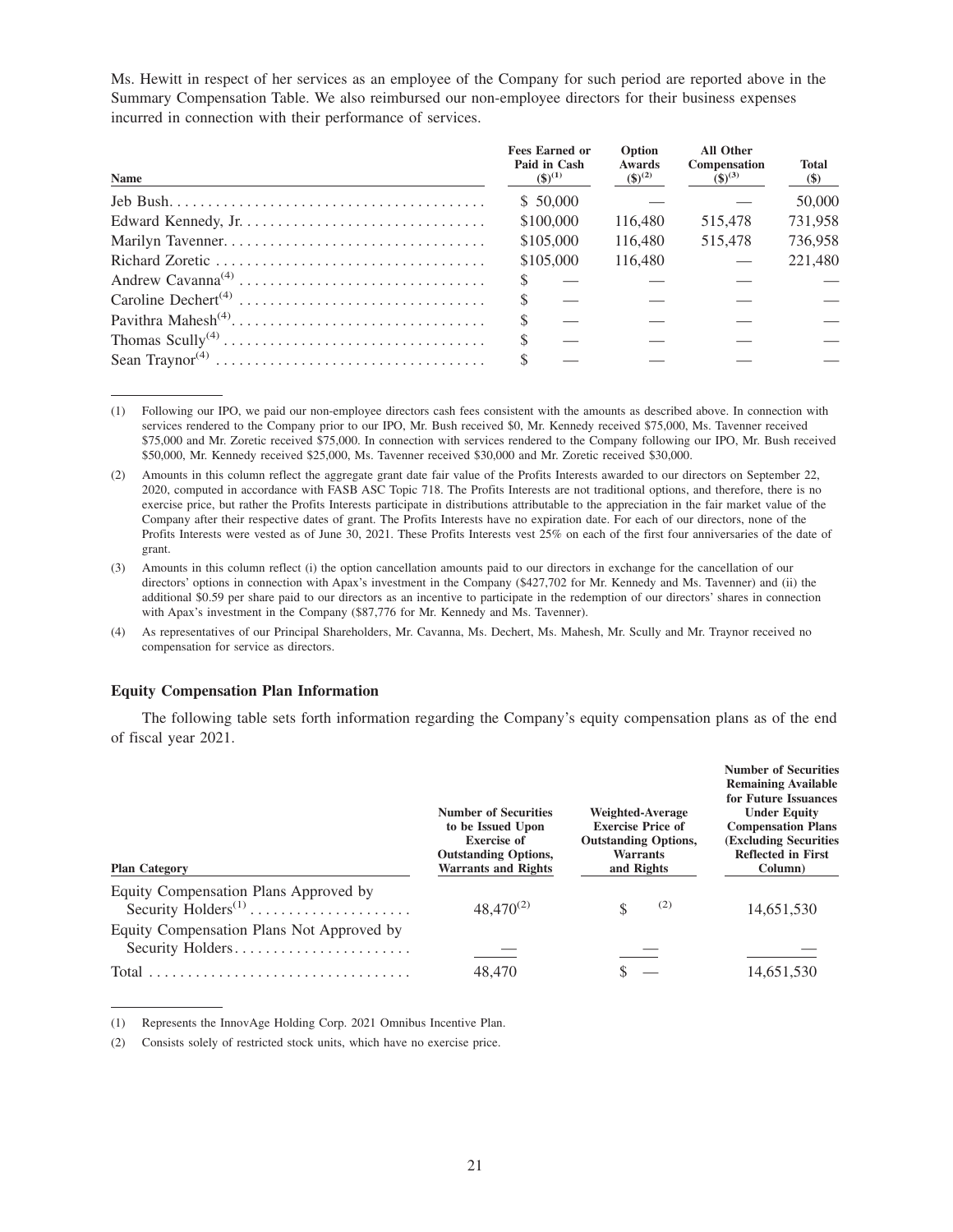Ms. Hewitt in respect of her services as an employee of the Company for such period are reported above in the Summary Compensation Table. We also reimbursed our non-employee directors for their business expenses incurred in connection with their performance of services.

| Name | Fees Earned or Paid in Cash ($)[(1)] | Option Awards ($)[(2)] | All Other Compensation ($)[(3)] | Total ($) |
|---|---|---|---|---|
| Jeb Bush | $ 50,000 | — | — | 50,000 |
| Edward Kennedy, Jr. | $100,000 | 116,480 | 515,478 | 731,958 |
| Marilyn Tavenner | $105,000 | 116,480 | 515,478 | 736,958 |
| Richard Zoretic | $105,000 | 116,480 | — | 221,480 |
| Andrew Cavanna[(4)] | $ — | — | — | — |
| Caroline Dechert[(4)] | $ — | — | — | — |
| Pavithra Mahesh[(4)] | $ — | — | — | — |
| Thomas Scully[(4)] | $ — | — | — | — |
| Sean Traynor[(4)] | $ — | — | — | — |

(1) Following our IPO, we paid our non-employee directors cash fees consistent with the amounts as described above. In connection with services rendered to the Company prior to our IPO, Mr. Bush received $0, Mr. Kennedy received $75,000, Ms. Tavenner received $75,000 and Mr. Zoretic received $75,000. In connection with services rendered to the Company following our IPO, Mr. Bush received $50,000, Mr. Kennedy received $25,000, Ms. Tavenner received $30,000 and Mr. Zoretic received $30,000.

(2) Amounts in this column reflect the aggregate grant date fair value of the Profits Interests awarded to our directors on September 22, 2020, computed in accordance with FASB ASC Topic 718. The Profits Interests are not traditional options, and therefore, there is no exercise price, but rather the Profits Interests participate in distributions attributable to the appreciation in the fair market value of the Company after their respective dates of grant. The Profits Interests have no expiration date. For each of our directors, none of the Profits Interests were vested as of June 30, 2021. These Profits Interests vest 25% on each of the first four anniversaries of the date of grant.

(3) Amounts in this column reflect (i) the option cancellation amounts paid to our directors in exchange for the cancellation of our directors' options in connection with Apax's investment in the Company ($427,702 for Mr. Kennedy and Ms. Tavenner) and (ii) the additional $0.59 per share paid to our directors as an incentive to participate in the redemption of our directors' shares in connection with Apax's investment in the Company ($87,776 for Mr. Kennedy and Ms. Tavenner).

(4) As representatives of our Principal Shareholders, Mr. Cavanna, Ms. Dechert, Ms. Mahesh, Mr. Scully and Mr. Traynor received no compensation for service as directors.

### Equity Compensation Plan Information

The following table sets forth information regarding the Company's equity compensation plans as of the end of fiscal year 2021.

| Plan Category | Number of Securities to be Issued Upon Exercise of Outstanding Options, Warrants and Rights | Weighted-Average Exercise Price of Outstanding Options, Warrants and Rights | Number of Securities Remaining Available for Future Issuances Under Equity Compensation Plans (Excluding Securities Reflected in First Column) |
|---|---|---|---|
| Equity Compensation Plans Approved by Security Holders[(1)] | 48,470[(2)] | $ [(2)] | 14,651,530 |
| Equity Compensation Plans Not Approved by Security Holders | — | — | — |
| Total | 48,470 | $ — | 14,651,530 |

(1) Represents the InnovAge Holding Corp. 2021 Omnibus Incentive Plan.

(2) Consists solely of restricted stock units, which have no exercise price.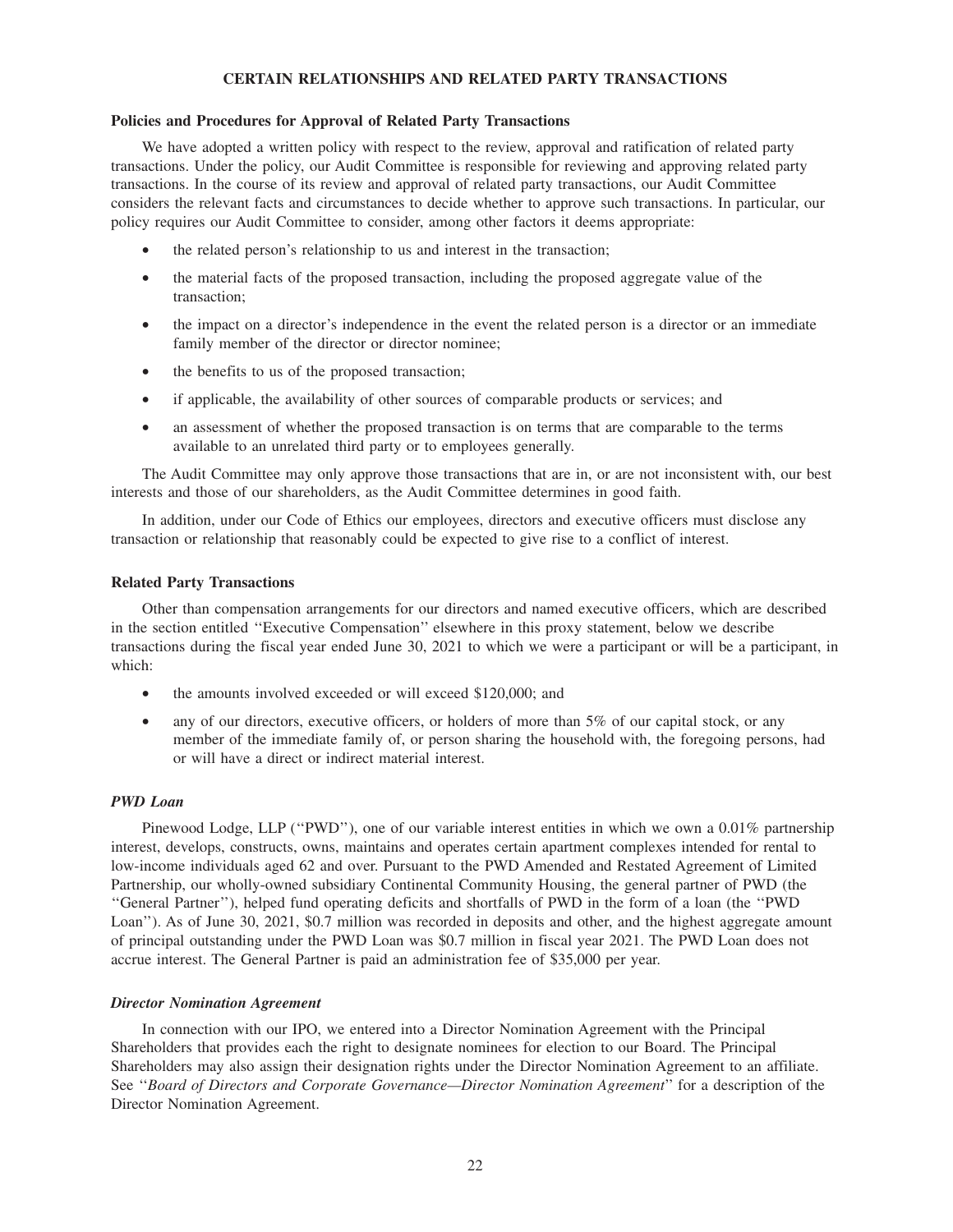## CERTAIN RELATIONSHIPS AND RELATED PARTY TRANSACTIONS

### Policies and Procedures for Approval of Related Party Transactions

We have adopted a written policy with respect to the review, approval and ratification of related party transactions. Under the policy, our Audit Committee is responsible for reviewing and approving related party transactions. In the course of its review and approval of related party transactions, our Audit Committee considers the relevant facts and circumstances to decide whether to approve such transactions. In particular, our policy requires our Audit Committee to consider, among other factors it deems appropriate:

- the related person's relationship to us and interest in the transaction;
- the material facts of the proposed transaction, including the proposed aggregate value of the transaction;
- the impact on a director's independence in the event the related person is a director or an immediate family member of the director or director nominee;
- the benefits to us of the proposed transaction;
- if applicable, the availability of other sources of comparable products or services; and
- an assessment of whether the proposed transaction is on terms that are comparable to the terms available to an unrelated third party or to employees generally.

The Audit Committee may only approve those transactions that are in, or are not inconsistent with, our best interests and those of our shareholders, as the Audit Committee determines in good faith.

In addition, under our Code of Ethics our employees, directors and executive officers must disclose any transaction or relationship that reasonably could be expected to give rise to a conflict of interest.

### Related Party Transactions

Other than compensation arrangements for our directors and named executive officers, which are described in the section entitled ''Executive Compensation'' elsewhere in this proxy statement, below we describe transactions during the fiscal year ended June 30, 2021 to which we were a participant or will be a participant, in which:

- the amounts involved exceeded or will exceed $120,000; and
- any of our directors, executive officers, or holders of more than 5% of our capital stock, or any member of the immediate family of, or person sharing the household with, the foregoing persons, had or will have a direct or indirect material interest.

#### *PWD Loan*

Pinewood Lodge, LLP (''PWD''), one of our variable interest entities in which we own a 0.01% partnership interest, develops, constructs, owns, maintains and operates certain apartment complexes intended for rental to low-income individuals aged 62 and over. Pursuant to the PWD Amended and Restated Agreement of Limited Partnership, our wholly-owned subsidiary Continental Community Housing, the general partner of PWD (the ''General Partner''), helped fund operating deficits and shortfalls of PWD in the form of a loan (the ''PWD Loan''). As of June 30, 2021, $0.7 million was recorded in deposits and other, and the highest aggregate amount of principal outstanding under the PWD Loan was $0.7 million in fiscal year 2021. The PWD Loan does not accrue interest. The General Partner is paid an administration fee of $35,000 per year.

#### *Director Nomination Agreement*

In connection with our IPO, we entered into a Director Nomination Agreement with the Principal Shareholders that provides each the right to designate nominees for election to our Board. The Principal Shareholders may also assign their designation rights under the Director Nomination Agreement to an affiliate. See ''*Board of Directors and Corporate Governance—Director Nomination Agreement*'' for a description of the Director Nomination Agreement.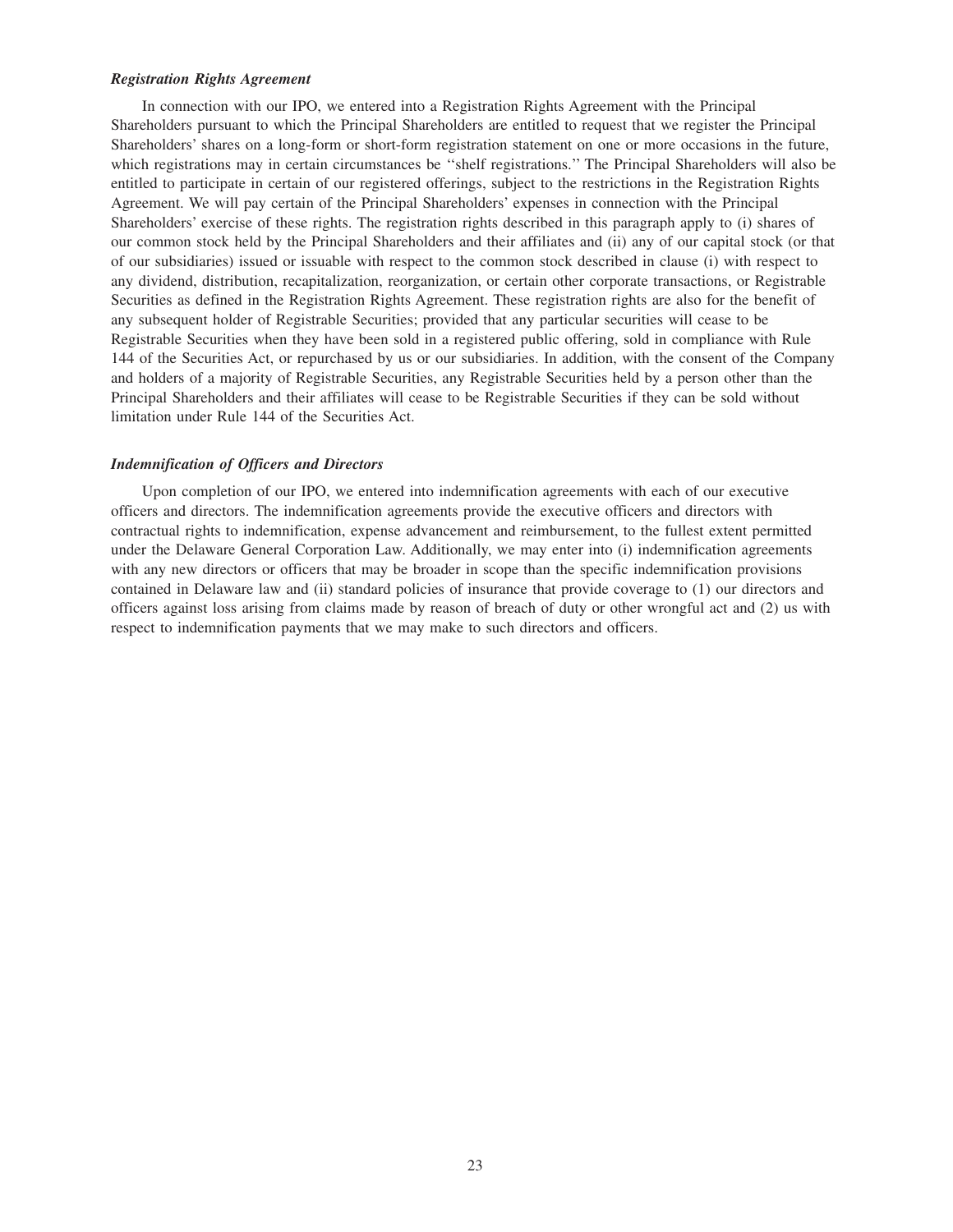***Registration Rights Agreement***

In connection with our IPO, we entered into a Registration Rights Agreement with the Principal Shareholders pursuant to which the Principal Shareholders are entitled to request that we register the Principal Shareholders' shares on a long-form or short-form registration statement on one or more occasions in the future, which registrations may in certain circumstances be ''shelf registrations.'' The Principal Shareholders will also be entitled to participate in certain of our registered offerings, subject to the restrictions in the Registration Rights Agreement. We will pay certain of the Principal Shareholders' expenses in connection with the Principal Shareholders' exercise of these rights. The registration rights described in this paragraph apply to (i) shares of our common stock held by the Principal Shareholders and their affiliates and (ii) any of our capital stock (or that of our subsidiaries) issued or issuable with respect to the common stock described in clause (i) with respect to any dividend, distribution, recapitalization, reorganization, or certain other corporate transactions, or Registrable Securities as defined in the Registration Rights Agreement. These registration rights are also for the benefit of any subsequent holder of Registrable Securities; provided that any particular securities will cease to be Registrable Securities when they have been sold in a registered public offering, sold in compliance with Rule 144 of the Securities Act, or repurchased by us or our subsidiaries. In addition, with the consent of the Company and holders of a majority of Registrable Securities, any Registrable Securities held by a person other than the Principal Shareholders and their affiliates will cease to be Registrable Securities if they can be sold without limitation under Rule 144 of the Securities Act.

***Indemnification of Officers and Directors***

Upon completion of our IPO, we entered into indemnification agreements with each of our executive officers and directors. The indemnification agreements provide the executive officers and directors with contractual rights to indemnification, expense advancement and reimbursement, to the fullest extent permitted under the Delaware General Corporation Law. Additionally, we may enter into (i) indemnification agreements with any new directors or officers that may be broader in scope than the specific indemnification provisions contained in Delaware law and (ii) standard policies of insurance that provide coverage to (1) our directors and officers against loss arising from claims made by reason of breach of duty or other wrongful act and (2) us with respect to indemnification payments that we may make to such directors and officers.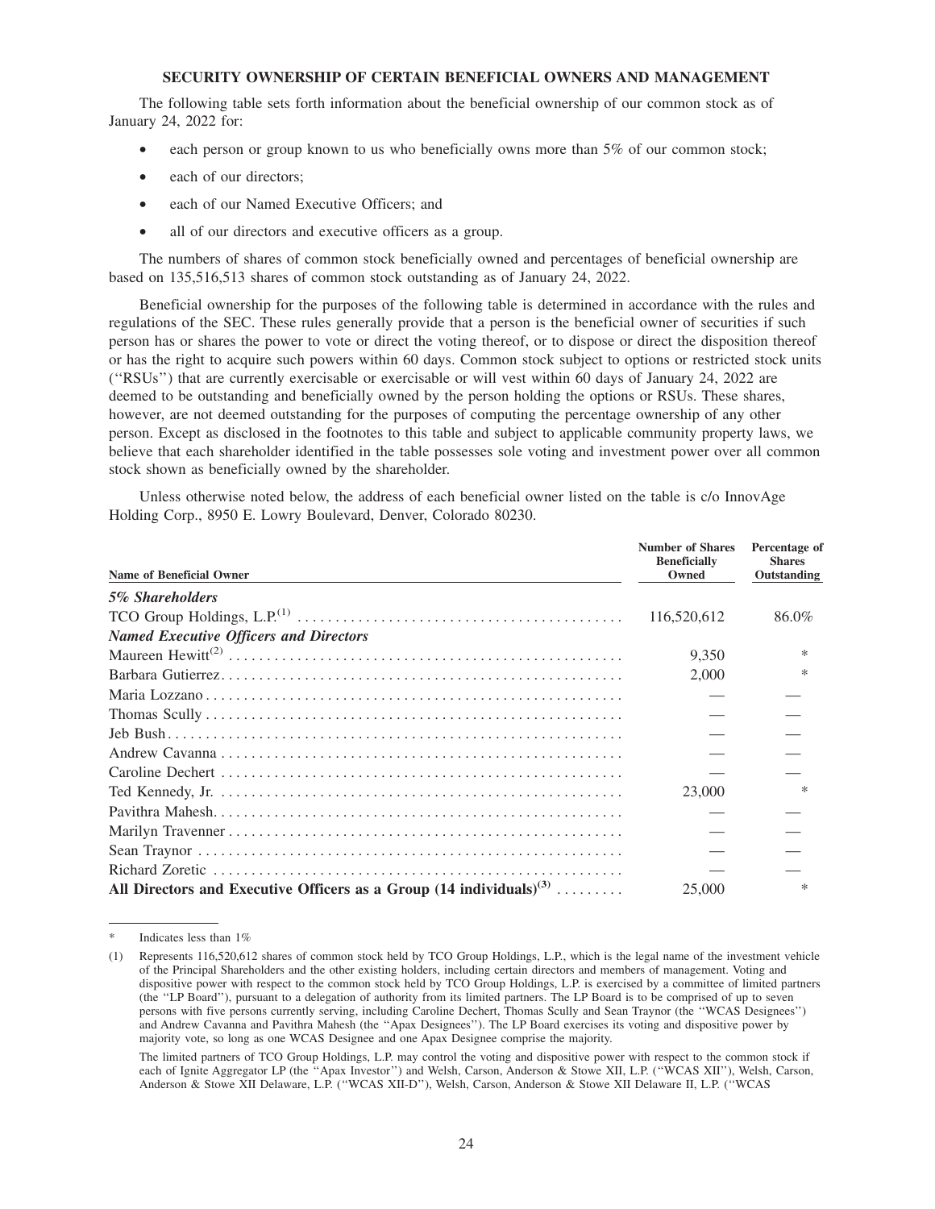## SECURITY OWNERSHIP OF CERTAIN BENEFICIAL OWNERS AND MANAGEMENT

The following table sets forth information about the beneficial ownership of our common stock as of January 24, 2022 for:

- each person or group known to us who beneficially owns more than 5% of our common stock;
- each of our directors;
- each of our Named Executive Officers; and
- all of our directors and executive officers as a group.

The numbers of shares of common stock beneficially owned and percentages of beneficial ownership are based on 135,516,513 shares of common stock outstanding as of January 24, 2022.

Beneficial ownership for the purposes of the following table is determined in accordance with the rules and regulations of the SEC. These rules generally provide that a person is the beneficial owner of securities if such person has or shares the power to vote or direct the voting thereof, or to dispose or direct the disposition thereof or has the right to acquire such powers within 60 days. Common stock subject to options or restricted stock units (''RSUs'') that are currently exercisable or exercisable or will vest within 60 days of January 24, 2022 are deemed to be outstanding and beneficially owned by the person holding the options or RSUs. These shares, however, are not deemed outstanding for the purposes of computing the percentage ownership of any other person. Except as disclosed in the footnotes to this table and subject to applicable community property laws, we believe that each shareholder identified in the table possesses sole voting and investment power over all common stock shown as beneficially owned by the shareholder.

Unless otherwise noted below, the address of each beneficial owner listed on the table is c/o InnovAge Holding Corp., 8950 E. Lowry Boulevard, Denver, Colorado 80230.

| Name of Beneficial Owner | Number of Shares Beneficially Owned | Percentage of Shares Outstanding |
|---|---|---|
| ***5% Shareholders*** | | |
| TCO Group Holdings, L.P.[(1)] | 116,520,612 | 86.0% |
| ***Named Executive Officers and Directors*** | | |
| Maureen Hewitt[(2)] | 9,350 | * |
| Barbara Gutierrez | 2,000 | * |
| Maria Lozzano | — | — |
| Thomas Scully | — | — |
| Jeb Bush | — | — |
| Andrew Cavanna | — | — |
| Caroline Dechert | — | — |
| Ted Kennedy, Jr. | 23,000 | * |
| Pavithra Mahesh | — | — |
| Marilyn Travenner | — | — |
| Sean Traynor | — | — |
| Richard Zoretic | — | — |
| **All Directors and Executive Officers as a Group (14 individuals)[(3)]** | 25,000 | * |

\* Indicates less than 1%

(1) Represents 116,520,612 shares of common stock held by TCO Group Holdings, L.P., which is the legal name of the investment vehicle of the Principal Shareholders and the other existing holders, including certain directors and members of management. Voting and dispositive power with respect to the common stock held by TCO Group Holdings, L.P. is exercised by a committee of limited partners (the ''LP Board''), pursuant to a delegation of authority from its limited partners. The LP Board is to be comprised of up to seven persons with five persons currently serving, including Caroline Dechert, Thomas Scully and Sean Traynor (the ''WCAS Designees'') and Andrew Cavanna and Pavithra Mahesh (the ''Apax Designees''). The LP Board exercises its voting and dispositive power by majority vote, so long as one WCAS Designee and one Apax Designee comprise the majority.

The limited partners of TCO Group Holdings, L.P. may control the voting and dispositive power with respect to the common stock if each of Ignite Aggregator LP (the ''Apax Investor'') and Welsh, Carson, Anderson & Stowe XII, L.P. (''WCAS XII''), Welsh, Carson, Anderson & Stowe XII Delaware, L.P. (''WCAS XII-D''), Welsh, Carson, Anderson & Stowe XII Delaware II, L.P. (''WCAS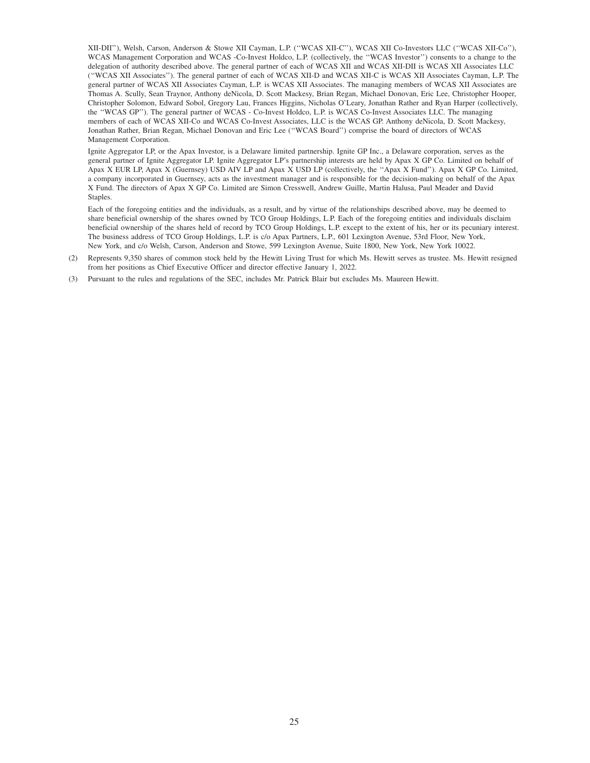XII-DII''), Welsh, Carson, Anderson & Stowe XII Cayman, L.P. (''WCAS XII-C''), WCAS XII Co-Investors LLC (''WCAS XII-Co''), WCAS Management Corporation and WCAS -Co-Invest Holdco, L.P. (collectively, the ''WCAS Investor'') consents to a change to the delegation of authority described above. The general partner of each of WCAS XII and WCAS XII-DII is WCAS XII Associates LLC (''WCAS XII Associates''). The general partner of each of WCAS XII-D and WCAS XII-C is WCAS XII Associates Cayman, L.P. The general partner of WCAS XII Associates Cayman, L.P. is WCAS XII Associates. The managing members of WCAS XII Associates are Thomas A. Scully, Sean Traynor, Anthony deNicola, D. Scott Mackesy, Brian Regan, Michael Donovan, Eric Lee, Christopher Hooper, Christopher Solomon, Edward Sobol, Gregory Lau, Frances Higgins, Nicholas O'Leary, Jonathan Rather and Ryan Harper (collectively, the ''WCAS GP''). The general partner of WCAS - Co-Invest Holdco, L.P. is WCAS Co-Invest Associates LLC. The managing members of each of WCAS XII-Co and WCAS Co-Invest Associates, LLC is the WCAS GP. Anthony deNicola, D. Scott Mackesy, Jonathan Rather, Brian Regan, Michael Donovan and Eric Lee (''WCAS Board'') comprise the board of directors of WCAS Management Corporation.

Ignite Aggregator LP, or the Apax Investor, is a Delaware limited partnership. Ignite GP Inc., a Delaware corporation, serves as the general partner of Ignite Aggregator LP. Ignite Aggregator LP's partnership interests are held by Apax X GP Co. Limited on behalf of Apax X EUR LP, Apax X (Guernsey) USD AIV LP and Apax X USD LP (collectively, the ''Apax X Fund''). Apax X GP Co. Limited, a company incorporated in Guernsey, acts as the investment manager and is responsible for the decision-making on behalf of the Apax X Fund. The directors of Apax X GP Co. Limited are Simon Cresswell, Andrew Guille, Martin Halusa, Paul Meader and David Staples.

Each of the foregoing entities and the individuals, as a result, and by virtue of the relationships described above, may be deemed to share beneficial ownership of the shares owned by TCO Group Holdings, L.P. Each of the foregoing entities and individuals disclaim beneficial ownership of the shares held of record by TCO Group Holdings, L.P. except to the extent of his, her or its pecuniary interest. The business address of TCO Group Holdings, L.P. is c/o Apax Partners, L.P., 601 Lexington Avenue, 53rd Floor, New York, New York, and c/o Welsh, Carson, Anderson and Stowe, 599 Lexington Avenue, Suite 1800, New York, New York 10022.

(2) Represents 9,350 shares of common stock held by the Hewitt Living Trust for which Ms. Hewitt serves as trustee. Ms. Hewitt resigned from her positions as Chief Executive Officer and director effective January 1, 2022.

(3) Pursuant to the rules and regulations of the SEC, includes Mr. Patrick Blair but excludes Ms. Maureen Hewitt.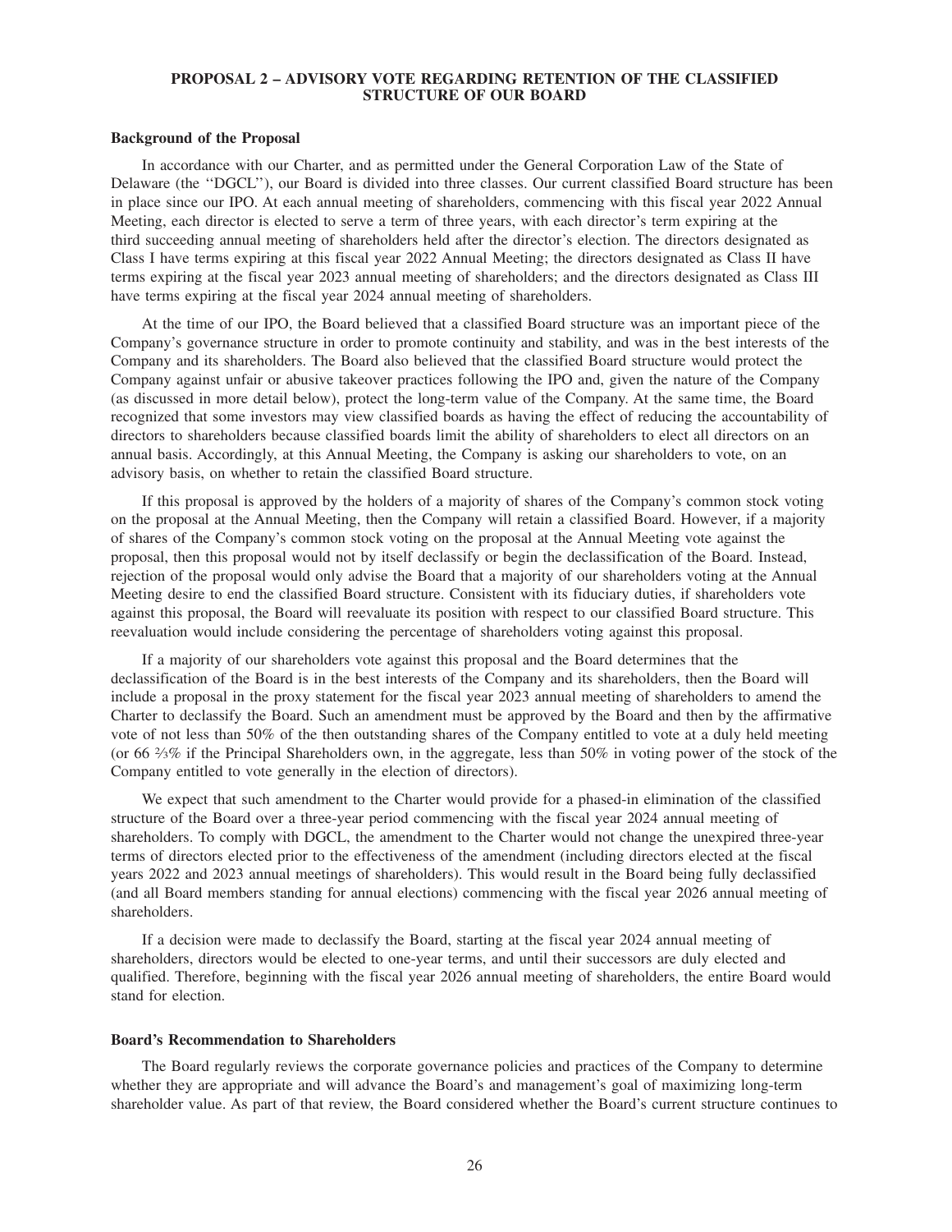## PROPOSAL 2 – ADVISORY VOTE REGARDING RETENTION OF THE CLASSIFIED STRUCTURE OF OUR BOARD

### Background of the Proposal

In accordance with our Charter, and as permitted under the General Corporation Law of the State of Delaware (the ''DGCL''), our Board is divided into three classes. Our current classified Board structure has been in place since our IPO. At each annual meeting of shareholders, commencing with this fiscal year 2022 Annual Meeting, each director is elected to serve a term of three years, with each director's term expiring at the third succeeding annual meeting of shareholders held after the director's election. The directors designated as Class I have terms expiring at this fiscal year 2022 Annual Meeting; the directors designated as Class II have terms expiring at the fiscal year 2023 annual meeting of shareholders; and the directors designated as Class III have terms expiring at the fiscal year 2024 annual meeting of shareholders.

At the time of our IPO, the Board believed that a classified Board structure was an important piece of the Company's governance structure in order to promote continuity and stability, and was in the best interests of the Company and its shareholders. The Board also believed that the classified Board structure would protect the Company against unfair or abusive takeover practices following the IPO and, given the nature of the Company (as discussed in more detail below), protect the long-term value of the Company. At the same time, the Board recognized that some investors may view classified boards as having the effect of reducing the accountability of directors to shareholders because classified boards limit the ability of shareholders to elect all directors on an annual basis. Accordingly, at this Annual Meeting, the Company is asking our shareholders to vote, on an advisory basis, on whether to retain the classified Board structure.

If this proposal is approved by the holders of a majority of shares of the Company's common stock voting on the proposal at the Annual Meeting, then the Company will retain a classified Board. However, if a majority of shares of the Company's common stock voting on the proposal at the Annual Meeting vote against the proposal, then this proposal would not by itself declassify or begin the declassification of the Board. Instead, rejection of the proposal would only advise the Board that a majority of our shareholders voting at the Annual Meeting desire to end the classified Board structure. Consistent with its fiduciary duties, if shareholders vote against this proposal, the Board will reevaluate its position with respect to our classified Board structure. This reevaluation would include considering the percentage of shareholders voting against this proposal.

If a majority of our shareholders vote against this proposal and the Board determines that the declassification of the Board is in the best interests of the Company and its shareholders, then the Board will include a proposal in the proxy statement for the fiscal year 2023 annual meeting of shareholders to amend the Charter to declassify the Board. Such an amendment must be approved by the Board and then by the affirmative vote of not less than 50% of the then outstanding shares of the Company entitled to vote at a duly held meeting (or 66 ⅔% if the Principal Shareholders own, in the aggregate, less than 50% in voting power of the stock of the Company entitled to vote generally in the election of directors).

We expect that such amendment to the Charter would provide for a phased-in elimination of the classified structure of the Board over a three-year period commencing with the fiscal year 2024 annual meeting of shareholders. To comply with DGCL, the amendment to the Charter would not change the unexpired three-year terms of directors elected prior to the effectiveness of the amendment (including directors elected at the fiscal years 2022 and 2023 annual meetings of shareholders). This would result in the Board being fully declassified (and all Board members standing for annual elections) commencing with the fiscal year 2026 annual meeting of shareholders.

If a decision were made to declassify the Board, starting at the fiscal year 2024 annual meeting of shareholders, directors would be elected to one-year terms, and until their successors are duly elected and qualified. Therefore, beginning with the fiscal year 2026 annual meeting of shareholders, the entire Board would stand for election.

### Board's Recommendation to Shareholders

The Board regularly reviews the corporate governance policies and practices of the Company to determine whether they are appropriate and will advance the Board's and management's goal of maximizing long-term shareholder value. As part of that review, the Board considered whether the Board's current structure continues to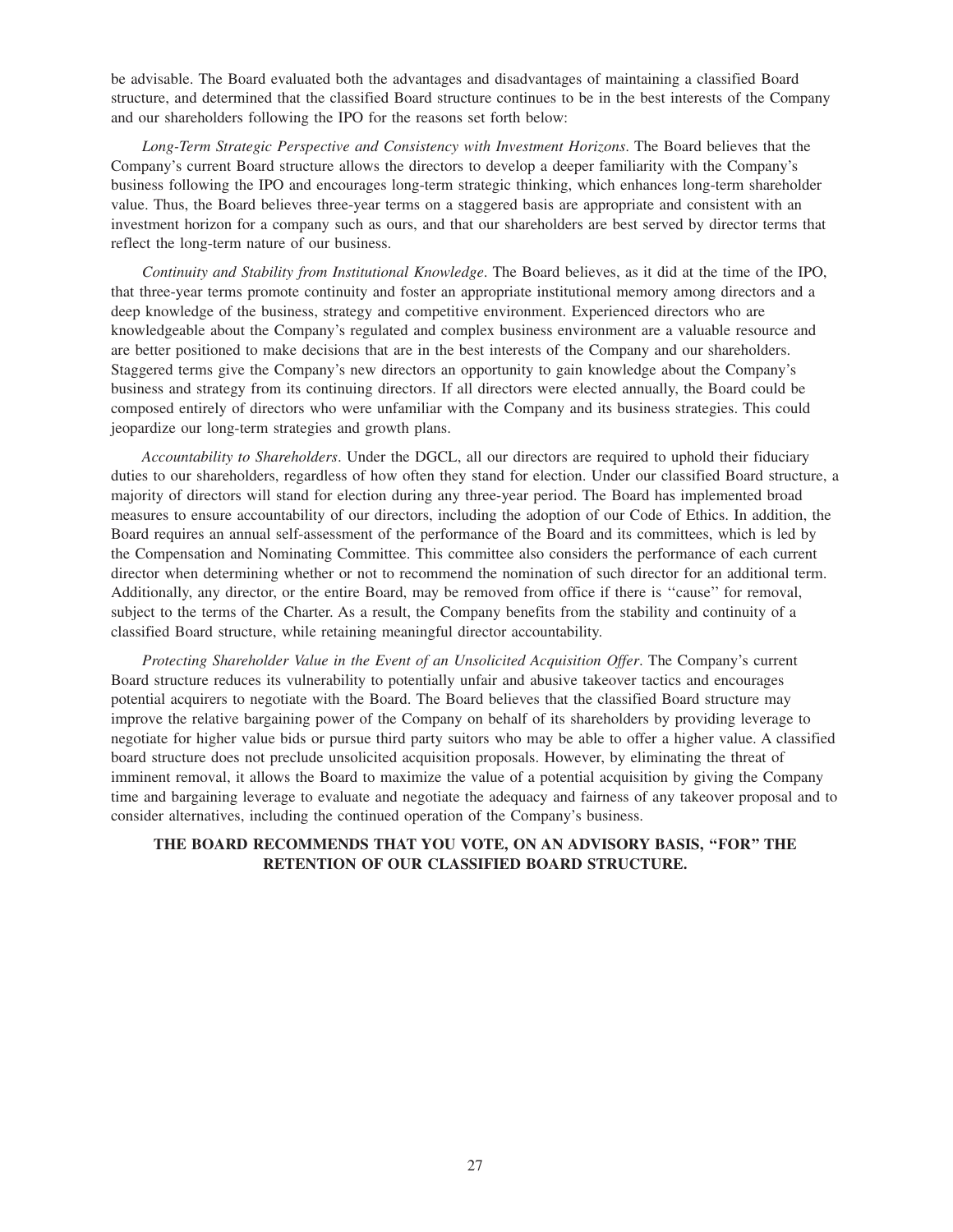be advisable. The Board evaluated both the advantages and disadvantages of maintaining a classified Board structure, and determined that the classified Board structure continues to be in the best interests of the Company and our shareholders following the IPO for the reasons set forth below:

*Long-Term Strategic Perspective and Consistency with Investment Horizons*. The Board believes that the Company's current Board structure allows the directors to develop a deeper familiarity with the Company's business following the IPO and encourages long-term strategic thinking, which enhances long-term shareholder value. Thus, the Board believes three-year terms on a staggered basis are appropriate and consistent with an investment horizon for a company such as ours, and that our shareholders are best served by director terms that reflect the long-term nature of our business.

*Continuity and Stability from Institutional Knowledge*. The Board believes, as it did at the time of the IPO, that three-year terms promote continuity and foster an appropriate institutional memory among directors and a deep knowledge of the business, strategy and competitive environment. Experienced directors who are knowledgeable about the Company's regulated and complex business environment are a valuable resource and are better positioned to make decisions that are in the best interests of the Company and our shareholders. Staggered terms give the Company's new directors an opportunity to gain knowledge about the Company's business and strategy from its continuing directors. If all directors were elected annually, the Board could be composed entirely of directors who were unfamiliar with the Company and its business strategies. This could jeopardize our long-term strategies and growth plans.

*Accountability to Shareholders*. Under the DGCL, all our directors are required to uphold their fiduciary duties to our shareholders, regardless of how often they stand for election. Under our classified Board structure, a majority of directors will stand for election during any three-year period. The Board has implemented broad measures to ensure accountability of our directors, including the adoption of our Code of Ethics. In addition, the Board requires an annual self-assessment of the performance of the Board and its committees, which is led by the Compensation and Nominating Committee. This committee also considers the performance of each current director when determining whether or not to recommend the nomination of such director for an additional term. Additionally, any director, or the entire Board, may be removed from office if there is "cause" for removal, subject to the terms of the Charter. As a result, the Company benefits from the stability and continuity of a classified Board structure, while retaining meaningful director accountability.

*Protecting Shareholder Value in the Event of an Unsolicited Acquisition Offer*. The Company's current Board structure reduces its vulnerability to potentially unfair and abusive takeover tactics and encourages potential acquirers to negotiate with the Board. The Board believes that the classified Board structure may improve the relative bargaining power of the Company on behalf of its shareholders by providing leverage to negotiate for higher value bids or pursue third party suitors who may be able to offer a higher value. A classified board structure does not preclude unsolicited acquisition proposals. However, by eliminating the threat of imminent removal, it allows the Board to maximize the value of a potential acquisition by giving the Company time and bargaining leverage to evaluate and negotiate the adequacy and fairness of any takeover proposal and to consider alternatives, including the continued operation of the Company's business.

**THE BOARD RECOMMENDS THAT YOU VOTE, ON AN ADVISORY BASIS, "FOR" THE RETENTION OF OUR CLASSIFIED BOARD STRUCTURE.**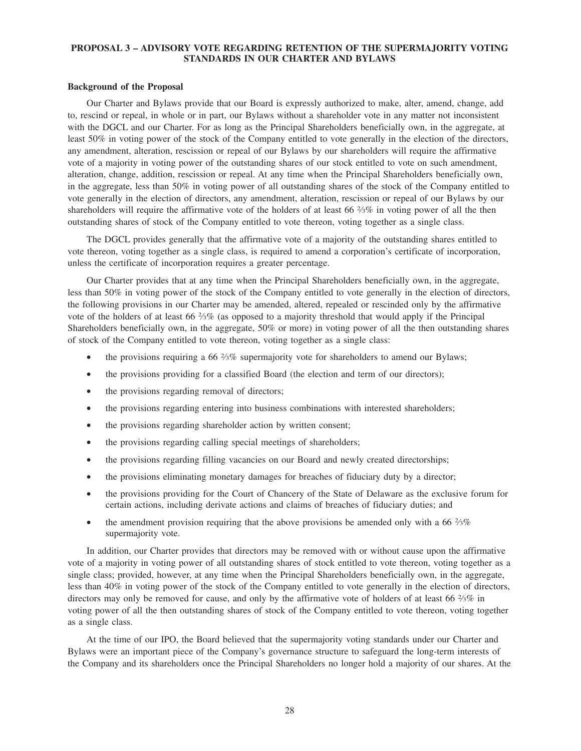## PROPOSAL 3 – ADVISORY VOTE REGARDING RETENTION OF THE SUPERMAJORITY VOTING STANDARDS IN OUR CHARTER AND BYLAWS

**Background of the Proposal**

Our Charter and Bylaws provide that our Board is expressly authorized to make, alter, amend, change, add to, rescind or repeal, in whole or in part, our Bylaws without a shareholder vote in any matter not inconsistent with the DGCL and our Charter. For as long as the Principal Shareholders beneficially own, in the aggregate, at least 50% in voting power of the stock of the Company entitled to vote generally in the election of the directors, any amendment, alteration, rescission or repeal of our Bylaws by our shareholders will require the affirmative vote of a majority in voting power of the outstanding shares of our stock entitled to vote on such amendment, alteration, change, addition, rescission or repeal. At any time when the Principal Shareholders beneficially own, in the aggregate, less than 50% in voting power of all outstanding shares of the stock of the Company entitled to vote generally in the election of directors, any amendment, alteration, rescission or repeal of our Bylaws by our shareholders will require the affirmative vote of the holders of at least 66 ⅔% in voting power of all the then outstanding shares of stock of the Company entitled to vote thereon, voting together as a single class.

The DGCL provides generally that the affirmative vote of a majority of the outstanding shares entitled to vote thereon, voting together as a single class, is required to amend a corporation's certificate of incorporation, unless the certificate of incorporation requires a greater percentage.

Our Charter provides that at any time when the Principal Shareholders beneficially own, in the aggregate, less than 50% in voting power of the stock of the Company entitled to vote generally in the election of directors, the following provisions in our Charter may be amended, altered, repealed or rescinded only by the affirmative vote of the holders of at least 66 ⅔% (as opposed to a majority threshold that would apply if the Principal Shareholders beneficially own, in the aggregate, 50% or more) in voting power of all the then outstanding shares of stock of the Company entitled to vote thereon, voting together as a single class:

- the provisions requiring a 66 ⅔% supermajority vote for shareholders to amend our Bylaws;
- the provisions providing for a classified Board (the election and term of our directors);
- the provisions regarding removal of directors;
- the provisions regarding entering into business combinations with interested shareholders;
- the provisions regarding shareholder action by written consent;
- the provisions regarding calling special meetings of shareholders;
- the provisions regarding filling vacancies on our Board and newly created directorships;
- the provisions eliminating monetary damages for breaches of fiduciary duty by a director;
- the provisions providing for the Court of Chancery of the State of Delaware as the exclusive forum for certain actions, including derivate actions and claims of breaches of fiduciary duties; and
- the amendment provision requiring that the above provisions be amended only with a 66 ⅔% supermajority vote.

In addition, our Charter provides that directors may be removed with or without cause upon the affirmative vote of a majority in voting power of all outstanding shares of stock entitled to vote thereon, voting together as a single class; provided, however, at any time when the Principal Shareholders beneficially own, in the aggregate, less than 40% in voting power of the stock of the Company entitled to vote generally in the election of directors, directors may only be removed for cause, and only by the affirmative vote of holders of at least 66 ⅔% in voting power of all the then outstanding shares of stock of the Company entitled to vote thereon, voting together as a single class.

At the time of our IPO, the Board believed that the supermajority voting standards under our Charter and Bylaws were an important piece of the Company's governance structure to safeguard the long-term interests of the Company and its shareholders once the Principal Shareholders no longer hold a majority of our shares. At the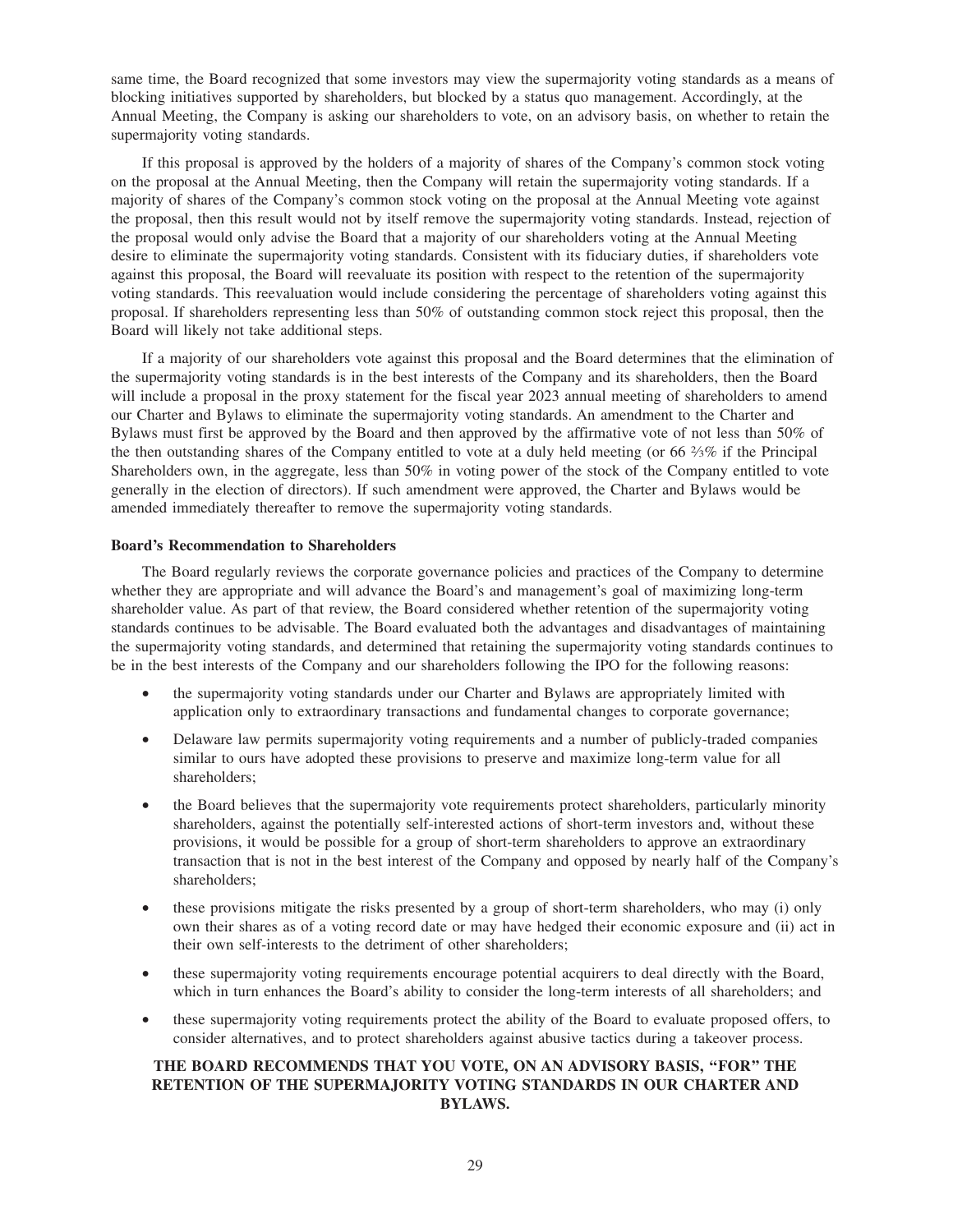same time, the Board recognized that some investors may view the supermajority voting standards as a means of blocking initiatives supported by shareholders, but blocked by a status quo management. Accordingly, at the Annual Meeting, the Company is asking our shareholders to vote, on an advisory basis, on whether to retain the supermajority voting standards.

If this proposal is approved by the holders of a majority of shares of the Company's common stock voting on the proposal at the Annual Meeting, then the Company will retain the supermajority voting standards. If a majority of shares of the Company's common stock voting on the proposal at the Annual Meeting vote against the proposal, then this result would not by itself remove the supermajority voting standards. Instead, rejection of the proposal would only advise the Board that a majority of our shareholders voting at the Annual Meeting desire to eliminate the supermajority voting standards. Consistent with its fiduciary duties, if shareholders vote against this proposal, the Board will reevaluate its position with respect to the retention of the supermajority voting standards. This reevaluation would include considering the percentage of shareholders voting against this proposal. If shareholders representing less than 50% of outstanding common stock reject this proposal, then the Board will likely not take additional steps.

If a majority of our shareholders vote against this proposal and the Board determines that the elimination of the supermajority voting standards is in the best interests of the Company and its shareholders, then the Board will include a proposal in the proxy statement for the fiscal year 2023 annual meeting of shareholders to amend our Charter and Bylaws to eliminate the supermajority voting standards. An amendment to the Charter and Bylaws must first be approved by the Board and then approved by the affirmative vote of not less than 50% of the then outstanding shares of the Company entitled to vote at a duly held meeting (or 66 ⅔% if the Principal Shareholders own, in the aggregate, less than 50% in voting power of the stock of the Company entitled to vote generally in the election of directors). If such amendment were approved, the Charter and Bylaws would be amended immediately thereafter to remove the supermajority voting standards.

**Board's Recommendation to Shareholders**

The Board regularly reviews the corporate governance policies and practices of the Company to determine whether they are appropriate and will advance the Board's and management's goal of maximizing long-term shareholder value. As part of that review, the Board considered whether retention of the supermajority voting standards continues to be advisable. The Board evaluated both the advantages and disadvantages of maintaining the supermajority voting standards, and determined that retaining the supermajority voting standards continues to be in the best interests of the Company and our shareholders following the IPO for the following reasons:

- the supermajority voting standards under our Charter and Bylaws are appropriately limited with application only to extraordinary transactions and fundamental changes to corporate governance;
- Delaware law permits supermajority voting requirements and a number of publicly-traded companies similar to ours have adopted these provisions to preserve and maximize long-term value for all shareholders;
- the Board believes that the supermajority vote requirements protect shareholders, particularly minority shareholders, against the potentially self-interested actions of short-term investors and, without these provisions, it would be possible for a group of short-term shareholders to approve an extraordinary transaction that is not in the best interest of the Company and opposed by nearly half of the Company's shareholders;
- these provisions mitigate the risks presented by a group of short-term shareholders, who may (i) only own their shares as of a voting record date or may have hedged their economic exposure and (ii) act in their own self-interests to the detriment of other shareholders;
- these supermajority voting requirements encourage potential acquirers to deal directly with the Board, which in turn enhances the Board's ability to consider the long-term interests of all shareholders; and
- these supermajority voting requirements protect the ability of the Board to evaluate proposed offers, to consider alternatives, and to protect shareholders against abusive tactics during a takeover process.

**THE BOARD RECOMMENDS THAT YOU VOTE, ON AN ADVISORY BASIS, "FOR" THE RETENTION OF THE SUPERMAJORITY VOTING STANDARDS IN OUR CHARTER AND BYLAWS.**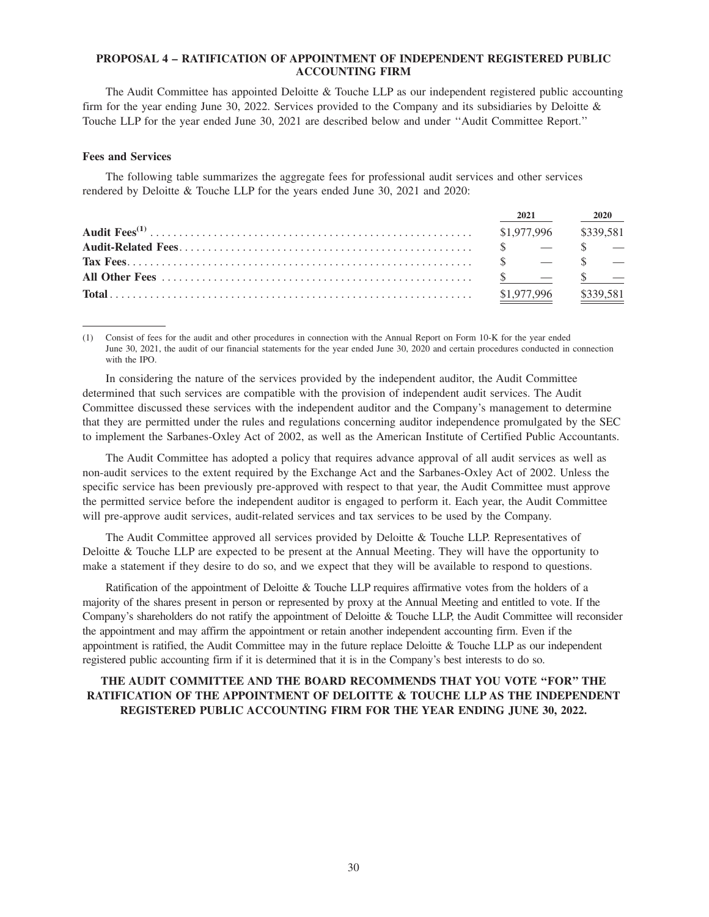## PROPOSAL 4 – RATIFICATION OF APPOINTMENT OF INDEPENDENT REGISTERED PUBLIC ACCOUNTING FIRM

The Audit Committee has appointed Deloitte & Touche LLP as our independent registered public accounting firm for the year ending June 30, 2022. Services provided to the Company and its subsidiaries by Deloitte & Touche LLP for the year ended June 30, 2021 are described below and under ''Audit Committee Report.''

### Fees and Services

The following table summarizes the aggregate fees for professional audit services and other services rendered by Deloitte & Touche LLP for the years ended June 30, 2021 and 2020:

| | 2021 | 2020 |
|---|---|---|
| **Audit Fees**[(1)] | $1,977,996 | $339,581 |
| **Audit-Related Fees** | $ — | $ — |
| **Tax Fees** | $ — | $ — |
| **All Other Fees** | $ — | $ — |
| **Total** | $1,977,996 | $339,581 |

(1) Consist of fees for the audit and other procedures in connection with the Annual Report on Form 10-K for the year ended June 30, 2021, the audit of our financial statements for the year ended June 30, 2020 and certain procedures conducted in connection with the IPO.

In considering the nature of the services provided by the independent auditor, the Audit Committee determined that such services are compatible with the provision of independent audit services. The Audit Committee discussed these services with the independent auditor and the Company's management to determine that they are permitted under the rules and regulations concerning auditor independence promulgated by the SEC to implement the Sarbanes-Oxley Act of 2002, as well as the American Institute of Certified Public Accountants.

The Audit Committee has adopted a policy that requires advance approval of all audit services as well as non-audit services to the extent required by the Exchange Act and the Sarbanes-Oxley Act of 2002. Unless the specific service has been previously pre-approved with respect to that year, the Audit Committee must approve the permitted service before the independent auditor is engaged to perform it. Each year, the Audit Committee will pre-approve audit services, audit-related services and tax services to be used by the Company.

The Audit Committee approved all services provided by Deloitte & Touche LLP. Representatives of Deloitte & Touche LLP are expected to be present at the Annual Meeting. They will have the opportunity to make a statement if they desire to do so, and we expect that they will be available to respond to questions.

Ratification of the appointment of Deloitte & Touche LLP requires affirmative votes from the holders of a majority of the shares present in person or represented by proxy at the Annual Meeting and entitled to vote. If the Company's shareholders do not ratify the appointment of Deloitte & Touche LLP, the Audit Committee will reconsider the appointment and may affirm the appointment or retain another independent accounting firm. Even if the appointment is ratified, the Audit Committee may in the future replace Deloitte & Touche LLP as our independent registered public accounting firm if it is determined that it is in the Company's best interests to do so.

**THE AUDIT COMMITTEE AND THE BOARD RECOMMENDS THAT YOU VOTE "FOR" THE RATIFICATION OF THE APPOINTMENT OF DELOITTE & TOUCHE LLP AS THE INDEPENDENT REGISTERED PUBLIC ACCOUNTING FIRM FOR THE YEAR ENDING JUNE 30, 2022.**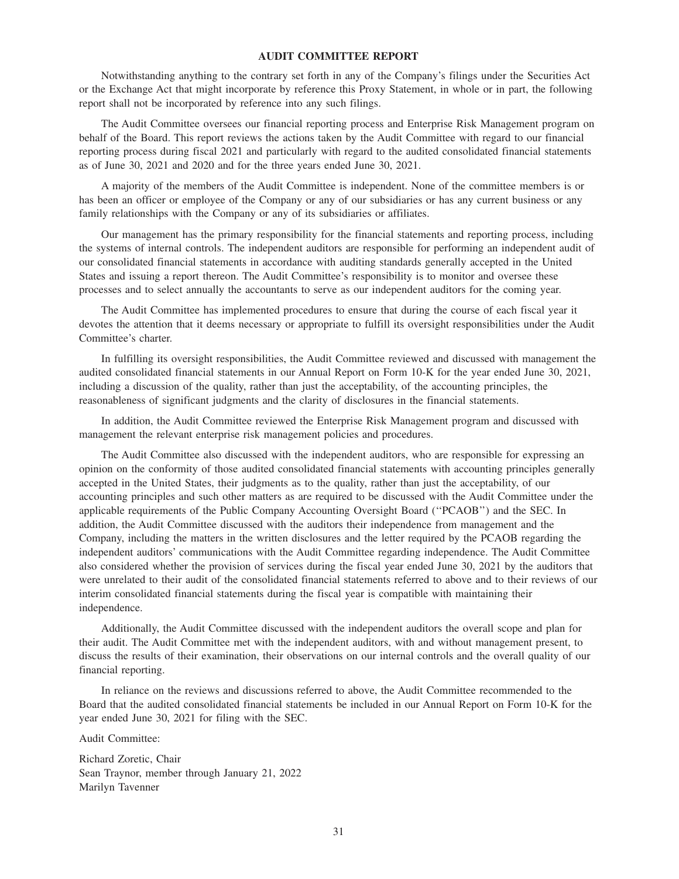## AUDIT COMMITTEE REPORT

Notwithstanding anything to the contrary set forth in any of the Company's filings under the Securities Act or the Exchange Act that might incorporate by reference this Proxy Statement, in whole or in part, the following report shall not be incorporated by reference into any such filings.

The Audit Committee oversees our financial reporting process and Enterprise Risk Management program on behalf of the Board. This report reviews the actions taken by the Audit Committee with regard to our financial reporting process during fiscal 2021 and particularly with regard to the audited consolidated financial statements as of June 30, 2021 and 2020 and for the three years ended June 30, 2021.

A majority of the members of the Audit Committee is independent. None of the committee members is or has been an officer or employee of the Company or any of our subsidiaries or has any current business or any family relationships with the Company or any of its subsidiaries or affiliates.

Our management has the primary responsibility for the financial statements and reporting process, including the systems of internal controls. The independent auditors are responsible for performing an independent audit of our consolidated financial statements in accordance with auditing standards generally accepted in the United States and issuing a report thereon. The Audit Committee's responsibility is to monitor and oversee these processes and to select annually the accountants to serve as our independent auditors for the coming year.

The Audit Committee has implemented procedures to ensure that during the course of each fiscal year it devotes the attention that it deems necessary or appropriate to fulfill its oversight responsibilities under the Audit Committee's charter.

In fulfilling its oversight responsibilities, the Audit Committee reviewed and discussed with management the audited consolidated financial statements in our Annual Report on Form 10-K for the year ended June 30, 2021, including a discussion of the quality, rather than just the acceptability, of the accounting principles, the reasonableness of significant judgments and the clarity of disclosures in the financial statements.

In addition, the Audit Committee reviewed the Enterprise Risk Management program and discussed with management the relevant enterprise risk management policies and procedures.

The Audit Committee also discussed with the independent auditors, who are responsible for expressing an opinion on the conformity of those audited consolidated financial statements with accounting principles generally accepted in the United States, their judgments as to the quality, rather than just the acceptability, of our accounting principles and such other matters as are required to be discussed with the Audit Committee under the applicable requirements of the Public Company Accounting Oversight Board ("PCAOB") and the SEC. In addition, the Audit Committee discussed with the auditors their independence from management and the Company, including the matters in the written disclosures and the letter required by the PCAOB regarding the independent auditors' communications with the Audit Committee regarding independence. The Audit Committee also considered whether the provision of services during the fiscal year ended June 30, 2021 by the auditors that were unrelated to their audit of the consolidated financial statements referred to above and to their reviews of our interim consolidated financial statements during the fiscal year is compatible with maintaining their independence.

Additionally, the Audit Committee discussed with the independent auditors the overall scope and plan for their audit. The Audit Committee met with the independent auditors, with and without management present, to discuss the results of their examination, their observations on our internal controls and the overall quality of our financial reporting.

In reliance on the reviews and discussions referred to above, the Audit Committee recommended to the Board that the audited consolidated financial statements be included in our Annual Report on Form 10-K for the year ended June 30, 2021 for filing with the SEC.

Audit Committee:

Richard Zoretic, Chair
Sean Traynor, member through January 21, 2022
Marilyn Tavenner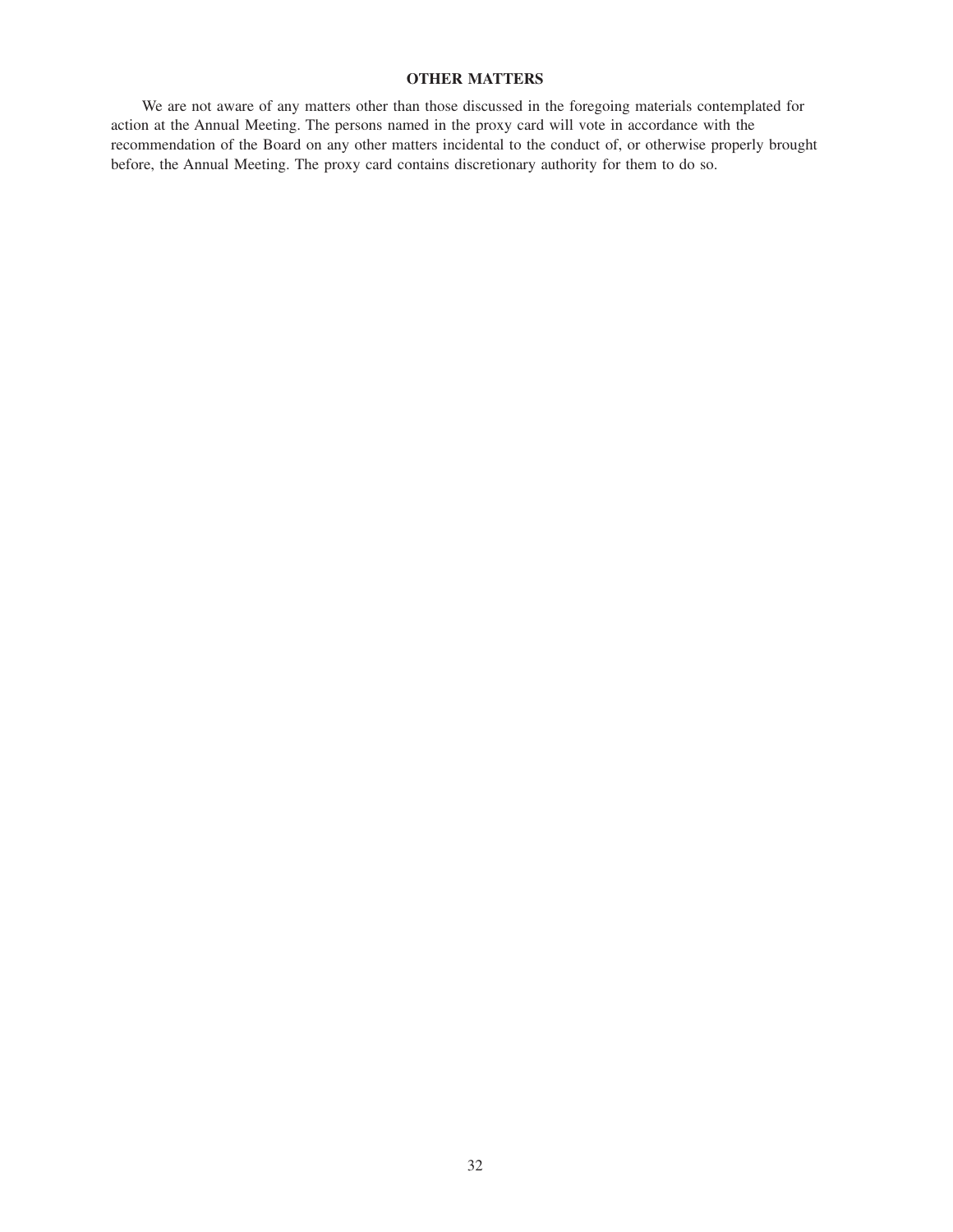## OTHER MATTERS

We are not aware of any matters other than those discussed in the foregoing materials contemplated for action at the Annual Meeting. The persons named in the proxy card will vote in accordance with the recommendation of the Board on any other matters incidental to the conduct of, or otherwise properly brought before, the Annual Meeting. The proxy card contains discretionary authority for them to do so.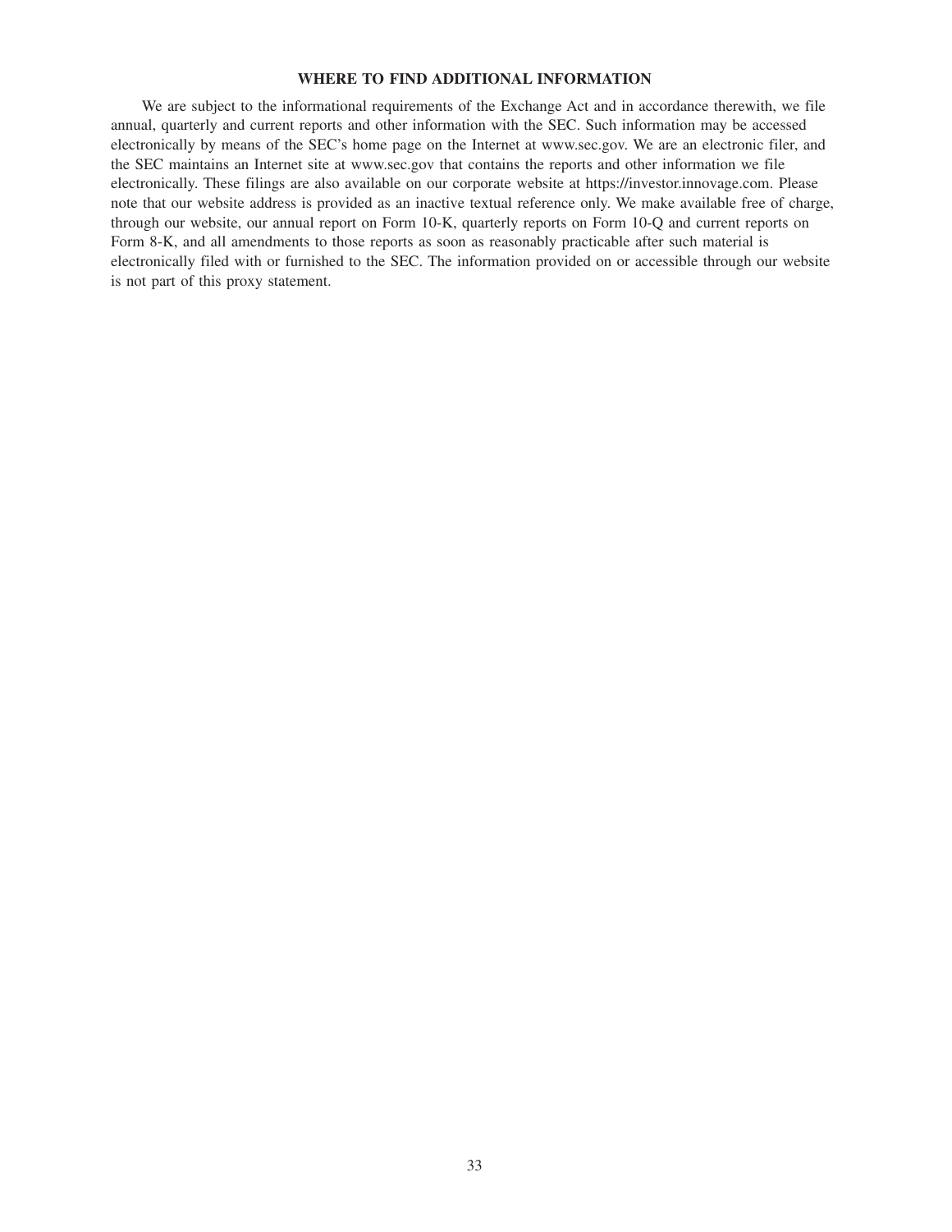## WHERE TO FIND ADDITIONAL INFORMATION

We are subject to the informational requirements of the Exchange Act and in accordance therewith, we file annual, quarterly and current reports and other information with the SEC. Such information may be accessed electronically by means of the SEC's home page on the Internet at www.sec.gov. We are an electronic filer, and the SEC maintains an Internet site at www.sec.gov that contains the reports and other information we file electronically. These filings are also available on our corporate website at https://investor.innovage.com. Please note that our website address is provided as an inactive textual reference only. We make available free of charge, through our website, our annual report on Form 10-K, quarterly reports on Form 10-Q and current reports on Form 8-K, and all amendments to those reports as soon as reasonably practicable after such material is electronically filed with or furnished to the SEC. The information provided on or accessible through our website is not part of this proxy statement.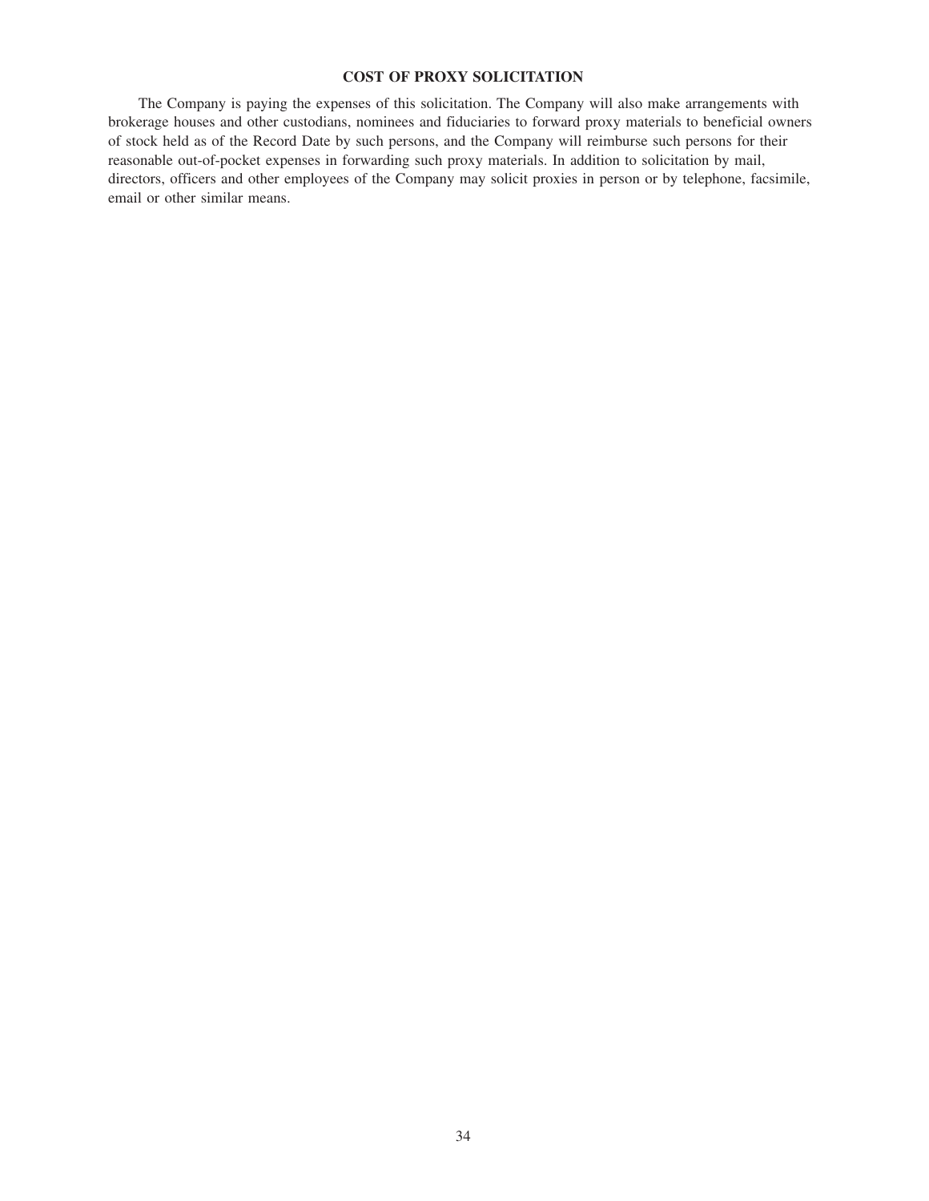## COST OF PROXY SOLICITATION

The Company is paying the expenses of this solicitation. The Company will also make arrangements with brokerage houses and other custodians, nominees and fiduciaries to forward proxy materials to beneficial owners of stock held as of the Record Date by such persons, and the Company will reimburse such persons for their reasonable out-of-pocket expenses in forwarding such proxy materials. In addition to solicitation by mail, directors, officers and other employees of the Company may solicit proxies in person or by telephone, facsimile, email or other similar means.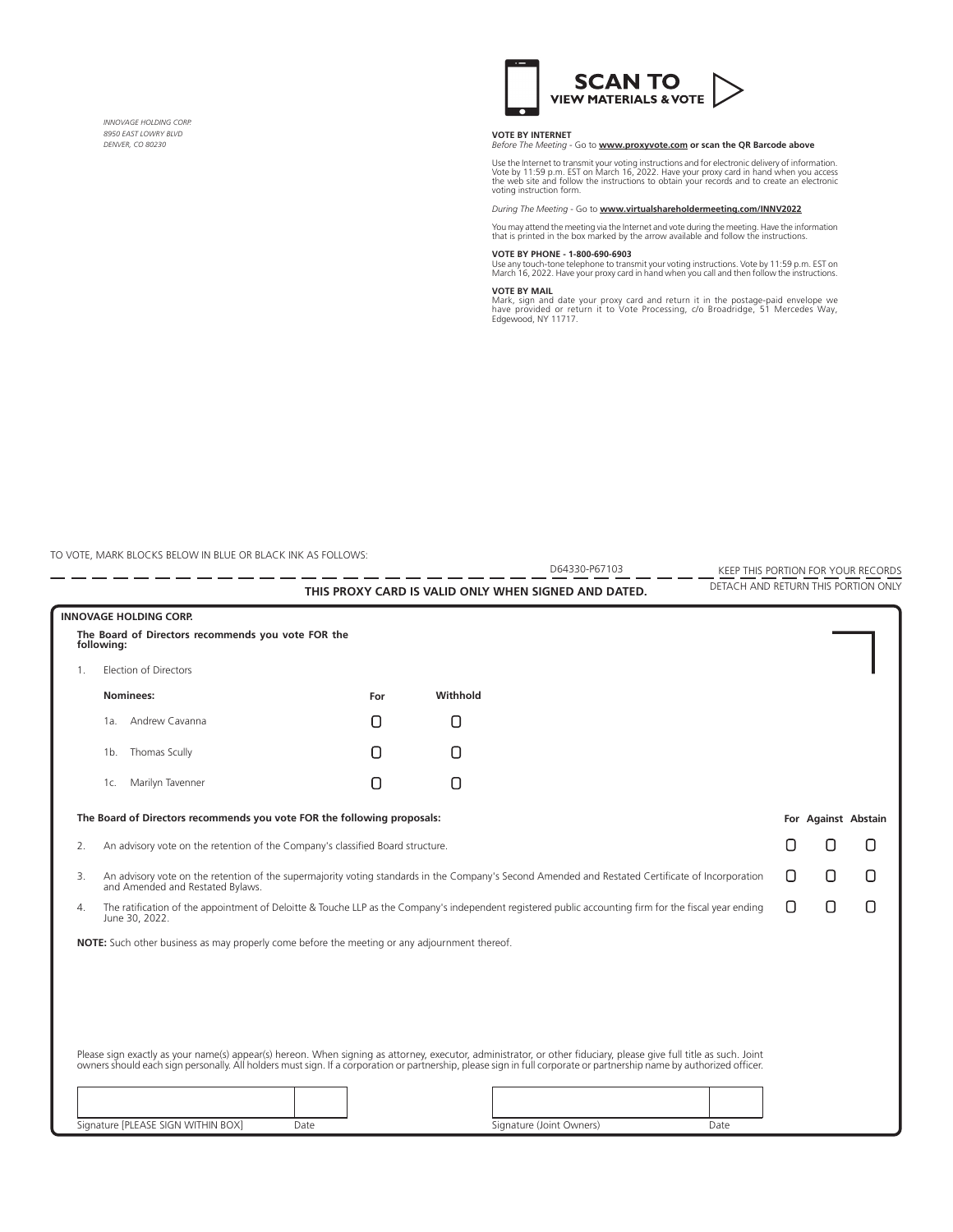INNOVAGE HOLDING CORP.
8950 EAST LOWRY BLVD
DENVER, CO 80230

**SCAN TO VIEW MATERIALS & VOTE**

**VOTE BY INTERNET**
*Before The Meeting* - Go to **www.proxyvote.com or scan the QR Barcode above**

Use the Internet to transmit your voting instructions and for electronic delivery of information. Vote by 11:59 p.m. EST on March 16, 2022. Have your proxy card in hand when you access the web site and follow the instructions to obtain your records and to create an electronic voting instruction form.

*During The Meeting* - Go to **www.virtualshareholdermeeting.com/INNV2022**

You may attend the meeting via the Internet and vote during the meeting. Have the information that is printed in the box marked by the arrow available and follow the instructions.

**VOTE BY PHONE - 1-800-690-6903**
Use any touch-tone telephone to transmit your voting instructions. Vote by 11:59 p.m. EST on March 16, 2022. Have your proxy card in hand when you call and then follow the instructions.

**VOTE BY MAIL**
Mark, sign and date your proxy card and return it in the postage-paid envelope we have provided or return it to Vote Processing, c/o Broadridge, 51 Mercedes Way, Edgewood, NY 11717.

TO VOTE, MARK BLOCKS BELOW IN BLUE OR BLACK INK AS FOLLOWS:

D64330-P67103

KEEP THIS PORTION FOR YOUR RECORDS

DETACH AND RETURN THIS PORTION ONLY

**THIS PROXY CARD IS VALID ONLY WHEN SIGNED AND DATED.**

**INNOVAGE HOLDING CORP.**

**The Board of Directors recommends you vote FOR the following:**

1. Election of Directors

| Nominees: | For | Withhold |
|---|---|---|
| 1a. Andrew Cavanna | ☐ | ☐ |
| 1b. Thomas Scully | ☐ | ☐ |
| 1c. Marilyn Tavenner | ☐ | ☐ |

**The Board of Directors recommends you vote FOR the following proposals:**

| | | For | Against | Abstain |
|---|---|---|---|---|
| 2. | An advisory vote on the retention of the Company's classified Board structure. | ☐ | ☐ | ☐ |
| 3. | An advisory vote on the retention of the supermajority voting standards in the Company's Second Amended and Restated Certificate of Incorporation and Amended and Restated Bylaws. | ☐ | ☐ | ☐ |
| 4. | The ratification of the appointment of Deloitte & Touche LLP as the Company's independent registered public accounting firm for the fiscal year ending June 30, 2022. | ☐ | ☐ | ☐ |

**NOTE:** Such other business as may properly come before the meeting or any adjournment thereof.

Please sign exactly as your name(s) appear(s) hereon. When signing as attorney, executor, administrator, or other fiduciary, please give full title as such. Joint owners should each sign personally. All holders must sign. If a corporation or partnership, please sign in full corporate or partnership name by authorized officer.

| Signature [PLEASE SIGN WITHIN BOX] | Date | Signature (Joint Owners) | Date |
|---|---|---|---|
| | | | |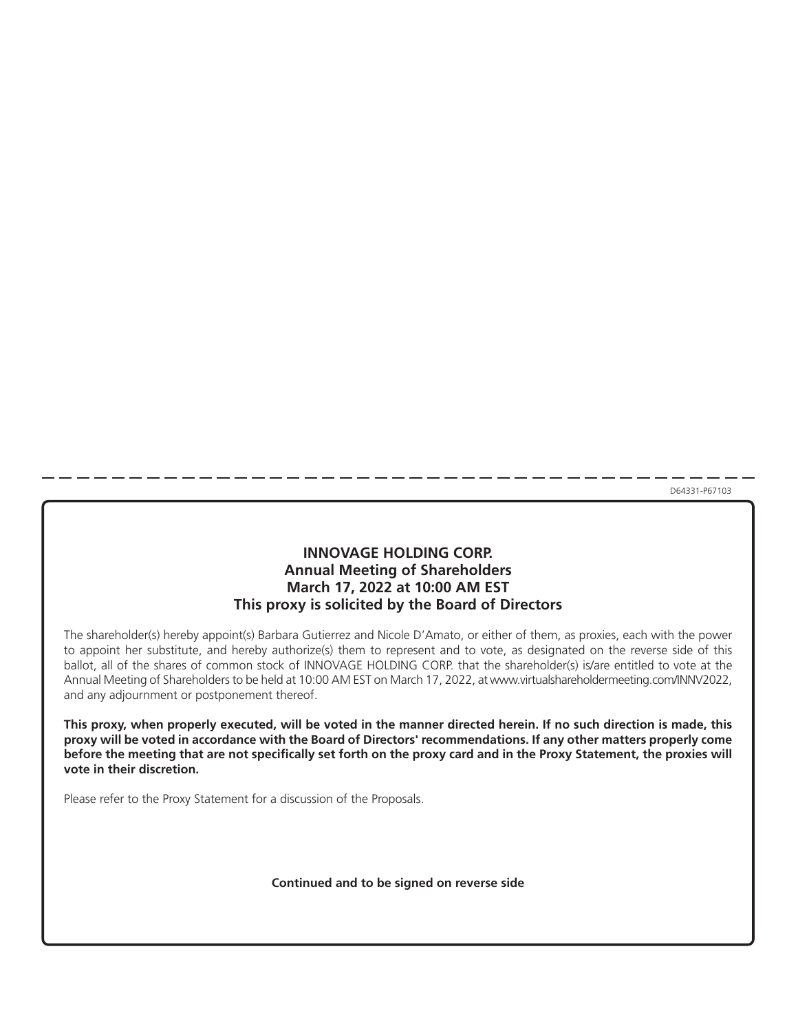D64331-P67103

**INNOVAGE HOLDING CORP.**
**Annual Meeting of Shareholders**
**March 17, 2022 at 10:00 AM EST**
**This proxy is solicited by the Board of Directors**

The shareholder(s) hereby appoint(s) Barbara Gutierrez and Nicole D'Amato, or either of them, as proxies, each with the power to appoint her substitute, and hereby authorize(s) them to represent and to vote, as designated on the reverse side of this ballot, all of the shares of common stock of INNOVAGE HOLDING CORP. that the shareholder(s) is/are entitled to vote at the Annual Meeting of Shareholders to be held at 10:00 AM EST on March 17, 2022, at www.virtualshareholdermeeting.com/INNV2022, and any adjournment or postponement thereof.

**This proxy, when properly executed, will be voted in the manner directed herein. If no such direction is made, this proxy will be voted in accordance with the Board of Directors' recommendations. If any other matters properly come before the meeting that are not specifically set forth on the proxy card and in the Proxy Statement, the proxies will vote in their discretion.**

Please refer to the Proxy Statement for a discussion of the Proposals.

**Continued and to be signed on reverse side**